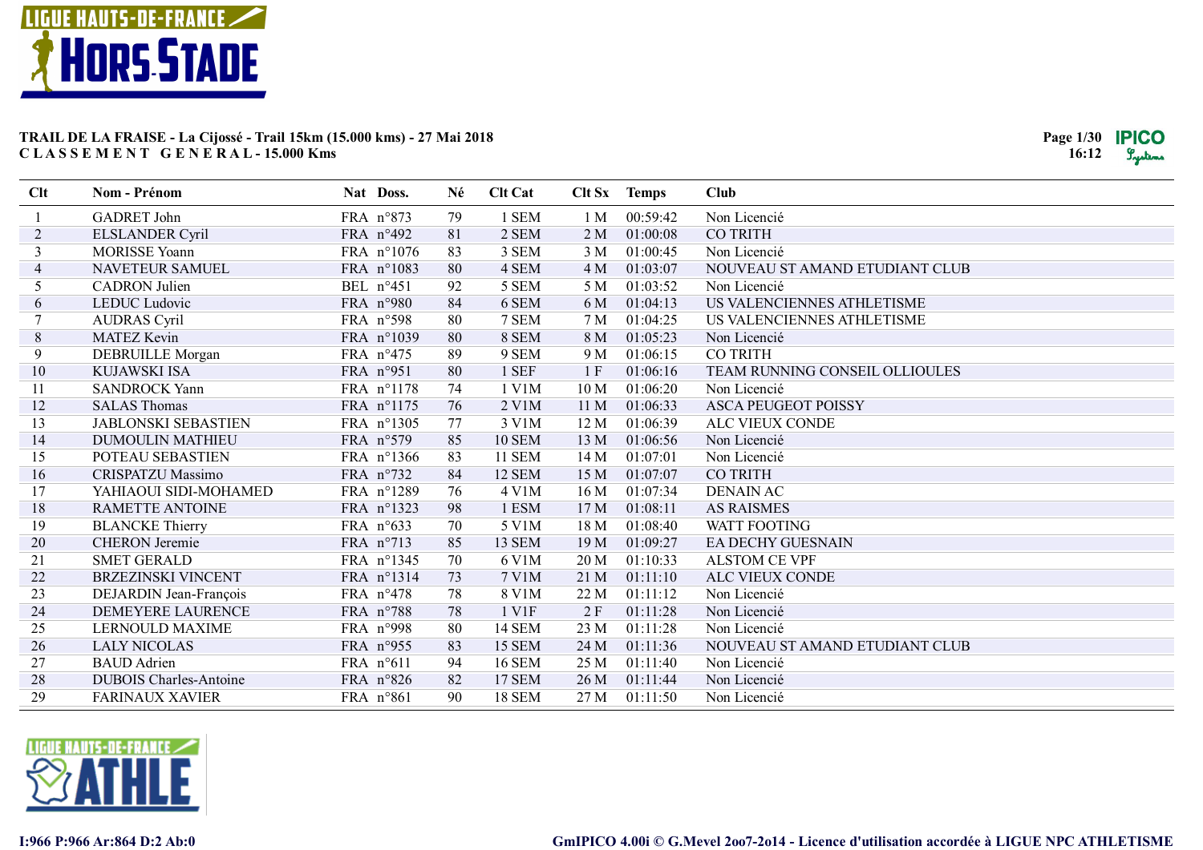**TRAIL DE LA FRAISE - La Cijossé - Trail 15km (15.000 kms) - 27 Mai 2018**
**C L A S S E M E N T  G E N E R A L - 15.000 Kms**

16:12

| Clt | Nom - Prénom | Nat | Doss. | Né | Clt Cat | Clt Sx | Temps | Club |
|---|---|---|---|---|---|---|---|---|
| 1 | GADRET John | FRA | n°873 | 79 | 1 SEM | 1 M | 00:59:42 | Non Licencié |
| 2 | ELSLANDER Cyril | FRA | n°492 | 81 | 2 SEM | 2 M | 01:00:08 | CO TRITH |
| 3 | MORISSE Yoann | FRA | n°1076 | 83 | 3 SEM | 3 M | 01:00:45 | Non Licencié |
| 4 | NAVETEUR SAMUEL | FRA | n°1083 | 80 | 4 SEM | 4 M | 01:03:07 | NOUVEAU ST AMAND ETUDIANT CLUB |
| 5 | CADRON Julien | BEL | n°451 | 92 | 5 SEM | 5 M | 01:03:52 | Non Licencié |
| 6 | LEDUC Ludovic | FRA | n°980 | 84 | 6 SEM | 6 M | 01:04:13 | US VALENCIENNES ATHLETISME |
| 7 | AUDRAS Cyril | FRA | n°598 | 80 | 7 SEM | 7 M | 01:04:25 | US VALENCIENNES ATHLETISME |
| 8 | MATEZ Kevin | FRA | n°1039 | 80 | 8 SEM | 8 M | 01:05:23 | Non Licencié |
| 9 | DEBRUILLE Morgan | FRA | n°475 | 89 | 9 SEM | 9 M | 01:06:15 | CO TRITH |
| 10 | KUJAWSKI ISA | FRA | n°951 | 80 | 1 SEF | 1 F | 01:06:16 | TEAM RUNNING CONSEIL OLLIOULES |
| 11 | SANDROCK Yann | FRA | n°1178 | 74 | 1 V1M | 10 M | 01:06:20 | Non Licencié |
| 12 | SALAS Thomas | FRA | n°1175 | 76 | 2 V1M | 11 M | 01:06:33 | ASCA PEUGEOT POISSY |
| 13 | JABLONSKI SEBASTIEN | FRA | n°1305 | 77 | 3 V1M | 12 M | 01:06:39 | ALC VIEUX CONDE |
| 14 | DUMOULIN MATHIEU | FRA | n°579 | 85 | 10 SEM | 13 M | 01:06:56 | Non Licencié |
| 15 | POTEAU SEBASTIEN | FRA | n°1366 | 83 | 11 SEM | 14 M | 01:07:01 | Non Licencié |
| 16 | CRISPATZU Massimo | FRA | n°732 | 84 | 12 SEM | 15 M | 01:07:07 | CO TRITH |
| 17 | YAHIAOUI SIDI-MOHAMED | FRA | n°1289 | 76 | 4 V1M | 16 M | 01:07:34 | DENAIN AC |
| 18 | RAMETTE ANTOINE | FRA | n°1323 | 98 | 1 ESM | 17 M | 01:08:11 | AS RAISMES |
| 19 | BLANCKE Thierry | FRA | n°633 | 70 | 5 V1M | 18 M | 01:08:40 | WATT FOOTING |
| 20 | CHERON Jeremie | FRA | n°713 | 85 | 13 SEM | 19 M | 01:09:27 | EA DECHY GUESNAIN |
| 21 | SMET GERALD | FRA | n°1345 | 70 | 6 V1M | 20 M | 01:10:33 | ALSTOM CE VPF |
| 22 | BRZEZINSKI VINCENT | FRA | n°1314 | 73 | 7 V1M | 21 M | 01:11:10 | ALC VIEUX CONDE |
| 23 | DEJARDIN Jean-François | FRA | n°478 | 78 | 8 V1M | 22 M | 01:11:12 | Non Licencié |
| 24 | DEMEYERE LAURENCE | FRA | n°788 | 78 | 1 V1F | 2 F | 01:11:28 | Non Licencié |
| 25 | LERNOULD MAXIME | FRA | n°998 | 80 | 14 SEM | 23 M | 01:11:28 | Non Licencié |
| 26 | LALY NICOLAS | FRA | n°955 | 83 | 15 SEM | 24 M | 01:11:36 | NOUVEAU ST AMAND ETUDIANT CLUB |
| 27 | BAUD Adrien | FRA | n°611 | 94 | 16 SEM | 25 M | 01:11:40 | Non Licencié |
| 28 | DUBOIS Charles-Antoine | FRA | n°826 | 82 | 17 SEM | 26 M | 01:11:44 | Non Licencié |
| 29 | FARINAUX XAVIER | FRA | n°861 | 90 | 18 SEM | 27 M | 01:11:50 | Non Licencié |

I:966 P:966 Ar:864 D:2 Ab:0

GmIPICO 4.00i © G.Mevel 2oo7-2o14 - Licence d'utilisation accordée à LIGUE NPC ATHLETISME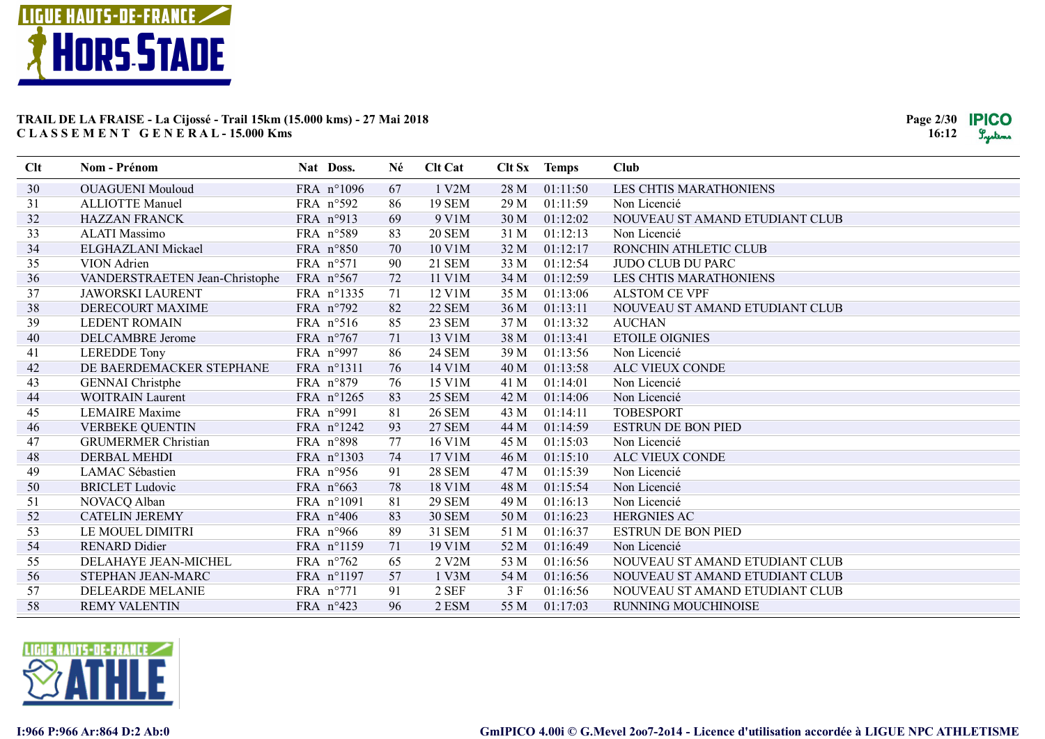**TRAIL DE LA FRAISE - La Cijossé - Trail 15km (15.000 kms) - 27 Mai 2018**

**C L A S S E M E N T   G E N E R A L - 15.000 Kms**

| Clt | Nom - Prénom | Nat | Doss. | Né | Clt Cat | Clt Sx | Temps | Club |
|---|---|---|---|---|---|---|---|---|
| 30 | OUAGUENI Mouloud | FRA | n°1096 | 67 | 1 V2M | 28 M | 01:11:50 | LES CHTIS MARATHONIENS |
| 31 | ALLIOTTE Manuel | FRA | n°592 | 86 | 19 SEM | 29 M | 01:11:59 | Non Licencié |
| 32 | HAZZAN FRANCK | FRA | n°913 | 69 | 9 V1M | 30 M | 01:12:02 | NOUVEAU ST AMAND ETUDIANT CLUB |
| 33 | ALATI Massimo | FRA | n°589 | 83 | 20 SEM | 31 M | 01:12:13 | Non Licencié |
| 34 | ELGHAZLANI Mickael | FRA | n°850 | 70 | 10 V1M | 32 M | 01:12:17 | RONCHIN ATHLETIC CLUB |
| 35 | VION Adrien | FRA | n°571 | 90 | 21 SEM | 33 M | 01:12:54 | JUDO CLUB DU PARC |
| 36 | VANDERSTRAETEN Jean-Christophe | FRA | n°567 | 72 | 11 V1M | 34 M | 01:12:59 | LES CHTIS MARATHONIENS |
| 37 | JAWORSKI LAURENT | FRA | n°1335 | 71 | 12 V1M | 35 M | 01:13:06 | ALSTOM CE VPF |
| 38 | DERECOURT MAXIME | FRA | n°792 | 82 | 22 SEM | 36 M | 01:13:11 | NOUVEAU ST AMAND ETUDIANT CLUB |
| 39 | LEDENT ROMAIN | FRA | n°516 | 85 | 23 SEM | 37 M | 01:13:32 | AUCHAN |
| 40 | DELCAMBRE Jerome | FRA | n°767 | 71 | 13 V1M | 38 M | 01:13:41 | ETOILE OIGNIES |
| 41 | LEREDDE Tony | FRA | n°997 | 86 | 24 SEM | 39 M | 01:13:56 | Non Licencié |
| 42 | DE BAERDEMACKER STEPHANE | FRA | n°1311 | 76 | 14 V1M | 40 M | 01:13:58 | ALC VIEUX CONDE |
| 43 | GENNAI Christphe | FRA | n°879 | 76 | 15 V1M | 41 M | 01:14:01 | Non Licencié |
| 44 | WOITRAIN Laurent | FRA | n°1265 | 83 | 25 SEM | 42 M | 01:14:06 | Non Licencié |
| 45 | LEMAIRE Maxime | FRA | n°991 | 81 | 26 SEM | 43 M | 01:14:11 | TOBESPORT |
| 46 | VERBEKE QUENTIN | FRA | n°1242 | 93 | 27 SEM | 44 M | 01:14:59 | ESTRUN DE BON PIED |
| 47 | GRUMERMER Christian | FRA | n°898 | 77 | 16 V1M | 45 M | 01:15:03 | Non Licencié |
| 48 | DERBAL MEHDI | FRA | n°1303 | 74 | 17 V1M | 46 M | 01:15:10 | ALC VIEUX CONDE |
| 49 | LAMAC Sébastien | FRA | n°956 | 91 | 28 SEM | 47 M | 01:15:39 | Non Licencié |
| 50 | BRICLET Ludovic | FRA | n°663 | 78 | 18 V1M | 48 M | 01:15:54 | Non Licencié |
| 51 | NOVACQ Alban | FRA | n°1091 | 81 | 29 SEM | 49 M | 01:16:13 | Non Licencié |
| 52 | CATELIN JEREMY | FRA | n°406 | 83 | 30 SEM | 50 M | 01:16:23 | HERGNIES AC |
| 53 | LE MOUEL DIMITRI | FRA | n°966 | 89 | 31 SEM | 51 M | 01:16:37 | ESTRUN DE BON PIED |
| 54 | RENARD Didier | FRA | n°1159 | 71 | 19 V1M | 52 M | 01:16:49 | Non Licencié |
| 55 | DELAHAYE JEAN-MICHEL | FRA | n°762 | 65 | 2 V2M | 53 M | 01:16:56 | NOUVEAU ST AMAND ETUDIANT CLUB |
| 56 | STEPHAN JEAN-MARC | FRA | n°1197 | 57 | 1 V3M | 54 M | 01:16:56 | NOUVEAU ST AMAND ETUDIANT CLUB |
| 57 | DELEARDE MELANIE | FRA | n°771 | 91 | 2 SEF | 3 F | 01:16:56 | NOUVEAU ST AMAND ETUDIANT CLUB |
| 58 | REMY VALENTIN | FRA | n°423 | 96 | 2 ESM | 55 M | 01:17:03 | RUNNING MOUCHINOISE |

I:966 P:966 Ar:864 D:2 Ab:0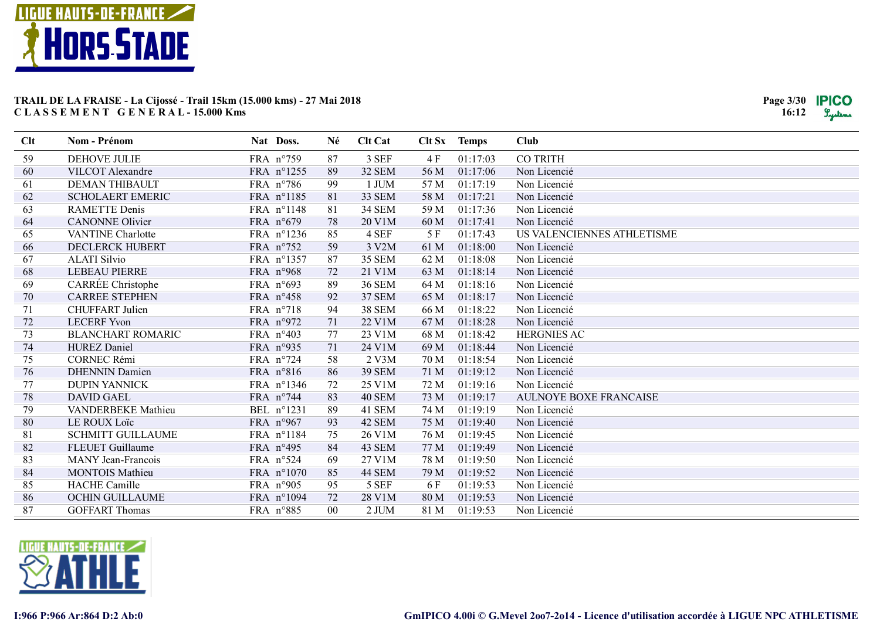**TRAIL DE LA FRAISE - La Cijossé - Trail 15km (15.000 kms) - 27 Mai 2018**
**C L A S S E M E N T G E N E R A L - 15.000 Kms**

| Clt | Nom - Prénom | Nat | Doss. | Né | Clt Cat | Clt Sx | Temps | Club |
|---|---|---|---|---|---|---|---|---|
| 59 | DEHOVE JULIE | FRA | n°759 | 87 | 3 SEF | 4 F | 01:17:03 | CO TRITH |
| 60 | VILCOT Alexandre | FRA | n°1255 | 89 | 32 SEM | 56 M | 01:17:06 | Non Licencié |
| 61 | DEMAN THIBAULT | FRA | n°786 | 99 | 1 JUM | 57 M | 01:17:19 | Non Licencié |
| 62 | SCHOLAERT EMERIC | FRA | n°1185 | 81 | 33 SEM | 58 M | 01:17:21 | Non Licencié |
| 63 | RAMETTE Denis | FRA | n°1148 | 81 | 34 SEM | 59 M | 01:17:36 | Non Licencié |
| 64 | CANONNE Olivier | FRA | n°679 | 78 | 20 V1M | 60 M | 01:17:41 | Non Licencié |
| 65 | VANTINE Charlotte | FRA | n°1236 | 85 | 4 SEF | 5 F | 01:17:43 | US VALENCIENNES ATHLETISME |
| 66 | DECLERCK HUBERT | FRA | n°752 | 59 | 3 V2M | 61 M | 01:18:00 | Non Licencié |
| 67 | ALATI Silvio | FRA | n°1357 | 87 | 35 SEM | 62 M | 01:18:08 | Non Licencié |
| 68 | LEBEAU PIERRE | FRA | n°968 | 72 | 21 V1M | 63 M | 01:18:14 | Non Licencié |
| 69 | CARRÉE Christophe | FRA | n°693 | 89 | 36 SEM | 64 M | 01:18:16 | Non Licencié |
| 70 | CARREE STEPHEN | FRA | n°458 | 92 | 37 SEM | 65 M | 01:18:17 | Non Licencié |
| 71 | CHUFFART Julien | FRA | n°718 | 94 | 38 SEM | 66 M | 01:18:22 | Non Licencié |
| 72 | LECERF Yvon | FRA | n°972 | 71 | 22 V1M | 67 M | 01:18:28 | Non Licencié |
| 73 | BLANCHART ROMARIC | FRA | n°403 | 77 | 23 V1M | 68 M | 01:18:42 | HERGNIES AC |
| 74 | HUREZ Daniel | FRA | n°935 | 71 | 24 V1M | 69 M | 01:18:44 | Non Licencié |
| 75 | CORNEC Rémi | FRA | n°724 | 58 | 2 V3M | 70 M | 01:18:54 | Non Licencié |
| 76 | DHENNIN Damien | FRA | n°816 | 86 | 39 SEM | 71 M | 01:19:12 | Non Licencié |
| 77 | DUPIN YANNICK | FRA | n°1346 | 72 | 25 V1M | 72 M | 01:19:16 | Non Licencié |
| 78 | DAVID GAEL | FRA | n°744 | 83 | 40 SEM | 73 M | 01:19:17 | AULNOYE BOXE FRANCAISE |
| 79 | VANDERBEKE Mathieu | BEL | n°1231 | 89 | 41 SEM | 74 M | 01:19:19 | Non Licencié |
| 80 | LE ROUX Loïc | FRA | n°967 | 93 | 42 SEM | 75 M | 01:19:40 | Non Licencié |
| 81 | SCHMITT GUILLAUME | FRA | n°1184 | 75 | 26 V1M | 76 M | 01:19:45 | Non Licencié |
| 82 | FLEUET Guillaume | FRA | n°495 | 84 | 43 SEM | 77 M | 01:19:49 | Non Licencié |
| 83 | MANY Jean-Francois | FRA | n°524 | 69 | 27 V1M | 78 M | 01:19:50 | Non Licencié |
| 84 | MONTOIS Mathieu | FRA | n°1070 | 85 | 44 SEM | 79 M | 01:19:52 | Non Licencié |
| 85 | HACHE Camille | FRA | n°905 | 95 | 5 SEF | 6 F | 01:19:53 | Non Licencié |
| 86 | OCHIN GUILLAUME | FRA | n°1094 | 72 | 28 V1M | 80 M | 01:19:53 | Non Licencié |
| 87 | GOFFART Thomas | FRA | n°885 | 00 | 2 JUM | 81 M | 01:19:53 | Non Licencié |

I:966 P:966 Ar:864 D:2 Ab:0

GmIPICO 4.00i © G.Mevel 2oo7-2o14 - Licence d'utilisation accordée à LIGUE NPC ATHLETISME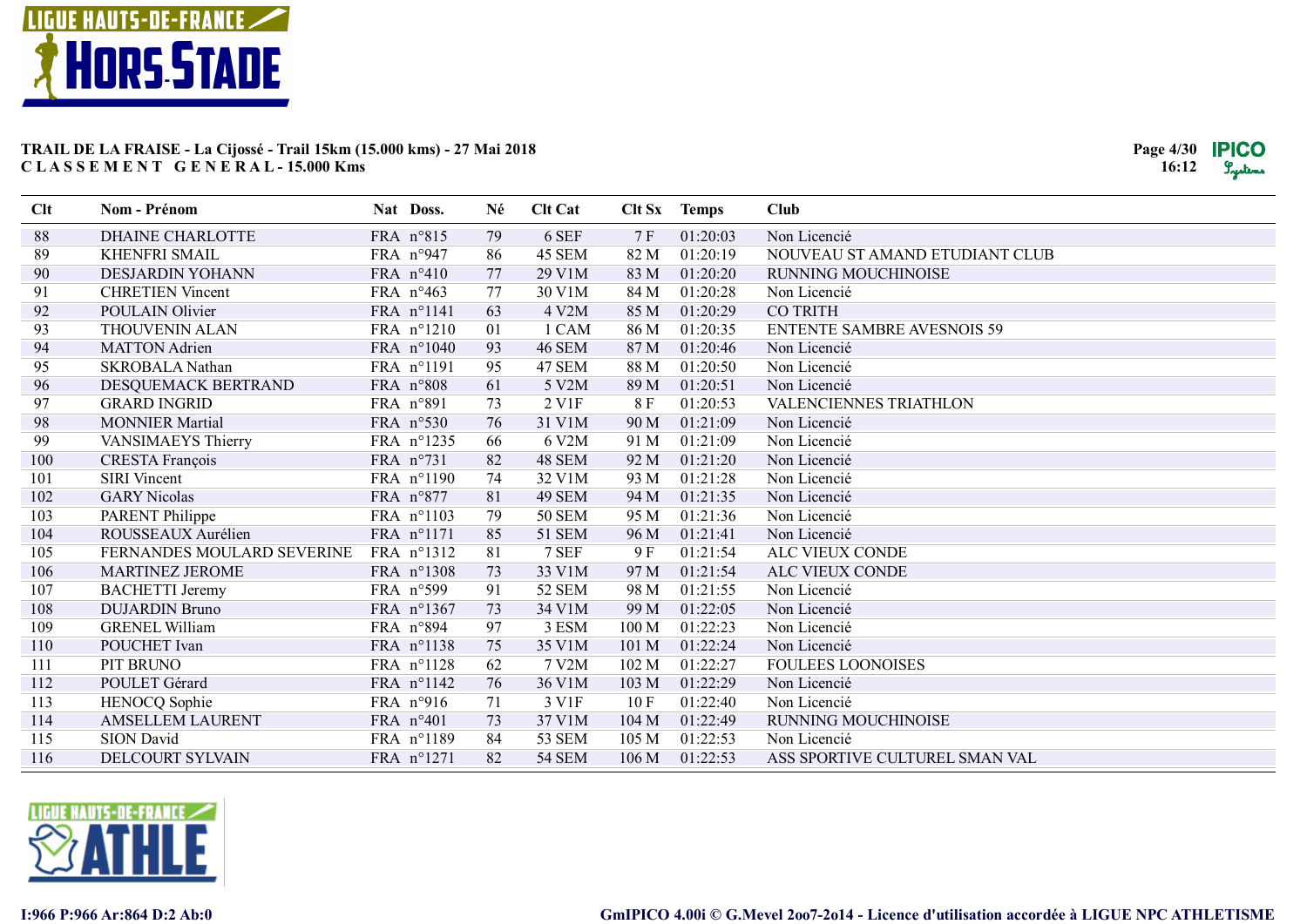**TRAIL DE LA FRAISE - La Cijossé - Trail 15km (15.000 kms) - 27 Mai 2018**
**C L A S S E M E N T   G E N E R A L - 15.000 Kms**

| Clt | Nom - Prénom | Nat | Doss. | Né | Clt Cat | Clt Sx | Temps | Club |
|---|---|---|---|---|---|---|---|---|
| 88 | DHAINE CHARLOTTE | FRA | n°815 | 79 | 6 SEF | 7 F | 01:20:03 | Non Licencié |
| 89 | KHENFRI SMAIL | FRA | n°947 | 86 | 45 SEM | 82 M | 01:20:19 | NOUVEAU ST AMAND ETUDIANT CLUB |
| 90 | DESJARDIN YOHANN | FRA | n°410 | 77 | 29 V1M | 83 M | 01:20:20 | RUNNING MOUCHINOISE |
| 91 | CHRETIEN Vincent | FRA | n°463 | 77 | 30 V1M | 84 M | 01:20:28 | Non Licencié |
| 92 | POULAIN Olivier | FRA | n°1141 | 63 | 4 V2M | 85 M | 01:20:29 | CO TRITH |
| 93 | THOUVENIN ALAN | FRA | n°1210 | 01 | 1 CAM | 86 M | 01:20:35 | ENTENTE SAMBRE AVESNOIS 59 |
| 94 | MATTON Adrien | FRA | n°1040 | 93 | 46 SEM | 87 M | 01:20:46 | Non Licencié |
| 95 | SKROBALA Nathan | FRA | n°1191 | 95 | 47 SEM | 88 M | 01:20:50 | Non Licencié |
| 96 | DESQUEMACK BERTRAND | FRA | n°808 | 61 | 5 V2M | 89 M | 01:20:51 | Non Licencié |
| 97 | GRARD INGRID | FRA | n°891 | 73 | 2 V1F | 8 F | 01:20:53 | VALENCIENNES TRIATHLON |
| 98 | MONNIER Martial | FRA | n°530 | 76 | 31 V1M | 90 M | 01:21:09 | Non Licencié |
| 99 | VANSIMAEYS Thierry | FRA | n°1235 | 66 | 6 V2M | 91 M | 01:21:09 | Non Licencié |
| 100 | CRESTA François | FRA | n°731 | 82 | 48 SEM | 92 M | 01:21:20 | Non Licencié |
| 101 | SIRI Vincent | FRA | n°1190 | 74 | 32 V1M | 93 M | 01:21:28 | Non Licencié |
| 102 | GARY Nicolas | FRA | n°877 | 81 | 49 SEM | 94 M | 01:21:35 | Non Licencié |
| 103 | PARENT Philippe | FRA | n°1103 | 79 | 50 SEM | 95 M | 01:21:36 | Non Licencié |
| 104 | ROUSSEAUX Aurélien | FRA | n°1171 | 85 | 51 SEM | 96 M | 01:21:41 | Non Licencié |
| 105 | FERNANDES MOULARD SEVERINE | FRA | n°1312 | 81 | 7 SEF | 9 F | 01:21:54 | ALC VIEUX CONDE |
| 106 | MARTINEZ JEROME | FRA | n°1308 | 73 | 33 V1M | 97 M | 01:21:54 | ALC VIEUX CONDE |
| 107 | BACHETTI Jeremy | FRA | n°599 | 91 | 52 SEM | 98 M | 01:21:55 | Non Licencié |
| 108 | DUJARDIN Bruno | FRA | n°1367 | 73 | 34 V1M | 99 M | 01:22:05 | Non Licencié |
| 109 | GRENEL William | FRA | n°894 | 97 | 3 ESM | 100 M | 01:22:23 | Non Licencié |
| 110 | POUCHET Ivan | FRA | n°1138 | 75 | 35 V1M | 101 M | 01:22:24 | Non Licencié |
| 111 | PIT BRUNO | FRA | n°1128 | 62 | 7 V2M | 102 M | 01:22:27 | FOULEES LOONOISES |
| 112 | POULET Gérard | FRA | n°1142 | 76 | 36 V1M | 103 M | 01:22:29 | Non Licencié |
| 113 | HENOCQ Sophie | FRA | n°916 | 71 | 3 V1F | 10 F | 01:22:40 | Non Licencié |
| 114 | AMSELLEM LAURENT | FRA | n°401 | 73 | 37 V1M | 104 M | 01:22:49 | RUNNING MOUCHINOISE |
| 115 | SION David | FRA | n°1189 | 84 | 53 SEM | 105 M | 01:22:53 | Non Licencié |
| 116 | DELCOURT SYLVAIN | FRA | n°1271 | 82 | 54 SEM | 106 M | 01:22:53 | ASS SPORTIVE CULTUREL SMAN VAL |

I:966 P:966 Ar:864 D:2 Ab:0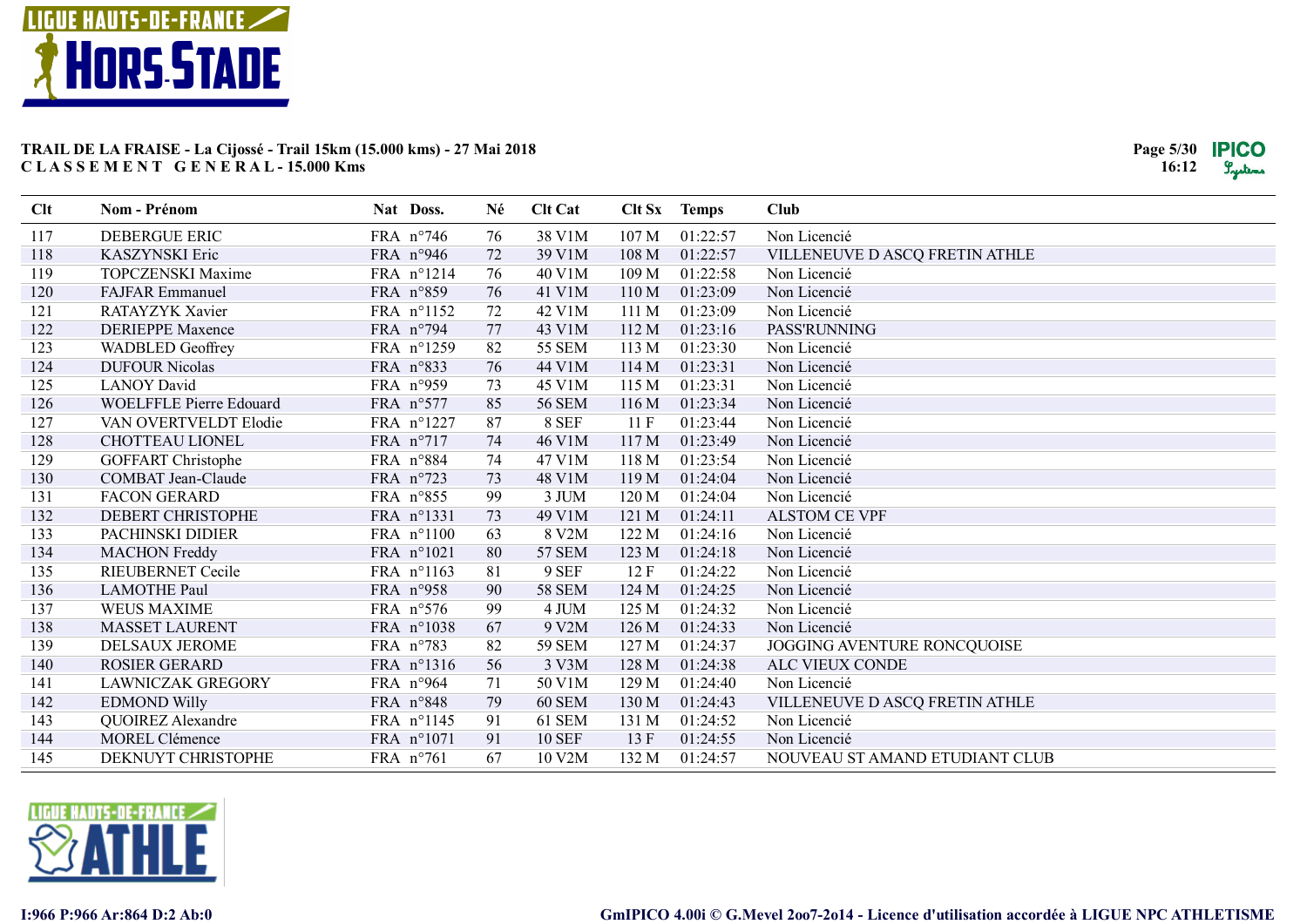**TRAIL DE LA FRAISE - La Cijossé - Trail 15km (15.000 kms) - 27 Mai 2018**
**CLASSEMENT GENERAL - 15.000 Kms**

| Clt | Nom - Prénom | Nat | Doss. | Né | Clt Cat | Clt Sx | Temps | Club |
|---|---|---|---|---|---|---|---|---|
| 117 | DEBERGUE ERIC | FRA | n°746 | 76 | 38 V1M | 107 M | 01:22:57 | Non Licencié |
| 118 | KASZYNSKI Eric | FRA | n°946 | 72 | 39 V1M | 108 M | 01:22:57 | VILLENEUVE D ASCQ FRETIN ATHLE |
| 119 | TOPCZENSKI Maxime | FRA | n°1214 | 76 | 40 V1M | 109 M | 01:22:58 | Non Licencié |
| 120 | FAJFAR Emmanuel | FRA | n°859 | 76 | 41 V1M | 110 M | 01:23:09 | Non Licencié |
| 121 | RATAYZYK Xavier | FRA | n°1152 | 72 | 42 V1M | 111 M | 01:23:09 | Non Licencié |
| 122 | DERIEPPE Maxence | FRA | n°794 | 77 | 43 V1M | 112 M | 01:23:16 | PASS'RUNNING |
| 123 | WADBLED Geoffrey | FRA | n°1259 | 82 | 55 SEM | 113 M | 01:23:30 | Non Licencié |
| 124 | DUFOUR Nicolas | FRA | n°833 | 76 | 44 V1M | 114 M | 01:23:31 | Non Licencié |
| 125 | LANOY David | FRA | n°959 | 73 | 45 V1M | 115 M | 01:23:31 | Non Licencié |
| 126 | WOELFFLE Pierre Edouard | FRA | n°577 | 85 | 56 SEM | 116 M | 01:23:34 | Non Licencié |
| 127 | VAN OVERTVELDT Elodie | FRA | n°1227 | 87 | 8 SEF | 11 F | 01:23:44 | Non Licencié |
| 128 | CHOTTEAU LIONEL | FRA | n°717 | 74 | 46 V1M | 117 M | 01:23:49 | Non Licencié |
| 129 | GOFFART Christophe | FRA | n°884 | 74 | 47 V1M | 118 M | 01:23:54 | Non Licencié |
| 130 | COMBAT Jean-Claude | FRA | n°723 | 73 | 48 V1M | 119 M | 01:24:04 | Non Licencié |
| 131 | FACON GERARD | FRA | n°855 | 99 | 3 JUM | 120 M | 01:24:04 | Non Licencié |
| 132 | DEBERT CHRISTOPHE | FRA | n°1331 | 73 | 49 V1M | 121 M | 01:24:11 | ALSTOM CE VPF |
| 133 | PACHINSKI DIDIER | FRA | n°1100 | 63 | 8 V2M | 122 M | 01:24:16 | Non Licencié |
| 134 | MACHON Freddy | FRA | n°1021 | 80 | 57 SEM | 123 M | 01:24:18 | Non Licencié |
| 135 | RIEUBERNET Cecile | FRA | n°1163 | 81 | 9 SEF | 12 F | 01:24:22 | Non Licencié |
| 136 | LAMOTHE Paul | FRA | n°958 | 90 | 58 SEM | 124 M | 01:24:25 | Non Licencié |
| 137 | WEUS MAXIME | FRA | n°576 | 99 | 4 JUM | 125 M | 01:24:32 | Non Licencié |
| 138 | MASSET LAURENT | FRA | n°1038 | 67 | 9 V2M | 126 M | 01:24:33 | Non Licencié |
| 139 | DELSAUX JEROME | FRA | n°783 | 82 | 59 SEM | 127 M | 01:24:37 | JOGGING AVENTURE RONCQUOISE |
| 140 | ROSIER GERARD | FRA | n°1316 | 56 | 3 V3M | 128 M | 01:24:38 | ALC VIEUX CONDE |
| 141 | LAWNICZAK GREGORY | FRA | n°964 | 71 | 50 V1M | 129 M | 01:24:40 | Non Licencié |
| 142 | EDMOND Willy | FRA | n°848 | 79 | 60 SEM | 130 M | 01:24:43 | VILLENEUVE D ASCQ FRETIN ATHLE |
| 143 | QUOIREZ Alexandre | FRA | n°1145 | 91 | 61 SEM | 131 M | 01:24:52 | Non Licencié |
| 144 | MOREL Clémence | FRA | n°1071 | 91 | 10 SEF | 13 F | 01:24:55 | Non Licencié |
| 145 | DEKNUYT CHRISTOPHE | FRA | n°761 | 67 | 10 V2M | 132 M | 01:24:57 | NOUVEAU ST AMAND ETUDIANT CLUB |

I:966 P:966 Ar:864 D:2 Ab:0

GmIPICO 4.00i © G.Mevel 2oo7-2o14 - Licence d'utilisation accordée à LIGUE NPC ATHLETISME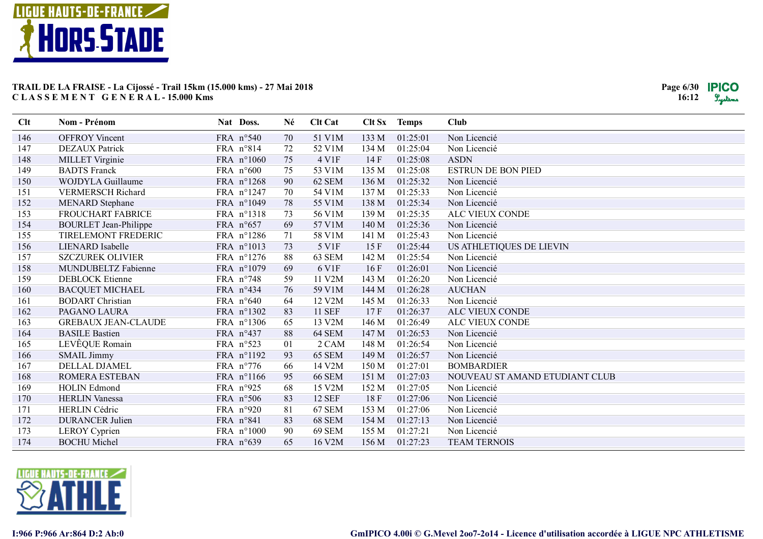**TRAIL DE LA FRAISE - La Cijossé - Trail 15km (15.000 kms) - 27 Mai 2018**
**C L A S S E M E N T   G E N E R A L - 15.000 Kms**

| Clt | Nom - Prénom | Nat | Doss. | Né | Clt Cat | Clt Sx | Temps | Club |
|---|---|---|---|---|---|---|---|---|
| 146 | OFFROY Vincent | FRA | n°540 | 70 | 51 V1M | 133 M | 01:25:01 | Non Licencié |
| 147 | DEZAUX Patrick | FRA | n°814 | 72 | 52 V1M | 134 M | 01:25:04 | Non Licencié |
| 148 | MILLET Virginie | FRA | n°1060 | 75 | 4 V1F | 14 F | 01:25:08 | ASDN |
| 149 | BADTS Franck | FRA | n°600 | 75 | 53 V1M | 135 M | 01:25:08 | ESTRUN DE BON PIED |
| 150 | WOJDYLA Guillaume | FRA | n°1268 | 90 | 62 SEM | 136 M | 01:25:32 | Non Licencié |
| 151 | VERMERSCH Richard | FRA | n°1247 | 70 | 54 V1M | 137 M | 01:25:33 | Non Licencié |
| 152 | MENARD Stephane | FRA | n°1049 | 78 | 55 V1M | 138 M | 01:25:34 | Non Licencié |
| 153 | FROUCHART FABRICE | FRA | n°1318 | 73 | 56 V1M | 139 M | 01:25:35 | ALC VIEUX CONDE |
| 154 | BOURLET Jean-Philippe | FRA | n°657 | 69 | 57 V1M | 140 M | 01:25:36 | Non Licencié |
| 155 | TIRELEMONT FREDERIC | FRA | n°1286 | 71 | 58 V1M | 141 M | 01:25:43 | Non Licencié |
| 156 | LIENARD Isabelle | FRA | n°1013 | 73 | 5 V1F | 15 F | 01:25:44 | US ATHLETIQUES DE LIEVIN |
| 157 | SZCZUREK OLIVIER | FRA | n°1276 | 88 | 63 SEM | 142 M | 01:25:54 | Non Licencié |
| 158 | MUNDUBELTZ Fabienne | FRA | n°1079 | 69 | 6 V1F | 16 F | 01:26:01 | Non Licencié |
| 159 | DEBLOCK Etienne | FRA | n°748 | 59 | 11 V2M | 143 M | 01:26:20 | Non Licencié |
| 160 | BACQUET MICHAEL | FRA | n°434 | 76 | 59 V1M | 144 M | 01:26:28 | AUCHAN |
| 161 | BODART Christian | FRA | n°640 | 64 | 12 V2M | 145 M | 01:26:33 | Non Licencié |
| 162 | PAGANO LAURA | FRA | n°1302 | 83 | 11 SEF | 17 F | 01:26:37 | ALC VIEUX CONDE |
| 163 | GREBAUX JEAN-CLAUDE | FRA | n°1306 | 65 | 13 V2M | 146 M | 01:26:49 | ALC VIEUX CONDE |
| 164 | BASILE Bastien | FRA | n°437 | 88 | 64 SEM | 147 M | 01:26:53 | Non Licencié |
| 165 | LEVÊQUE Romain | FRA | n°523 | 01 | 2 CAM | 148 M | 01:26:54 | Non Licencié |
| 166 | SMAIL Jimmy | FRA | n°1192 | 93 | 65 SEM | 149 M | 01:26:57 | Non Licencié |
| 167 | DELLAL DJAMEL | FRA | n°776 | 66 | 14 V2M | 150 M | 01:27:01 | BOMBARDIER |
| 168 | ROMERA ESTEBAN | FRA | n°1166 | 95 | 66 SEM | 151 M | 01:27:03 | NOUVEAU ST AMAND ETUDIANT CLUB |
| 169 | HOLIN Edmond | FRA | n°925 | 68 | 15 V2M | 152 M | 01:27:05 | Non Licencié |
| 170 | HERLIN Vanessa | FRA | n°506 | 83 | 12 SEF | 18 F | 01:27:06 | Non Licencié |
| 171 | HERLIN Cédric | FRA | n°920 | 81 | 67 SEM | 153 M | 01:27:06 | Non Licencié |
| 172 | DURANCER Julien | FRA | n°841 | 83 | 68 SEM | 154 M | 01:27:13 | Non Licencié |
| 173 | LEROY Cyprien | FRA | n°1000 | 90 | 69 SEM | 155 M | 01:27:21 | Non Licencié |
| 174 | BOCHU Michel | FRA | n°639 | 65 | 16 V2M | 156 M | 01:27:23 | TEAM TERNOIS |

I:966 P:966 Ar:864 D:2 Ab:0

GmIPICO 4.00i © G.Mevel 2oo7-2o14 - Licence d'utilisation accordée à LIGUE NPC ATHLETISME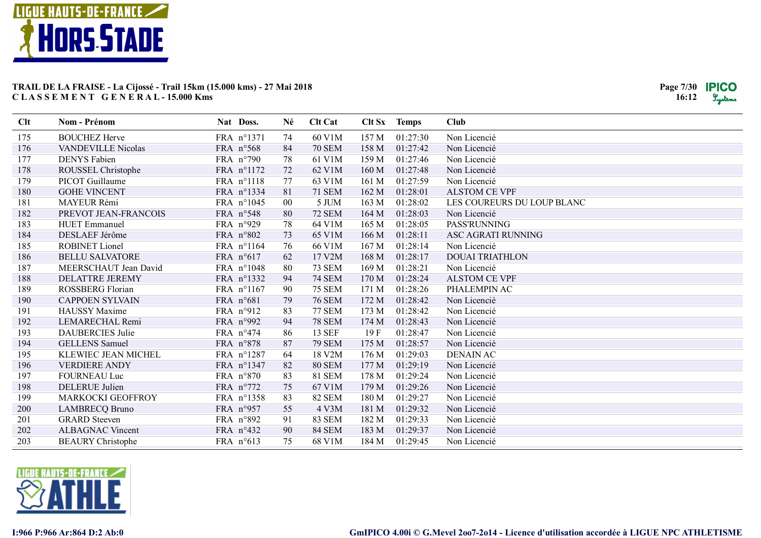## TRAIL DE LA FRAISE - La Cijossé - Trail 15km (15.000 kms) - 27 Mai 2018
## CLASSEMENT GENERAL - 15.000 Kms

| Clt | Nom - Prénom | Nat | Doss. | Né | Clt Cat | Clt Sx | Temps | Club |
|---|---|---|---|---|---|---|---|---|
| 175 | BOUCHEZ Herve | FRA | n°1371 | 74 | 60 V1M | 157 M | 01:27:30 | Non Licencié |
| 176 | VANDEVILLE Nicolas | FRA | n°568 | 84 | 70 SEM | 158 M | 01:27:42 | Non Licencié |
| 177 | DENYS Fabien | FRA | n°790 | 78 | 61 V1M | 159 M | 01:27:46 | Non Licencié |
| 178 | ROUSSEL Christophe | FRA | n°1172 | 72 | 62 V1M | 160 M | 01:27:48 | Non Licencié |
| 179 | PICOT Guillaume | FRA | n°1118 | 77 | 63 V1M | 161 M | 01:27:59 | Non Licencié |
| 180 | GOHE VINCENT | FRA | n°1334 | 81 | 71 SEM | 162 M | 01:28:01 | ALSTOM CE VPF |
| 181 | MAYEUR Rémi | FRA | n°1045 | 00 | 5 JUM | 163 M | 01:28:02 | LES COUREURS DU LOUP BLANC |
| 182 | PREVOT JEAN-FRANCOIS | FRA | n°548 | 80 | 72 SEM | 164 M | 01:28:03 | Non Licencié |
| 183 | HUET Emmanuel | FRA | n°929 | 78 | 64 V1M | 165 M | 01:28:05 | PASS'RUNNING |
| 184 | DESLAEF Jérôme | FRA | n°802 | 73 | 65 V1M | 166 M | 01:28:11 | ASC AGRATI RUNNING |
| 185 | ROBINET Lionel | FRA | n°1164 | 76 | 66 V1M | 167 M | 01:28:14 | Non Licencié |
| 186 | BELLU SALVATORE | FRA | n°617 | 62 | 17 V2M | 168 M | 01:28:17 | DOUAI TRIATHLON |
| 187 | MEERSCHAUT Jean David | FRA | n°1048 | 80 | 73 SEM | 169 M | 01:28:21 | Non Licencié |
| 188 | DELATTRE JEREMY | FRA | n°1332 | 94 | 74 SEM | 170 M | 01:28:24 | ALSTOM CE VPF |
| 189 | ROSSBERG Florian | FRA | n°1167 | 90 | 75 SEM | 171 M | 01:28:26 | PHALEMPIN AC |
| 190 | CAPPOEN SYLVAIN | FRA | n°681 | 79 | 76 SEM | 172 M | 01:28:42 | Non Licencié |
| 191 | HAUSSY Maxime | FRA | n°912 | 83 | 77 SEM | 173 M | 01:28:42 | Non Licencié |
| 192 | LEMARECHAL Remi | FRA | n°992 | 94 | 78 SEM | 174 M | 01:28:43 | Non Licencié |
| 193 | DAUBERCIES Julie | FRA | n°474 | 86 | 13 SEF | 19 F | 01:28:47 | Non Licencié |
| 194 | GELLENS Samuel | FRA | n°878 | 87 | 79 SEM | 175 M | 01:28:57 | Non Licencié |
| 195 | KLEWIEC JEAN MICHEL | FRA | n°1287 | 64 | 18 V2M | 176 M | 01:29:03 | DENAIN AC |
| 196 | VERDIERE ANDY | FRA | n°1347 | 82 | 80 SEM | 177 M | 01:29:19 | Non Licencié |
| 197 | FOURNEAU Luc | FRA | n°870 | 83 | 81 SEM | 178 M | 01:29:24 | Non Licencié |
| 198 | DELERUE Julien | FRA | n°772 | 75 | 67 V1M | 179 M | 01:29:26 | Non Licencié |
| 199 | MARKOCKI GEOFFROY | FRA | n°1358 | 83 | 82 SEM | 180 M | 01:29:27 | Non Licencié |
| 200 | LAMBRECQ Bruno | FRA | n°957 | 55 | 4 V3M | 181 M | 01:29:32 | Non Licencié |
| 201 | GRARD Steeven | FRA | n°892 | 91 | 83 SEM | 182 M | 01:29:33 | Non Licencié |
| 202 | ALBAGNAC Vincent | FRA | n°432 | 90 | 84 SEM | 183 M | 01:29:37 | Non Licencié |
| 203 | BEAURY Christophe | FRA | n°613 | 75 | 68 V1M | 184 M | 01:29:45 | Non Licencié |

I:966 P:966 Ar:864 D:2 Ab:0

GmIPICO 4.00i © G.Mevel 2oo7-2o14 - Licence d'utilisation accordée à LIGUE NPC ATHLETISME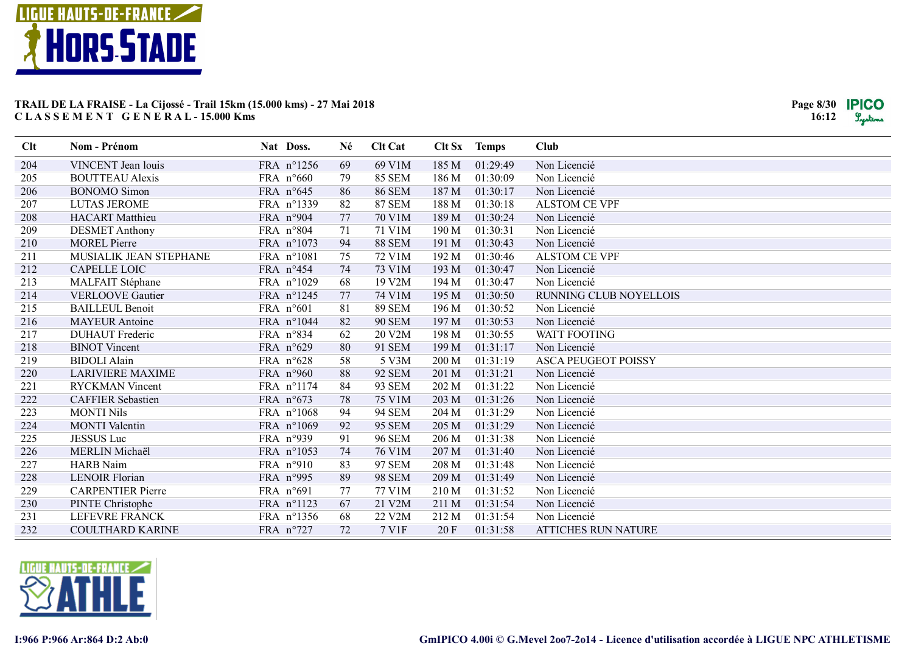**TRAIL DE LA FRAISE - La Cijossé - Trail 15km (15.000 kms) - 27 Mai 2018**
**CLASSEMENT GENERAL - 15.000 Kms**

| Clt | Nom - Prénom | Nat | Doss. | Né | Clt Cat | Clt Sx | Temps | Club |
|---|---|---|---|---|---|---|---|---|
| 204 | VINCENT Jean louis | FRA | n°1256 | 69 | 69 V1M | 185 M | 01:29:49 | Non Licencié |
| 205 | BOUTTEAU Alexis | FRA | n°660 | 79 | 85 SEM | 186 M | 01:30:09 | Non Licencié |
| 206 | BONOMO Simon | FRA | n°645 | 86 | 86 SEM | 187 M | 01:30:17 | Non Licencié |
| 207 | LUTAS JEROME | FRA | n°1339 | 82 | 87 SEM | 188 M | 01:30:18 | ALSTOM CE VPF |
| 208 | HACART Matthieu | FRA | n°904 | 77 | 70 V1M | 189 M | 01:30:24 | Non Licencié |
| 209 | DESMET Anthony | FRA | n°804 | 71 | 71 V1M | 190 M | 01:30:31 | Non Licencié |
| 210 | MOREL Pierre | FRA | n°1073 | 94 | 88 SEM | 191 M | 01:30:43 | Non Licencié |
| 211 | MUSIALIK JEAN STEPHANE | FRA | n°1081 | 75 | 72 V1M | 192 M | 01:30:46 | ALSTOM CE VPF |
| 212 | CAPELLE LOIC | FRA | n°454 | 74 | 73 V1M | 193 M | 01:30:47 | Non Licencié |
| 213 | MALFAIT Stéphane | FRA | n°1029 | 68 | 19 V2M | 194 M | 01:30:47 | Non Licencié |
| 214 | VERLOOVE Gautier | FRA | n°1245 | 77 | 74 V1M | 195 M | 01:30:50 | RUNNING CLUB NOYELLOIS |
| 215 | BAILLEUL Benoit | FRA | n°601 | 81 | 89 SEM | 196 M | 01:30:52 | Non Licencié |
| 216 | MAYEUR Antoine | FRA | n°1044 | 82 | 90 SEM | 197 M | 01:30:53 | Non Licencié |
| 217 | DUHAUT Frederic | FRA | n°834 | 62 | 20 V2M | 198 M | 01:30:55 | WATT FOOTING |
| 218 | BINOT Vincent | FRA | n°629 | 80 | 91 SEM | 199 M | 01:31:17 | Non Licencié |
| 219 | BIDOLI Alain | FRA | n°628 | 58 | 5 V3M | 200 M | 01:31:19 | ASCA PEUGEOT POISSY |
| 220 | LARIVIERE MAXIME | FRA | n°960 | 88 | 92 SEM | 201 M | 01:31:21 | Non Licencié |
| 221 | RYCKMAN Vincent | FRA | n°1174 | 84 | 93 SEM | 202 M | 01:31:22 | Non Licencié |
| 222 | CAFFIER Sebastien | FRA | n°673 | 78 | 75 V1M | 203 M | 01:31:26 | Non Licencié |
| 223 | MONTI Nils | FRA | n°1068 | 94 | 94 SEM | 204 M | 01:31:29 | Non Licencié |
| 224 | MONTI Valentin | FRA | n°1069 | 92 | 95 SEM | 205 M | 01:31:29 | Non Licencié |
| 225 | JESSUS Luc | FRA | n°939 | 91 | 96 SEM | 206 M | 01:31:38 | Non Licencié |
| 226 | MERLIN Michaël | FRA | n°1053 | 74 | 76 V1M | 207 M | 01:31:40 | Non Licencié |
| 227 | HARB Naim | FRA | n°910 | 83 | 97 SEM | 208 M | 01:31:48 | Non Licencié |
| 228 | LENOIR Florian | FRA | n°995 | 89 | 98 SEM | 209 M | 01:31:49 | Non Licencié |
| 229 | CARPENTIER Pierre | FRA | n°691 | 77 | 77 V1M | 210 M | 01:31:52 | Non Licencié |
| 230 | PINTE Christophe | FRA | n°1123 | 67 | 21 V2M | 211 M | 01:31:54 | Non Licencié |
| 231 | LEFEVRE FRANCK | FRA | n°1356 | 68 | 22 V2M | 212 M | 01:31:54 | Non Licencié |
| 232 | COULTHARD KARINE | FRA | n°727 | 72 | 7 V1F | 20 F | 01:31:58 | ATTICHES RUN NATURE |

I:966 P:966 Ar:864 D:2 Ab:0

GmIPICO 4.00i © G.Mevel 2oo7-2o14 - Licence d'utilisation accordée à LIGUE NPC ATHLETISME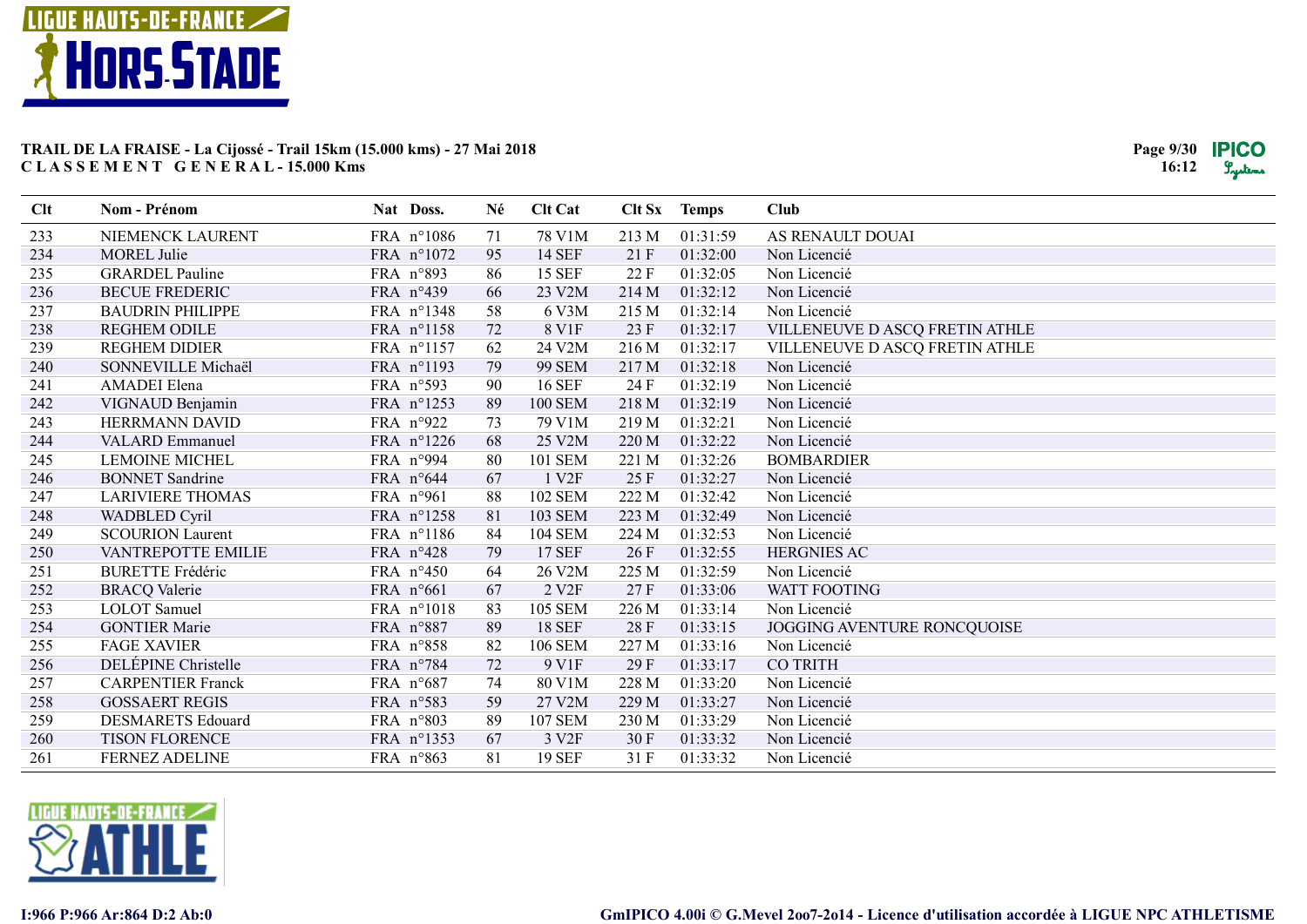**TRAIL DE LA FRAISE - La Cijossé - Trail 15km (15.000 kms) - 27 Mai 2018**
**C L A S S E M E N T G E N E R A L - 15.000 Kms**

| Clt | Nom - Prénom | Nat | Doss. | Né | Clt Cat | Clt Sx | Temps | Club |
|---|---|---|---|---|---|---|---|---|
| 233 | NIEMENCK LAURENT | FRA | n°1086 | 71 | 78 V1M | 213 M | 01:31:59 | AS RENAULT DOUAI |
| 234 | MOREL Julie | FRA | n°1072 | 95 | 14 SEF | 21 F | 01:32:00 | Non Licencié |
| 235 | GRARDEL Pauline | FRA | n°893 | 86 | 15 SEF | 22 F | 01:32:05 | Non Licencié |
| 236 | BECUE FREDERIC | FRA | n°439 | 66 | 23 V2M | 214 M | 01:32:12 | Non Licencié |
| 237 | BAUDRIN PHILIPPE | FRA | n°1348 | 58 | 6 V3M | 215 M | 01:32:14 | Non Licencié |
| 238 | REGHEM ODILE | FRA | n°1158 | 72 | 8 V1F | 23 F | 01:32:17 | VILLENEUVE D ASCQ FRETIN ATHLE |
| 239 | REGHEM DIDIER | FRA | n°1157 | 62 | 24 V2M | 216 M | 01:32:17 | VILLENEUVE D ASCQ FRETIN ATHLE |
| 240 | SONNEVILLE Michaël | FRA | n°1193 | 79 | 99 SEM | 217 M | 01:32:18 | Non Licencié |
| 241 | AMADEI Elena | FRA | n°593 | 90 | 16 SEF | 24 F | 01:32:19 | Non Licencié |
| 242 | VIGNAUD Benjamin | FRA | n°1253 | 89 | 100 SEM | 218 M | 01:32:19 | Non Licencié |
| 243 | HERRMANN DAVID | FRA | n°922 | 73 | 79 V1M | 219 M | 01:32:21 | Non Licencié |
| 244 | VALARD Emmanuel | FRA | n°1226 | 68 | 25 V2M | 220 M | 01:32:22 | Non Licencié |
| 245 | LEMOINE MICHEL | FRA | n°994 | 80 | 101 SEM | 221 M | 01:32:26 | BOMBARDIER |
| 246 | BONNET Sandrine | FRA | n°644 | 67 | 1 V2F | 25 F | 01:32:27 | Non Licencié |
| 247 | LARIVIERE THOMAS | FRA | n°961 | 88 | 102 SEM | 222 M | 01:32:42 | Non Licencié |
| 248 | WADBLED Cyril | FRA | n°1258 | 81 | 103 SEM | 223 M | 01:32:49 | Non Licencié |
| 249 | SCOURION Laurent | FRA | n°1186 | 84 | 104 SEM | 224 M | 01:32:53 | Non Licencié |
| 250 | VANTREPOTTE EMILIE | FRA | n°428 | 79 | 17 SEF | 26 F | 01:32:55 | HERGNIES AC |
| 251 | BURETTE Frédéric | FRA | n°450 | 64 | 26 V2M | 225 M | 01:32:59 | Non Licencié |
| 252 | BRACQ Valerie | FRA | n°661 | 67 | 2 V2F | 27 F | 01:33:06 | WATT FOOTING |
| 253 | LOLOT Samuel | FRA | n°1018 | 83 | 105 SEM | 226 M | 01:33:14 | Non Licencié |
| 254 | GONTIER Marie | FRA | n°887 | 89 | 18 SEF | 28 F | 01:33:15 | JOGGING AVENTURE RONCQUOISE |
| 255 | FAGE XAVIER | FRA | n°858 | 82 | 106 SEM | 227 M | 01:33:16 | Non Licencié |
| 256 | DELÉPINE Christelle | FRA | n°784 | 72 | 9 V1F | 29 F | 01:33:17 | CO TRITH |
| 257 | CARPENTIER Franck | FRA | n°687 | 74 | 80 V1M | 228 M | 01:33:20 | Non Licencié |
| 258 | GOSSAERT REGIS | FRA | n°583 | 59 | 27 V2M | 229 M | 01:33:27 | Non Licencié |
| 259 | DESMARETS Edouard | FRA | n°803 | 89 | 107 SEM | 230 M | 01:33:29 | Non Licencié |
| 260 | TISON FLORENCE | FRA | n°1353 | 67 | 3 V2F | 30 F | 01:33:32 | Non Licencié |
| 261 | FERNEZ ADELINE | FRA | n°863 | 81 | 19 SEF | 31 F | 01:33:32 | Non Licencié |

I:966 P:966 Ar:864 D:2 Ab:0

GmIPICO 4.00i © G.Mevel 2oo7-2o14 - Licence d'utilisation accordée à LIGUE NPC ATHLETISME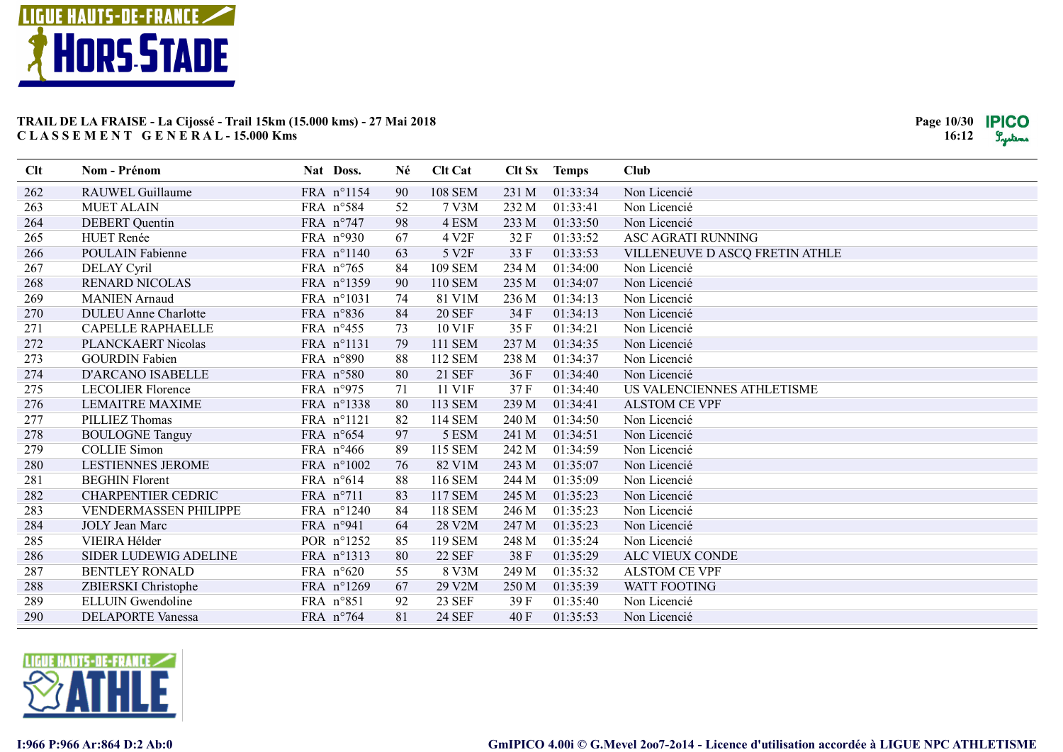**TRAIL DE LA FRAISE - La Cijossé - Trail 15km (15.000 kms) - 27 Mai 2018**
**C L A S S E M E N T   G E N E R A L - 15.000 Kms**

| Clt | Nom - Prénom | Nat | Doss. | Né | Clt Cat | Clt Sx | Temps | Club |
|---|---|---|---|---|---|---|---|---|
| 262 | RAUWEL Guillaume | FRA | n°1154 | 90 | 108 SEM | 231 M | 01:33:34 | Non Licencié |
| 263 | MUET ALAIN | FRA | n°584 | 52 | 7 V3M | 232 M | 01:33:41 | Non Licencié |
| 264 | DEBERT Quentin | FRA | n°747 | 98 | 4 ESM | 233 M | 01:33:50 | Non Licencié |
| 265 | HUET Renée | FRA | n°930 | 67 | 4 V2F | 32 F | 01:33:52 | ASC AGRATI RUNNING |
| 266 | POULAIN Fabienne | FRA | n°1140 | 63 | 5 V2F | 33 F | 01:33:53 | VILLENEUVE D ASCQ FRETIN ATHLE |
| 267 | DELAY Cyril | FRA | n°765 | 84 | 109 SEM | 234 M | 01:34:00 | Non Licencié |
| 268 | RENARD NICOLAS | FRA | n°1359 | 90 | 110 SEM | 235 M | 01:34:07 | Non Licencié |
| 269 | MANIEN Arnaud | FRA | n°1031 | 74 | 81 V1M | 236 M | 01:34:13 | Non Licencié |
| 270 | DULEU Anne Charlotte | FRA | n°836 | 84 | 20 SEF | 34 F | 01:34:13 | Non Licencié |
| 271 | CAPELLE RAPHAELLE | FRA | n°455 | 73 | 10 V1F | 35 F | 01:34:21 | Non Licencié |
| 272 | PLANCKAERT Nicolas | FRA | n°1131 | 79 | 111 SEM | 237 M | 01:34:35 | Non Licencié |
| 273 | GOURDIN Fabien | FRA | n°890 | 88 | 112 SEM | 238 M | 01:34:37 | Non Licencié |
| 274 | D'ARCANO ISABELLE | FRA | n°580 | 80 | 21 SEF | 36 F | 01:34:40 | Non Licencié |
| 275 | LECOLIER Florence | FRA | n°975 | 71 | 11 V1F | 37 F | 01:34:40 | US VALENCIENNES ATHLETISME |
| 276 | LEMAITRE MAXIME | FRA | n°1338 | 80 | 113 SEM | 239 M | 01:34:41 | ALSTOM CE VPF |
| 277 | PILLIEZ Thomas | FRA | n°1121 | 82 | 114 SEM | 240 M | 01:34:50 | Non Licencié |
| 278 | BOULOGNE Tanguy | FRA | n°654 | 97 | 5 ESM | 241 M | 01:34:51 | Non Licencié |
| 279 | COLLIE Simon | FRA | n°466 | 89 | 115 SEM | 242 M | 01:34:59 | Non Licencié |
| 280 | LESTIENNES JEROME | FRA | n°1002 | 76 | 82 V1M | 243 M | 01:35:07 | Non Licencié |
| 281 | BEGHIN Florent | FRA | n°614 | 88 | 116 SEM | 244 M | 01:35:09 | Non Licencié |
| 282 | CHARPENTIER CEDRIC | FRA | n°711 | 83 | 117 SEM | 245 M | 01:35:23 | Non Licencié |
| 283 | VENDERMASSEN PHILIPPE | FRA | n°1240 | 84 | 118 SEM | 246 M | 01:35:23 | Non Licencié |
| 284 | JOLY Jean Marc | FRA | n°941 | 64 | 28 V2M | 247 M | 01:35:23 | Non Licencié |
| 285 | VIEIRA Hélder | POR | n°1252 | 85 | 119 SEM | 248 M | 01:35:24 | Non Licencié |
| 286 | SIDER LUDEWIG ADELINE | FRA | n°1313 | 80 | 22 SEF | 38 F | 01:35:29 | ALC VIEUX CONDE |
| 287 | BENTLEY RONALD | FRA | n°620 | 55 | 8 V3M | 249 M | 01:35:32 | ALSTOM CE VPF |
| 288 | ZBIERSKI Christophe | FRA | n°1269 | 67 | 29 V2M | 250 M | 01:35:39 | WATT FOOTING |
| 289 | ELLUIN Gwendoline | FRA | n°851 | 92 | 23 SEF | 39 F | 01:35:40 | Non Licencié |
| 290 | DELAPORTE Vanessa | FRA | n°764 | 81 | 24 SEF | 40 F | 01:35:53 | Non Licencié |

I:966 P:966 Ar:864 D:2 Ab:0

GmIPICO 4.00i © G.Mevel 2oo7-2o14 - Licence d'utilisation accordée à LIGUE NPC ATHLETISME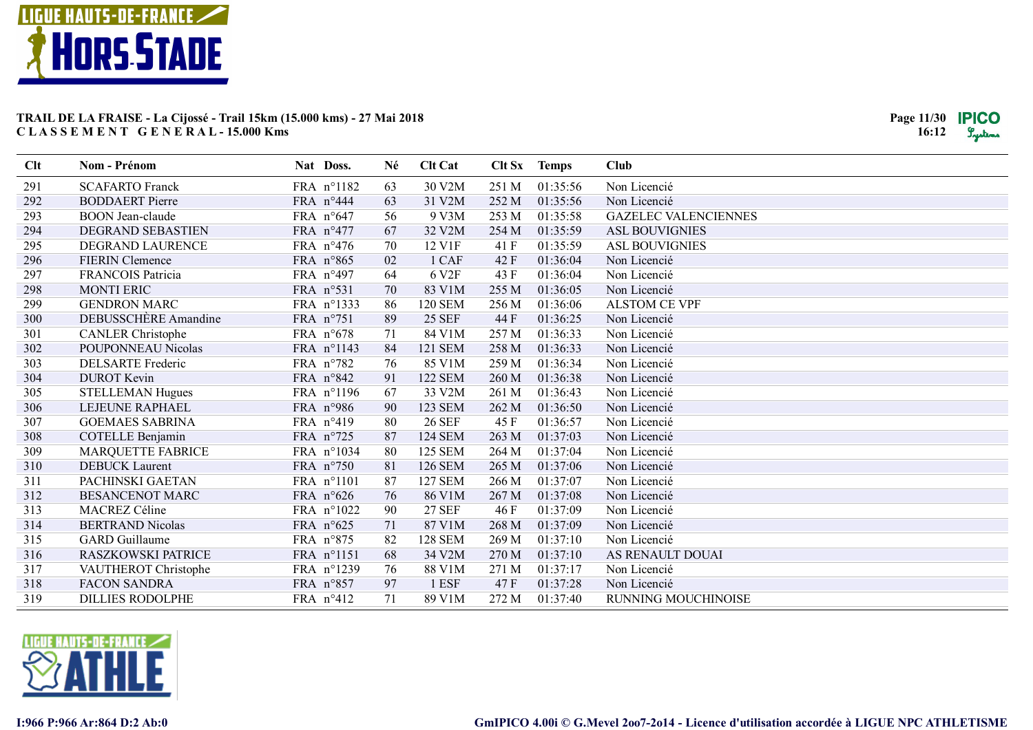**TRAIL DE LA FRAISE - La Cijossé - Trail 15km (15.000 kms) - 27 Mai 2018**
**C L A S S E M E N T   G E N E R A L - 15.000 Kms**

| Clt | Nom - Prénom | Nat | Doss. | Né | Clt Cat | Clt Sx | Temps | Club |
|---|---|---|---|---|---|---|---|---|
| 291 | SCAFARTO Franck | FRA | n°1182 | 63 | 30 V2M | 251 M | 01:35:56 | Non Licencié |
| 292 | BODDAERT Pierre | FRA | n°444 | 63 | 31 V2M | 252 M | 01:35:56 | Non Licencié |
| 293 | BOON Jean-claude | FRA | n°647 | 56 | 9 V3M | 253 M | 01:35:58 | GAZELEC VALENCIENNES |
| 294 | DEGRAND SEBASTIEN | FRA | n°477 | 67 | 32 V2M | 254 M | 01:35:59 | ASL BOUVIGNIES |
| 295 | DEGRAND LAURENCE | FRA | n°476 | 70 | 12 V1F | 41 F | 01:35:59 | ASL BOUVIGNIES |
| 296 | FIERIN Clemence | FRA | n°865 | 02 | 1 CAF | 42 F | 01:36:04 | Non Licencié |
| 297 | FRANCOIS Patricia | FRA | n°497 | 64 | 6 V2F | 43 F | 01:36:04 | Non Licencié |
| 298 | MONTI ERIC | FRA | n°531 | 70 | 83 V1M | 255 M | 01:36:05 | Non Licencié |
| 299 | GENDRON MARC | FRA | n°1333 | 86 | 120 SEM | 256 M | 01:36:06 | ALSTOM CE VPF |
| 300 | DEBUSSCHÈRE Amandine | FRA | n°751 | 89 | 25 SEF | 44 F | 01:36:25 | Non Licencié |
| 301 | CANLER Christophe | FRA | n°678 | 71 | 84 V1M | 257 M | 01:36:33 | Non Licencié |
| 302 | POUPONNEAU Nicolas | FRA | n°1143 | 84 | 121 SEM | 258 M | 01:36:33 | Non Licencié |
| 303 | DELSARTE Frederic | FRA | n°782 | 76 | 85 V1M | 259 M | 01:36:34 | Non Licencié |
| 304 | DUROT Kevin | FRA | n°842 | 91 | 122 SEM | 260 M | 01:36:38 | Non Licencié |
| 305 | STELLEMAN Hugues | FRA | n°1196 | 67 | 33 V2M | 261 M | 01:36:43 | Non Licencié |
| 306 | LEJEUNE RAPHAEL | FRA | n°986 | 90 | 123 SEM | 262 M | 01:36:50 | Non Licencié |
| 307 | GOEMAES SABRINA | FRA | n°419 | 80 | 26 SEF | 45 F | 01:36:57 | Non Licencié |
| 308 | COTELLE Benjamin | FRA | n°725 | 87 | 124 SEM | 263 M | 01:37:03 | Non Licencié |
| 309 | MARQUETTE FABRICE | FRA | n°1034 | 80 | 125 SEM | 264 M | 01:37:04 | Non Licencié |
| 310 | DEBUCK Laurent | FRA | n°750 | 81 | 126 SEM | 265 M | 01:37:06 | Non Licencié |
| 311 | PACHINSKI GAETAN | FRA | n°1101 | 87 | 127 SEM | 266 M | 01:37:07 | Non Licencié |
| 312 | BESANCENOT MARC | FRA | n°626 | 76 | 86 V1M | 267 M | 01:37:08 | Non Licencié |
| 313 | MACREZ Céline | FRA | n°1022 | 90 | 27 SEF | 46 F | 01:37:09 | Non Licencié |
| 314 | BERTRAND Nicolas | FRA | n°625 | 71 | 87 V1M | 268 M | 01:37:09 | Non Licencié |
| 315 | GARD Guillaume | FRA | n°875 | 82 | 128 SEM | 269 M | 01:37:10 | Non Licencié |
| 316 | RASZKOWSKI PATRICE | FRA | n°1151 | 68 | 34 V2M | 270 M | 01:37:10 | AS RENAULT DOUAI |
| 317 | VAUTHEROT Christophe | FRA | n°1239 | 76 | 88 V1M | 271 M | 01:37:17 | Non Licencié |
| 318 | FACON SANDRA | FRA | n°857 | 97 | 1 ESF | 47 F | 01:37:28 | Non Licencié |
| 319 | DILLIES RODOLPHE | FRA | n°412 | 71 | 89 V1M | 272 M | 01:37:40 | RUNNING MOUCHINOISE |

I:966 P:966 Ar:864 D:2 Ab:0

GmIPICO 4.00i © G.Mevel 2oo7-2o14 - Licence d'utilisation accordée à LIGUE NPC ATHLETISME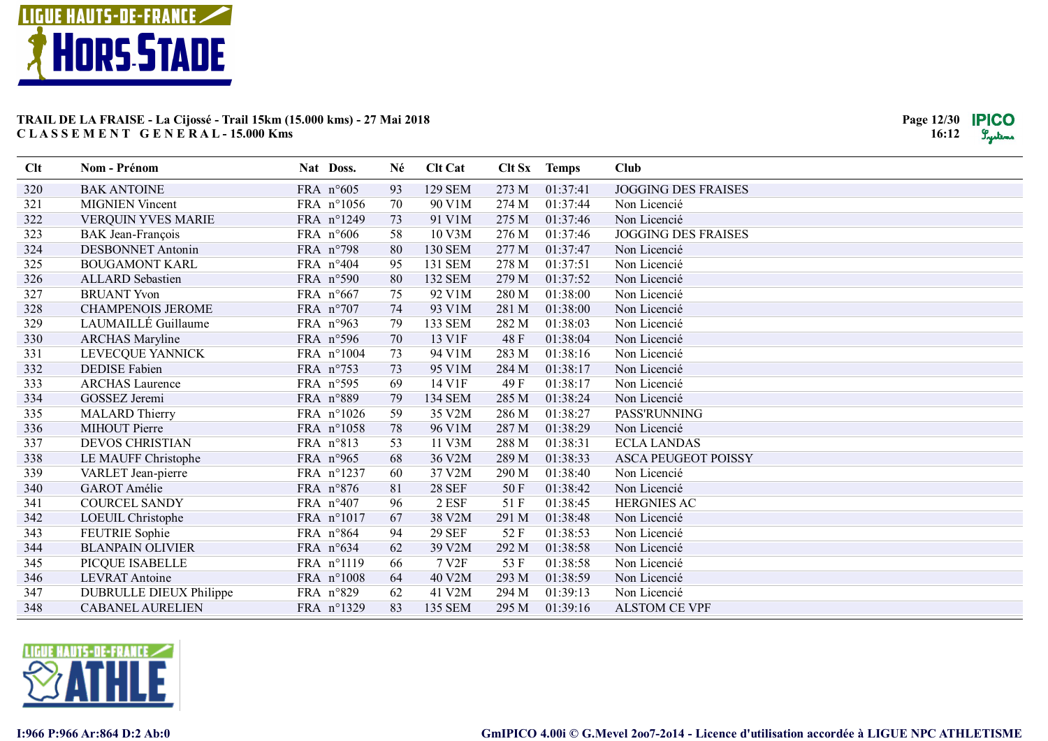**TRAIL DE LA FRAISE - La Cijossé - Trail 15km (15.000 kms) - 27 Mai 2018**
**C L A S S E M E N T G E N E R A L - 15.000 Kms**

| Clt | Nom - Prénom | Nat | Doss. | Né | Clt Cat | Clt Sx | Temps | Club |
|---|---|---|---|---|---|---|---|---|
| 320 | BAK ANTOINE | FRA | n°605 | 93 | 129 SEM | 273 M | 01:37:41 | JOGGING DES FRAISES |
| 321 | MIGNIEN Vincent | FRA | n°1056 | 70 | 90 V1M | 274 M | 01:37:44 | Non Licencié |
| 322 | VERQUIN YVES MARIE | FRA | n°1249 | 73 | 91 V1M | 275 M | 01:37:46 | Non Licencié |
| 323 | BAK Jean-François | FRA | n°606 | 58 | 10 V3M | 276 M | 01:37:46 | JOGGING DES FRAISES |
| 324 | DESBONNET Antonin | FRA | n°798 | 80 | 130 SEM | 277 M | 01:37:47 | Non Licencié |
| 325 | BOUGAMONT KARL | FRA | n°404 | 95 | 131 SEM | 278 M | 01:37:51 | Non Licencié |
| 326 | ALLARD Sebastien | FRA | n°590 | 80 | 132 SEM | 279 M | 01:37:52 | Non Licencié |
| 327 | BRUANT Yvon | FRA | n°667 | 75 | 92 V1M | 280 M | 01:38:00 | Non Licencié |
| 328 | CHAMPENOIS JEROME | FRA | n°707 | 74 | 93 V1M | 281 M | 01:38:00 | Non Licencié |
| 329 | LAUMAILLÉ Guillaume | FRA | n°963 | 79 | 133 SEM | 282 M | 01:38:03 | Non Licencié |
| 330 | ARCHAS Maryline | FRA | n°596 | 70 | 13 V1F | 48 F | 01:38:04 | Non Licencié |
| 331 | LEVECQUE YANNICK | FRA | n°1004 | 73 | 94 V1M | 283 M | 01:38:16 | Non Licencié |
| 332 | DEDISE Fabien | FRA | n°753 | 73 | 95 V1M | 284 M | 01:38:17 | Non Licencié |
| 333 | ARCHAS Laurence | FRA | n°595 | 69 | 14 V1F | 49 F | 01:38:17 | Non Licencié |
| 334 | GOSSEZ Jeremi | FRA | n°889 | 79 | 134 SEM | 285 M | 01:38:24 | Non Licencié |
| 335 | MALARD Thierry | FRA | n°1026 | 59 | 35 V2M | 286 M | 01:38:27 | PASS'RUNNING |
| 336 | MIHOUT Pierre | FRA | n°1058 | 78 | 96 V1M | 287 M | 01:38:29 | Non Licencié |
| 337 | DEVOS CHRISTIAN | FRA | n°813 | 53 | 11 V3M | 288 M | 01:38:31 | ECLA LANDAS |
| 338 | LE MAUFF Christophe | FRA | n°965 | 68 | 36 V2M | 289 M | 01:38:33 | ASCA PEUGEOT POISSY |
| 339 | VARLET Jean-pierre | FRA | n°1237 | 60 | 37 V2M | 290 M | 01:38:40 | Non Licencié |
| 340 | GAROT Amélie | FRA | n°876 | 81 | 28 SEF | 50 F | 01:38:42 | Non Licencié |
| 341 | COURCEL SANDY | FRA | n°407 | 96 | 2 ESF | 51 F | 01:38:45 | HERGNIES AC |
| 342 | LOEUIL Christophe | FRA | n°1017 | 67 | 38 V2M | 291 M | 01:38:48 | Non Licencié |
| 343 | FEUTRIE Sophie | FRA | n°864 | 94 | 29 SEF | 52 F | 01:38:53 | Non Licencié |
| 344 | BLANPAIN OLIVIER | FRA | n°634 | 62 | 39 V2M | 292 M | 01:38:58 | Non Licencié |
| 345 | PICQUE ISABELLE | FRA | n°1119 | 66 | 7 V2F | 53 F | 01:38:58 | Non Licencié |
| 346 | LEVRAT Antoine | FRA | n°1008 | 64 | 40 V2M | 293 M | 01:38:59 | Non Licencié |
| 347 | DUBRULLE DIEUX Philippe | FRA | n°829 | 62 | 41 V2M | 294 M | 01:39:13 | Non Licencié |
| 348 | CABANEL AURELIEN | FRA | n°1329 | 83 | 135 SEM | 295 M | 01:39:16 | ALSTOM CE VPF |

I:966 P:966 Ar:864 D:2 Ab:0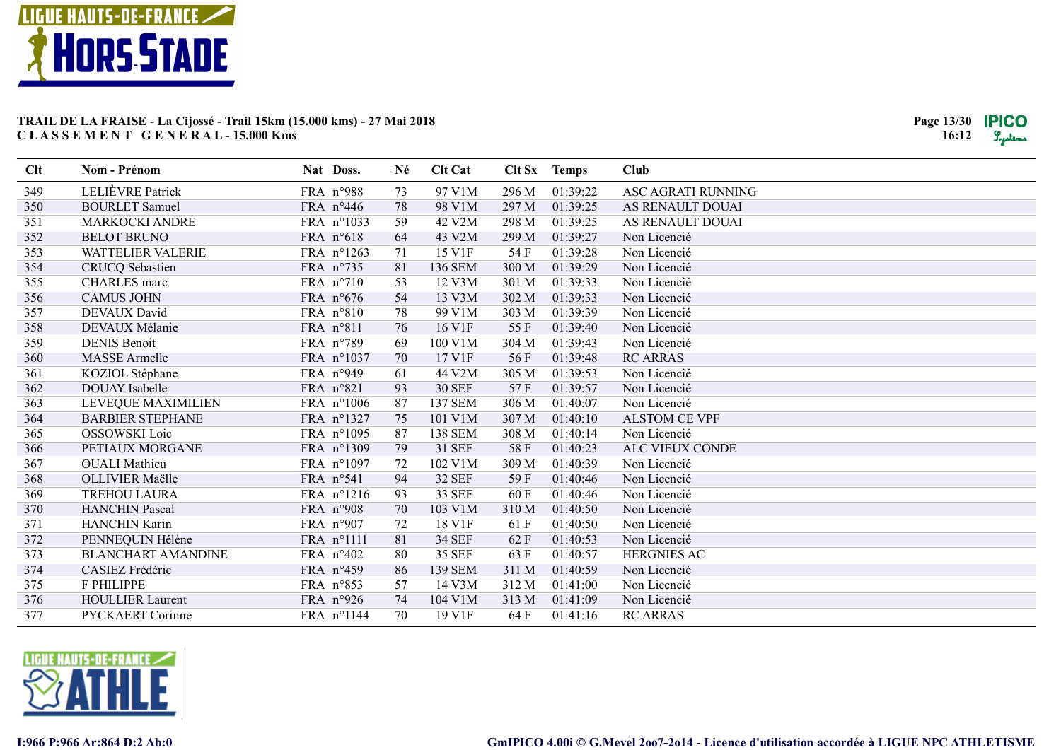**TRAIL DE LA FRAISE - La Cijossé - Trail 15km (15.000 kms) - 27 Mai 2018**
**C L A S S E M E N T   G E N E R A L - 15.000 Kms**

| Clt | Nom - Prénom | Nat | Doss. | Né | Clt Cat | Clt Sx | Temps | Club |
|---|---|---|---|---|---|---|---|---|
| 349 | LELIÈVRE Patrick | FRA | n°988 | 73 | 97 V1M | 296 M | 01:39:22 | ASC AGRATI RUNNING |
| 350 | BOURLET Samuel | FRA | n°446 | 78 | 98 V1M | 297 M | 01:39:25 | AS RENAULT DOUAI |
| 351 | MARKOCKI ANDRE | FRA | n°1033 | 59 | 42 V2M | 298 M | 01:39:25 | AS RENAULT DOUAI |
| 352 | BELOT BRUNO | FRA | n°618 | 64 | 43 V2M | 299 M | 01:39:27 | Non Licencié |
| 353 | WATTELIER VALERIE | FRA | n°1263 | 71 | 15 V1F | 54 F | 01:39:28 | Non Licencié |
| 354 | CRUCQ Sebastien | FRA | n°735 | 81 | 136 SEM | 300 M | 01:39:29 | Non Licencié |
| 355 | CHARLES marc | FRA | n°710 | 53 | 12 V3M | 301 M | 01:39:33 | Non Licencié |
| 356 | CAMUS JOHN | FRA | n°676 | 54 | 13 V3M | 302 M | 01:39:33 | Non Licencié |
| 357 | DEVAUX David | FRA | n°810 | 78 | 99 V1M | 303 M | 01:39:39 | Non Licencié |
| 358 | DEVAUX Mélanie | FRA | n°811 | 76 | 16 V1F | 55 F | 01:39:40 | Non Licencié |
| 359 | DENIS Benoit | FRA | n°789 | 69 | 100 V1M | 304 M | 01:39:43 | Non Licencié |
| 360 | MASSE Armelle | FRA | n°1037 | 70 | 17 V1F | 56 F | 01:39:48 | RC ARRAS |
| 361 | KOZIOL Stéphane | FRA | n°949 | 61 | 44 V2M | 305 M | 01:39:53 | Non Licencié |
| 362 | DOUAY Isabelle | FRA | n°821 | 93 | 30 SEF | 57 F | 01:39:57 | Non Licencié |
| 363 | LEVEQUE MAXIMILIEN | FRA | n°1006 | 87 | 137 SEM | 306 M | 01:40:07 | Non Licencié |
| 364 | BARBIER STEPHANE | FRA | n°1327 | 75 | 101 V1M | 307 M | 01:40:10 | ALSTOM CE VPF |
| 365 | OSSOWSKI Loic | FRA | n°1095 | 87 | 138 SEM | 308 M | 01:40:14 | Non Licencié |
| 366 | PETIAUX MORGANE | FRA | n°1309 | 79 | 31 SEF | 58 F | 01:40:23 | ALC VIEUX CONDE |
| 367 | OUALI Mathieu | FRA | n°1097 | 72 | 102 V1M | 309 M | 01:40:39 | Non Licencié |
| 368 | OLLIVIER Maëlle | FRA | n°541 | 94 | 32 SEF | 59 F | 01:40:46 | Non Licencié |
| 369 | TREHOU LAURA | FRA | n°1216 | 93 | 33 SEF | 60 F | 01:40:46 | Non Licencié |
| 370 | HANCHIN Pascal | FRA | n°908 | 70 | 103 V1M | 310 M | 01:40:50 | Non Licencié |
| 371 | HANCHIN Karin | FRA | n°907 | 72 | 18 V1F | 61 F | 01:40:50 | Non Licencié |
| 372 | PENNEQUIN Hélène | FRA | n°1111 | 81 | 34 SEF | 62 F | 01:40:53 | Non Licencié |
| 373 | BLANCHART AMANDINE | FRA | n°402 | 80 | 35 SEF | 63 F | 01:40:57 | HERGNIES AC |
| 374 | CASIEZ Frédéric | FRA | n°459 | 86 | 139 SEM | 311 M | 01:40:59 | Non Licencié |
| 375 | F PHILIPPE | FRA | n°853 | 57 | 14 V3M | 312 M | 01:41:00 | Non Licencié |
| 376 | HOULLIER Laurent | FRA | n°926 | 74 | 104 V1M | 313 M | 01:41:09 | Non Licencié |
| 377 | PYCKAERT Corinne | FRA | n°1144 | 70 | 19 V1F | 64 F | 01:41:16 | RC ARRAS |

I:966 P:966 Ar:864 D:2 Ab:0

GmIPICO 4.00i © G.Mevel 2oo7-2o14 - Licence d'utilisation accordée à LIGUE NPC ATHLETISME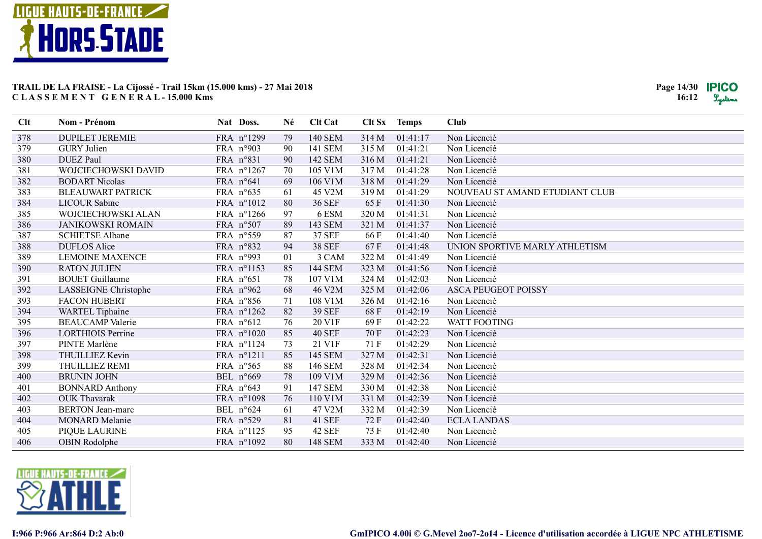**TRAIL DE LA FRAISE - La Cijossé - Trail 15km (15.000 kms) - 27 Mai 2018**
**C L A S S E M E N T G E N E R A L - 15.000 Kms**

| Clt | Nom - Prénom | Nat | Doss. | Né | Clt Cat | Clt Sx | Temps | Club |
|---|---|---|---|---|---|---|---|---|
| 378 | DUPILET JEREMIE | FRA | n°1299 | 79 | 140 SEM | 314 M | 01:41:17 | Non Licencié |
| 379 | GURY Julien | FRA | n°903 | 90 | 141 SEM | 315 M | 01:41:21 | Non Licencié |
| 380 | DUEZ Paul | FRA | n°831 | 90 | 142 SEM | 316 M | 01:41:21 | Non Licencié |
| 381 | WOJCIECHOWSKI DAVID | FRA | n°1267 | 70 | 105 V1M | 317 M | 01:41:28 | Non Licencié |
| 382 | BODART Nicolas | FRA | n°641 | 69 | 106 V1M | 318 M | 01:41:29 | Non Licencié |
| 383 | BLEAUWART PATRICK | FRA | n°635 | 61 | 45 V2M | 319 M | 01:41:29 | NOUVEAU ST AMAND ETUDIANT CLUB |
| 384 | LICOUR Sabine | FRA | n°1012 | 80 | 36 SEF | 65 F | 01:41:30 | Non Licencié |
| 385 | WOJCIECHOWSKI ALAN | FRA | n°1266 | 97 | 6 ESM | 320 M | 01:41:31 | Non Licencié |
| 386 | JANIKOWSKI ROMAIN | FRA | n°507 | 89 | 143 SEM | 321 M | 01:41:37 | Non Licencié |
| 387 | SCHIETSE Albane | FRA | n°559 | 87 | 37 SEF | 66 F | 01:41:40 | Non Licencié |
| 388 | DUFLOS Alice | FRA | n°832 | 94 | 38 SEF | 67 F | 01:41:48 | UNION SPORTIVE MARLY ATHLETISM |
| 389 | LEMOINE MAXENCE | FRA | n°993 | 01 | 3 CAM | 322 M | 01:41:49 | Non Licencié |
| 390 | RATON JULIEN | FRA | n°1153 | 85 | 144 SEM | 323 M | 01:41:56 | Non Licencié |
| 391 | BOUET Guillaume | FRA | n°651 | 78 | 107 V1M | 324 M | 01:42:03 | Non Licencié |
| 392 | LASSEIGNE Christophe | FRA | n°962 | 68 | 46 V2M | 325 M | 01:42:06 | ASCA PEUGEOT POISSY |
| 393 | FACON HUBERT | FRA | n°856 | 71 | 108 V1M | 326 M | 01:42:16 | Non Licencié |
| 394 | WARTEL Tiphaine | FRA | n°1262 | 82 | 39 SEF | 68 F | 01:42:19 | Non Licencié |
| 395 | BEAUCAMP Valerie | FRA | n°612 | 76 | 20 V1F | 69 F | 01:42:22 | WATT FOOTING |
| 396 | LORTHIOIS Perrine | FRA | n°1020 | 85 | 40 SEF | 70 F | 01:42:23 | Non Licencié |
| 397 | PINTE Marlène | FRA | n°1124 | 73 | 21 V1F | 71 F | 01:42:29 | Non Licencié |
| 398 | THUILLIEZ Kevin | FRA | n°1211 | 85 | 145 SEM | 327 M | 01:42:31 | Non Licencié |
| 399 | THUILLIEZ REMI | FRA | n°565 | 88 | 146 SEM | 328 M | 01:42:34 | Non Licencié |
| 400 | BRUNIN JOHN | BEL | n°669 | 78 | 109 V1M | 329 M | 01:42:36 | Non Licencié |
| 401 | BONNARD Anthony | FRA | n°643 | 91 | 147 SEM | 330 M | 01:42:38 | Non Licencié |
| 402 | OUK Thavarak | FRA | n°1098 | 76 | 110 V1M | 331 M | 01:42:39 | Non Licencié |
| 403 | BERTON Jean-marc | BEL | n°624 | 61 | 47 V2M | 332 M | 01:42:39 | Non Licencié |
| 404 | MONARD Melanie | FRA | n°529 | 81 | 41 SEF | 72 F | 01:42:40 | ECLA LANDAS |
| 405 | PIQUE LAURINE | FRA | n°1125 | 95 | 42 SEF | 73 F | 01:42:40 | Non Licencié |
| 406 | OBIN Rodolphe | FRA | n°1092 | 80 | 148 SEM | 333 M | 01:42:40 | Non Licencié |

I:966 P:966 Ar:864 D:2 Ab:0

GmIPICO 4.00i © G.Mevel 2oo7-2o14 - Licence d'utilisation accordée à LIGUE NPC ATHLETISME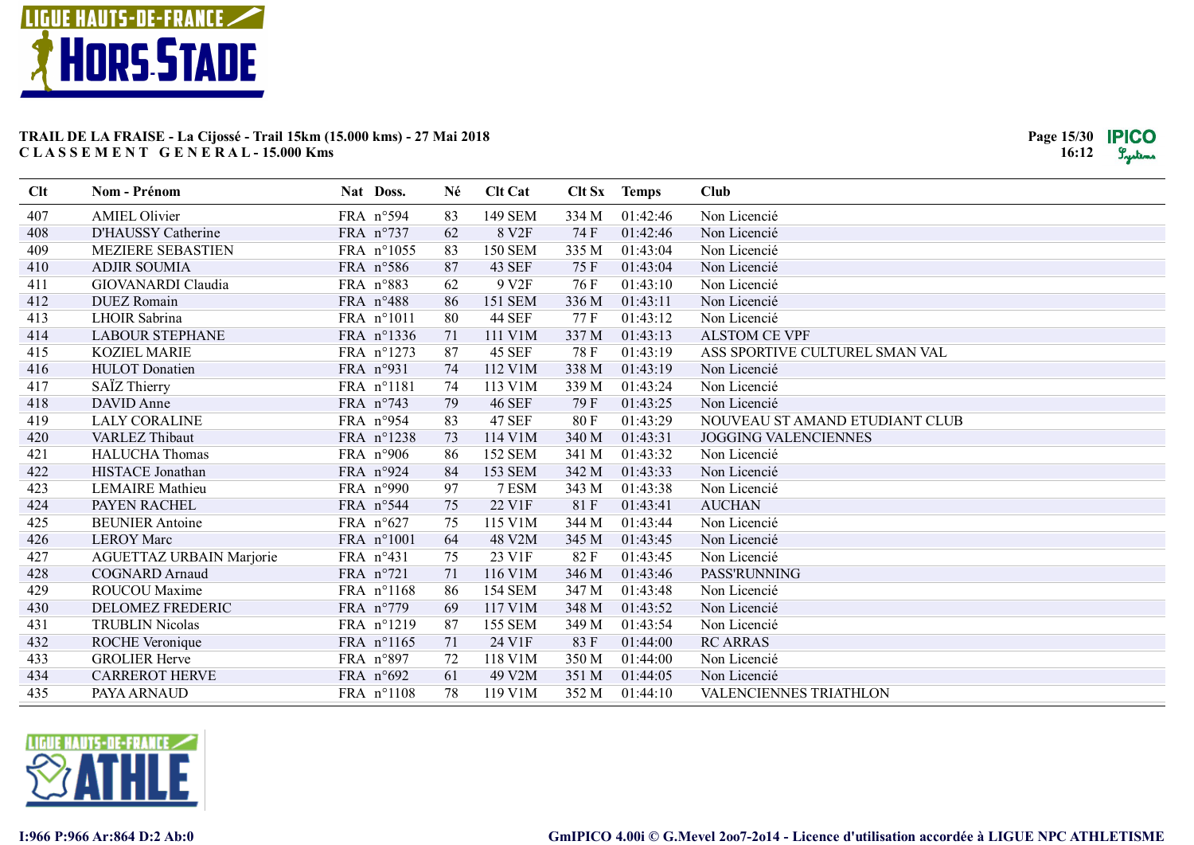**TRAIL DE LA FRAISE - La Cijossé - Trail 15km (15.000 kms) - 27 Mai 2018**
**C L A S S E M E N T   G E N E R A L - 15.000 Kms**

| Clt | Nom - Prénom | Nat | Doss. | Né | Clt Cat | Clt Sx | Temps | Club |
|---|---|---|---|---|---|---|---|---|
| 407 | AMIEL Olivier | FRA | n°594 | 83 | 149 SEM | 334 M | 01:42:46 | Non Licencié |
| 408 | D'HAUSSY Catherine | FRA | n°737 | 62 | 8 V2F | 74 F | 01:42:46 | Non Licencié |
| 409 | MEZIERE SEBASTIEN | FRA | n°1055 | 83 | 150 SEM | 335 M | 01:43:04 | Non Licencié |
| 410 | ADJIR SOUMIA | FRA | n°586 | 87 | 43 SEF | 75 F | 01:43:04 | Non Licencié |
| 411 | GIOVANARDI Claudia | FRA | n°883 | 62 | 9 V2F | 76 F | 01:43:10 | Non Licencié |
| 412 | DUEZ Romain | FRA | n°488 | 86 | 151 SEM | 336 M | 01:43:11 | Non Licencié |
| 413 | LHOIR Sabrina | FRA | n°1011 | 80 | 44 SEF | 77 F | 01:43:12 | Non Licencié |
| 414 | LABOUR STEPHANE | FRA | n°1336 | 71 | 111 V1M | 337 M | 01:43:13 | ALSTOM CE VPF |
| 415 | KOZIEL MARIE | FRA | n°1273 | 87 | 45 SEF | 78 F | 01:43:19 | ASS SPORTIVE CULTUREL SMAN VAL |
| 416 | HULOT Donatien | FRA | n°931 | 74 | 112 V1M | 338 M | 01:43:19 | Non Licencié |
| 417 | SAÏZ Thierry | FRA | n°1181 | 74 | 113 V1M | 339 M | 01:43:24 | Non Licencié |
| 418 | DAVID Anne | FRA | n°743 | 79 | 46 SEF | 79 F | 01:43:25 | Non Licencié |
| 419 | LALY CORALINE | FRA | n°954 | 83 | 47 SEF | 80 F | 01:43:29 | NOUVEAU ST AMAND ETUDIANT CLUB |
| 420 | VARLEZ Thibaut | FRA | n°1238 | 73 | 114 V1M | 340 M | 01:43:31 | JOGGING VALENCIENNES |
| 421 | HALUCHA Thomas | FRA | n°906 | 86 | 152 SEM | 341 M | 01:43:32 | Non Licencié |
| 422 | HISTACE Jonathan | FRA | n°924 | 84 | 153 SEM | 342 M | 01:43:33 | Non Licencié |
| 423 | LEMAIRE Mathieu | FRA | n°990 | 97 | 7 ESM | 343 M | 01:43:38 | Non Licencié |
| 424 | PAYEN RACHEL | FRA | n°544 | 75 | 22 V1F | 81 F | 01:43:41 | AUCHAN |
| 425 | BEUNIER Antoine | FRA | n°627 | 75 | 115 V1M | 344 M | 01:43:44 | Non Licencié |
| 426 | LEROY Marc | FRA | n°1001 | 64 | 48 V2M | 345 M | 01:43:45 | Non Licencié |
| 427 | AGUETTAZ URBAIN Marjorie | FRA | n°431 | 75 | 23 V1F | 82 F | 01:43:45 | Non Licencié |
| 428 | COGNARD Arnaud | FRA | n°721 | 71 | 116 V1M | 346 M | 01:43:46 | PASS'RUNNING |
| 429 | ROUCOU Maxime | FRA | n°1168 | 86 | 154 SEM | 347 M | 01:43:48 | Non Licencié |
| 430 | DELOMEZ FREDERIC | FRA | n°779 | 69 | 117 V1M | 348 M | 01:43:52 | Non Licencié |
| 431 | TRUBLIN Nicolas | FRA | n°1219 | 87 | 155 SEM | 349 M | 01:43:54 | Non Licencié |
| 432 | ROCHE Veronique | FRA | n°1165 | 71 | 24 V1F | 83 F | 01:44:00 | RC ARRAS |
| 433 | GROLIER Herve | FRA | n°897 | 72 | 118 V1M | 350 M | 01:44:00 | Non Licencié |
| 434 | CARREROT HERVE | FRA | n°692 | 61 | 49 V2M | 351 M | 01:44:05 | Non Licencié |
| 435 | PAYA ARNAUD | FRA | n°1108 | 78 | 119 V1M | 352 M | 01:44:10 | VALENCIENNES TRIATHLON |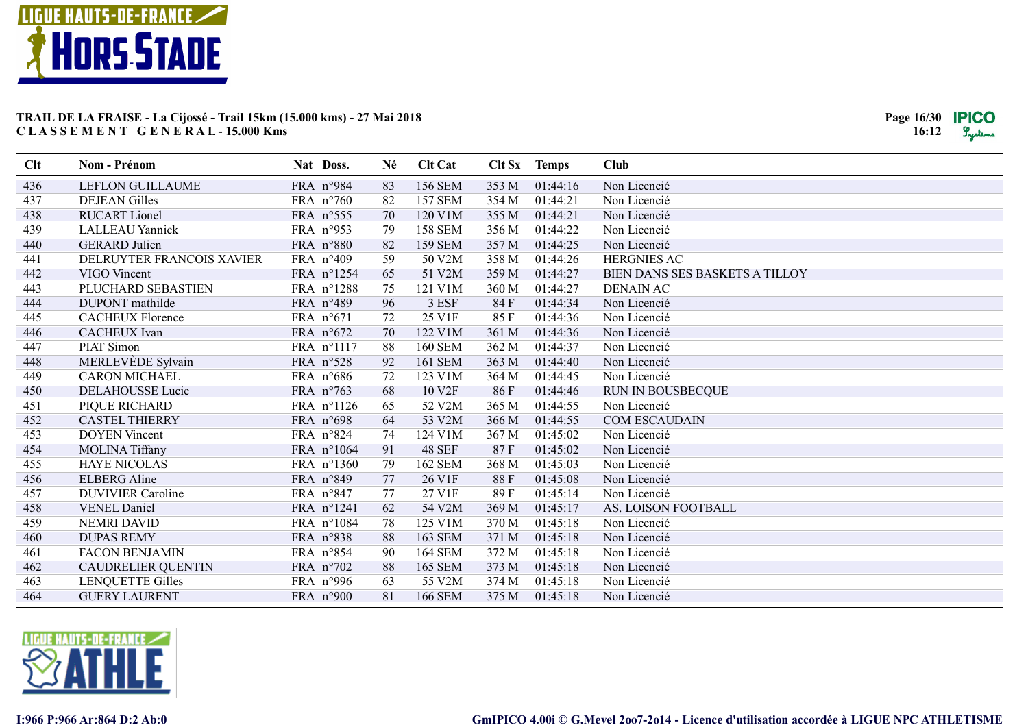**TRAIL DE LA FRAISE - La Cijossé - Trail 15km (15.000 kms) - 27 Mai 2018**
**C L A S S E M E N T   G E N E R A L - 15.000 Kms**

| Clt | Nom - Prénom | Nat | Doss. | Né | Clt Cat | Clt Sx | Temps | Club |
|---|---|---|---|---|---|---|---|---|
| 436 | LEFLON GUILLAUME | FRA | n°984 | 83 | 156 SEM | 353 M | 01:44:16 | Non Licencié |
| 437 | DEJEAN Gilles | FRA | n°760 | 82 | 157 SEM | 354 M | 01:44:21 | Non Licencié |
| 438 | RUCART Lionel | FRA | n°555 | 70 | 120 V1M | 355 M | 01:44:21 | Non Licencié |
| 439 | LALLEAU Yannick | FRA | n°953 | 79 | 158 SEM | 356 M | 01:44:22 | Non Licencié |
| 440 | GERARD Julien | FRA | n°880 | 82 | 159 SEM | 357 M | 01:44:25 | Non Licencié |
| 441 | DELRUYTER FRANCOIS XAVIER | FRA | n°409 | 59 | 50 V2M | 358 M | 01:44:26 | HERGNIES AC |
| 442 | VIGO Vincent | FRA | n°1254 | 65 | 51 V2M | 359 M | 01:44:27 | BIEN DANS SES BASKETS A TILLOY |
| 443 | PLUCHARD SEBASTIEN | FRA | n°1288 | 75 | 121 V1M | 360 M | 01:44:27 | DENAIN AC |
| 444 | DUPONT mathilde | FRA | n°489 | 96 | 3 ESF | 84 F | 01:44:34 | Non Licencié |
| 445 | CACHEUX Florence | FRA | n°671 | 72 | 25 V1F | 85 F | 01:44:36 | Non Licencié |
| 446 | CACHEUX Ivan | FRA | n°672 | 70 | 122 V1M | 361 M | 01:44:36 | Non Licencié |
| 447 | PIAT Simon | FRA | n°1117 | 88 | 160 SEM | 362 M | 01:44:37 | Non Licencié |
| 448 | MERLEVÈDE Sylvain | FRA | n°528 | 92 | 161 SEM | 363 M | 01:44:40 | Non Licencié |
| 449 | CARON MICHAEL | FRA | n°686 | 72 | 123 V1M | 364 M | 01:44:45 | Non Licencié |
| 450 | DELAHOUSSE Lucie | FRA | n°763 | 68 | 10 V2F | 86 F | 01:44:46 | RUN IN BOUSBECQUE |
| 451 | PIQUE RICHARD | FRA | n°1126 | 65 | 52 V2M | 365 M | 01:44:55 | Non Licencié |
| 452 | CASTEL THIERRY | FRA | n°698 | 64 | 53 V2M | 366 M | 01:44:55 | COM ESCAUDAIN |
| 453 | DOYEN Vincent | FRA | n°824 | 74 | 124 V1M | 367 M | 01:45:02 | Non Licencié |
| 454 | MOLINA Tiffany | FRA | n°1064 | 91 | 48 SEF | 87 F | 01:45:02 | Non Licencié |
| 455 | HAYE NICOLAS | FRA | n°1360 | 79 | 162 SEM | 368 M | 01:45:03 | Non Licencié |
| 456 | ELBERG Aline | FRA | n°849 | 77 | 26 V1F | 88 F | 01:45:08 | Non Licencié |
| 457 | DUVIVIER Caroline | FRA | n°847 | 77 | 27 V1F | 89 F | 01:45:14 | Non Licencié |
| 458 | VENEL Daniel | FRA | n°1241 | 62 | 54 V2M | 369 M | 01:45:17 | AS. LOISON FOOTBALL |
| 459 | NEMRI DAVID | FRA | n°1084 | 78 | 125 V1M | 370 M | 01:45:18 | Non Licencié |
| 460 | DUPAS REMY | FRA | n°838 | 88 | 163 SEM | 371 M | 01:45:18 | Non Licencié |
| 461 | FACON BENJAMIN | FRA | n°854 | 90 | 164 SEM | 372 M | 01:45:18 | Non Licencié |
| 462 | CAUDRELIER QUENTIN | FRA | n°702 | 88 | 165 SEM | 373 M | 01:45:18 | Non Licencié |
| 463 | LENQUETTE Gilles | FRA | n°996 | 63 | 55 V2M | 374 M | 01:45:18 | Non Licencié |
| 464 | GUERY LAURENT | FRA | n°900 | 81 | 166 SEM | 375 M | 01:45:18 | Non Licencié |

I:966 P:966 Ar:864 D:2 Ab:0

GmIPICO 4.00i © G.Mevel 2oo7-2o14 - Licence d'utilisation accordée à LIGUE NPC ATHLETISME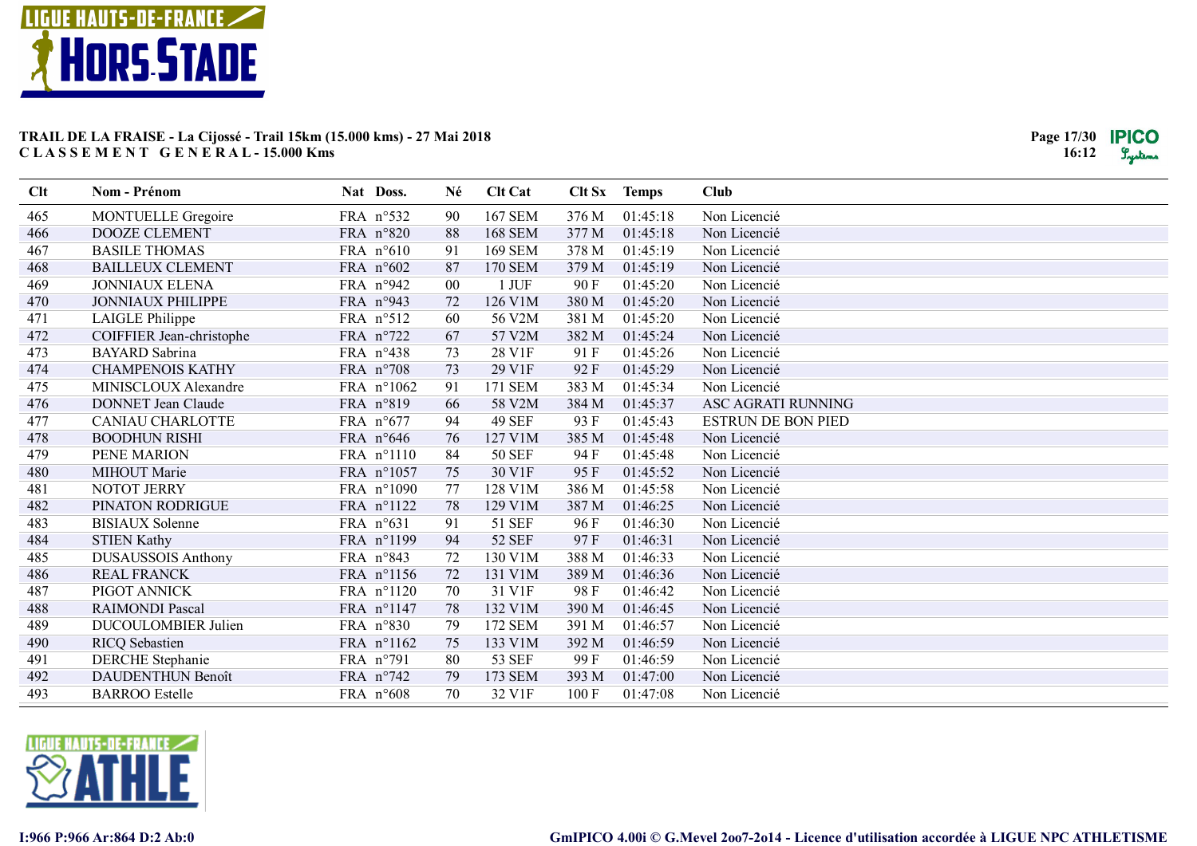**TRAIL DE LA FRAISE - La Cijossé - Trail 15km (15.000 kms) - 27 Mai 2018**
**C L A S S E M E N T   G E N E R A L - 15.000 Kms**

| Clt | Nom - Prénom | Nat | Doss. | Né | Clt Cat | Clt Sx | Temps | Club |
|---|---|---|---|---|---|---|---|---|
| 465 | MONTUELLE Gregoire | FRA | n°532 | 90 | 167 SEM | 376 M | 01:45:18 | Non Licencié |
| 466 | DOOZE CLEMENT | FRA | n°820 | 88 | 168 SEM | 377 M | 01:45:18 | Non Licencié |
| 467 | BASILE THOMAS | FRA | n°610 | 91 | 169 SEM | 378 M | 01:45:19 | Non Licencié |
| 468 | BAILLEUX CLEMENT | FRA | n°602 | 87 | 170 SEM | 379 M | 01:45:19 | Non Licencié |
| 469 | JONNIAUX ELENA | FRA | n°942 | 00 | 1 JUF | 90 F | 01:45:20 | Non Licencié |
| 470 | JONNIAUX PHILIPPE | FRA | n°943 | 72 | 126 V1M | 380 M | 01:45:20 | Non Licencié |
| 471 | LAIGLE Philippe | FRA | n°512 | 60 | 56 V2M | 381 M | 01:45:20 | Non Licencié |
| 472 | COIFFIER Jean-christophe | FRA | n°722 | 67 | 57 V2M | 382 M | 01:45:24 | Non Licencié |
| 473 | BAYARD Sabrina | FRA | n°438 | 73 | 28 V1F | 91 F | 01:45:26 | Non Licencié |
| 474 | CHAMPENOIS KATHY | FRA | n°708 | 73 | 29 V1F | 92 F | 01:45:29 | Non Licencié |
| 475 | MINISCLOUX Alexandre | FRA | n°1062 | 91 | 171 SEM | 383 M | 01:45:34 | Non Licencié |
| 476 | DONNET Jean Claude | FRA | n°819 | 66 | 58 V2M | 384 M | 01:45:37 | ASC AGRATI RUNNING |
| 477 | CANIAU CHARLOTTE | FRA | n°677 | 94 | 49 SEF | 93 F | 01:45:43 | ESTRUN DE BON PIED |
| 478 | BOODHUN RISHI | FRA | n°646 | 76 | 127 V1M | 385 M | 01:45:48 | Non Licencié |
| 479 | PENE MARION | FRA | n°1110 | 84 | 50 SEF | 94 F | 01:45:48 | Non Licencié |
| 480 | MIHOUT Marie | FRA | n°1057 | 75 | 30 V1F | 95 F | 01:45:52 | Non Licencié |
| 481 | NOTOT JERRY | FRA | n°1090 | 77 | 128 V1M | 386 M | 01:45:58 | Non Licencié |
| 482 | PINATON RODRIGUE | FRA | n°1122 | 78 | 129 V1M | 387 M | 01:46:25 | Non Licencié |
| 483 | BISIAUX Solenne | FRA | n°631 | 91 | 51 SEF | 96 F | 01:46:30 | Non Licencié |
| 484 | STIEN Kathy | FRA | n°1199 | 94 | 52 SEF | 97 F | 01:46:31 | Non Licencié |
| 485 | DUSAUSSOIS Anthony | FRA | n°843 | 72 | 130 V1M | 388 M | 01:46:33 | Non Licencié |
| 486 | REAL FRANCK | FRA | n°1156 | 72 | 131 V1M | 389 M | 01:46:36 | Non Licencié |
| 487 | PIGOT ANNICK | FRA | n°1120 | 70 | 31 V1F | 98 F | 01:46:42 | Non Licencié |
| 488 | RAIMONDI Pascal | FRA | n°1147 | 78 | 132 V1M | 390 M | 01:46:45 | Non Licencié |
| 489 | DUCOULOMBIER Julien | FRA | n°830 | 79 | 172 SEM | 391 M | 01:46:57 | Non Licencié |
| 490 | RICQ Sebastien | FRA | n°1162 | 75 | 133 V1M | 392 M | 01:46:59 | Non Licencié |
| 491 | DERCHE Stephanie | FRA | n°791 | 80 | 53 SEF | 99 F | 01:46:59 | Non Licencié |
| 492 | DAUDENTHUN Benoît | FRA | n°742 | 79 | 173 SEM | 393 M | 01:47:00 | Non Licencié |
| 493 | BARROO Estelle | FRA | n°608 | 70 | 32 V1F | 100 F | 01:47:08 | Non Licencié |

I:966 P:966 Ar:864 D:2 Ab:0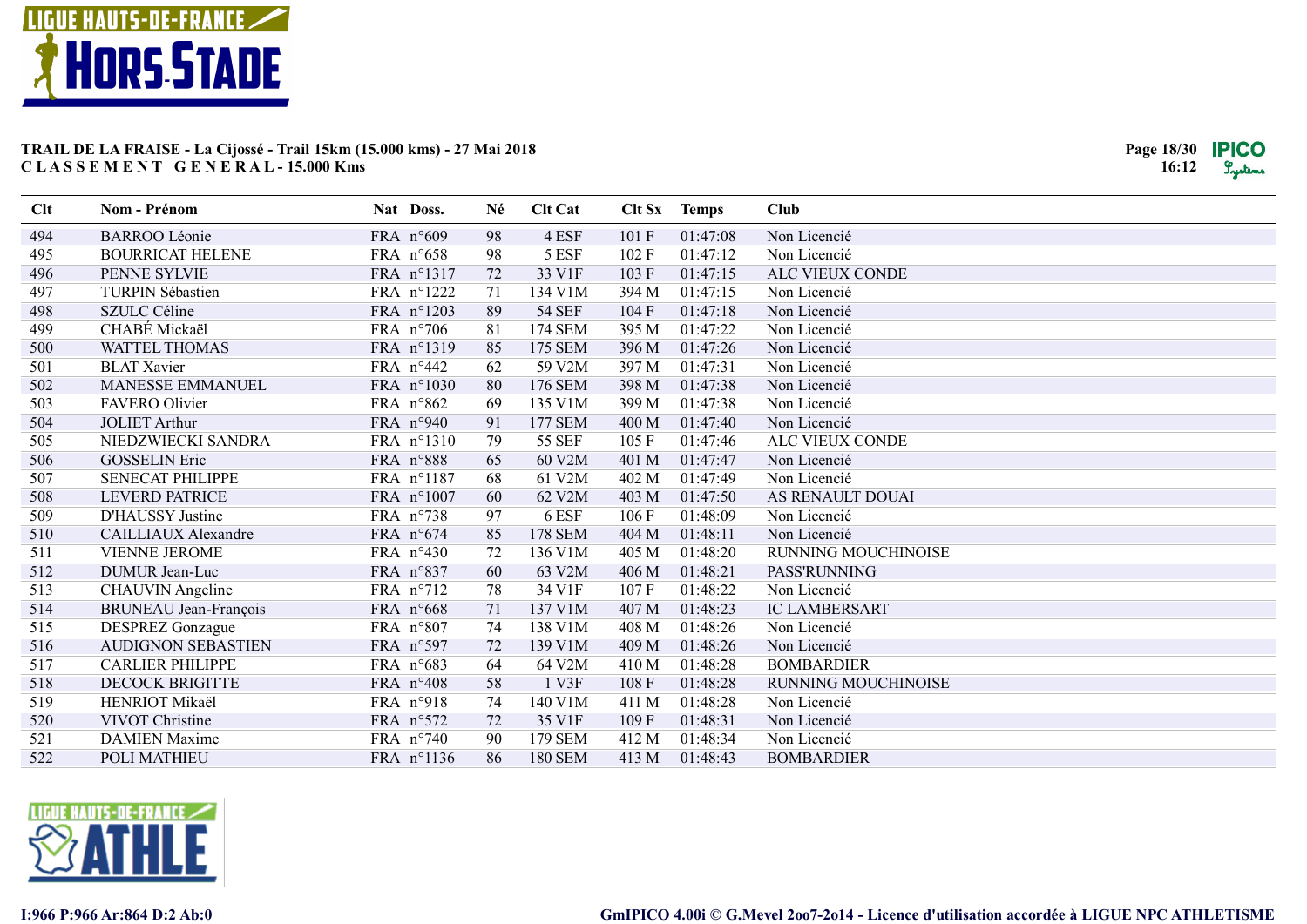**TRAIL DE LA FRAISE - La Cijossé - Trail 15km (15.000 kms) - 27 Mai 2018**
**C L A S S E M E N T G E N E R A L - 15.000 Kms**

| Clt | Nom - Prénom | Nat | Doss. | Né | Clt Cat | Clt Sx | Temps | Club |
|---|---|---|---|---|---|---|---|---|
| 494 | BARROO Léonie | FRA | n°609 | 98 | 4 ESF | 101 F | 01:47:08 | Non Licencié |
| 495 | BOURRICAT HELENE | FRA | n°658 | 98 | 5 ESF | 102 F | 01:47:12 | Non Licencié |
| 496 | PENNE SYLVIE | FRA | n°1317 | 72 | 33 V1F | 103 F | 01:47:15 | ALC VIEUX CONDE |
| 497 | TURPIN Sébastien | FRA | n°1222 | 71 | 134 V1M | 394 M | 01:47:15 | Non Licencié |
| 498 | SZULC Céline | FRA | n°1203 | 89 | 54 SEF | 104 F | 01:47:18 | Non Licencié |
| 499 | CHABÉ Mickaël | FRA | n°706 | 81 | 174 SEM | 395 M | 01:47:22 | Non Licencié |
| 500 | WATTEL THOMAS | FRA | n°1319 | 85 | 175 SEM | 396 M | 01:47:26 | Non Licencié |
| 501 | BLAT Xavier | FRA | n°442 | 62 | 59 V2M | 397 M | 01:47:31 | Non Licencié |
| 502 | MANESSE EMMANUEL | FRA | n°1030 | 80 | 176 SEM | 398 M | 01:47:38 | Non Licencié |
| 503 | FAVERO Olivier | FRA | n°862 | 69 | 135 V1M | 399 M | 01:47:38 | Non Licencié |
| 504 | JOLIET Arthur | FRA | n°940 | 91 | 177 SEM | 400 M | 01:47:40 | Non Licencié |
| 505 | NIEDZWIECKI SANDRA | FRA | n°1310 | 79 | 55 SEF | 105 F | 01:47:46 | ALC VIEUX CONDE |
| 506 | GOSSELIN Eric | FRA | n°888 | 65 | 60 V2M | 401 M | 01:47:47 | Non Licencié |
| 507 | SENECAT PHILIPPE | FRA | n°1187 | 68 | 61 V2M | 402 M | 01:47:49 | Non Licencié |
| 508 | LEVERD PATRICE | FRA | n°1007 | 60 | 62 V2M | 403 M | 01:47:50 | AS RENAULT DOUAI |
| 509 | D'HAUSSY Justine | FRA | n°738 | 97 | 6 ESF | 106 F | 01:48:09 | Non Licencié |
| 510 | CAILLIAUX Alexandre | FRA | n°674 | 85 | 178 SEM | 404 M | 01:48:11 | Non Licencié |
| 511 | VIENNE JEROME | FRA | n°430 | 72 | 136 V1M | 405 M | 01:48:20 | RUNNING MOUCHINOISE |
| 512 | DUMUR Jean-Luc | FRA | n°837 | 60 | 63 V2M | 406 M | 01:48:21 | PASS'RUNNING |
| 513 | CHAUVIN Angeline | FRA | n°712 | 78 | 34 V1F | 107 F | 01:48:22 | Non Licencié |
| 514 | BRUNEAU Jean-François | FRA | n°668 | 71 | 137 V1M | 407 M | 01:48:23 | IC LAMBERSART |
| 515 | DESPREZ Gonzague | FRA | n°807 | 74 | 138 V1M | 408 M | 01:48:26 | Non Licencié |
| 516 | AUDIGNON SEBASTIEN | FRA | n°597 | 72 | 139 V1M | 409 M | 01:48:26 | Non Licencié |
| 517 | CARLIER PHILIPPE | FRA | n°683 | 64 | 64 V2M | 410 M | 01:48:28 | BOMBARDIER |
| 518 | DECOCK BRIGITTE | FRA | n°408 | 58 | 1 V3F | 108 F | 01:48:28 | RUNNING MOUCHINOISE |
| 519 | HENRIOT Mikaël | FRA | n°918 | 74 | 140 V1M | 411 M | 01:48:28 | Non Licencié |
| 520 | VIVOT Christine | FRA | n°572 | 72 | 35 V1F | 109 F | 01:48:31 | Non Licencié |
| 521 | DAMIEN Maxime | FRA | n°740 | 90 | 179 SEM | 412 M | 01:48:34 | Non Licencié |
| 522 | POLI MATHIEU | FRA | n°1136 | 86 | 180 SEM | 413 M | 01:48:43 | BOMBARDIER |

I:966 P:966 Ar:864 D:2 Ab:0

GmIPICO 4.00i © G.Mevel 2oo7-2o14 - Licence d'utilisation accordée à LIGUE NPC ATHLETISME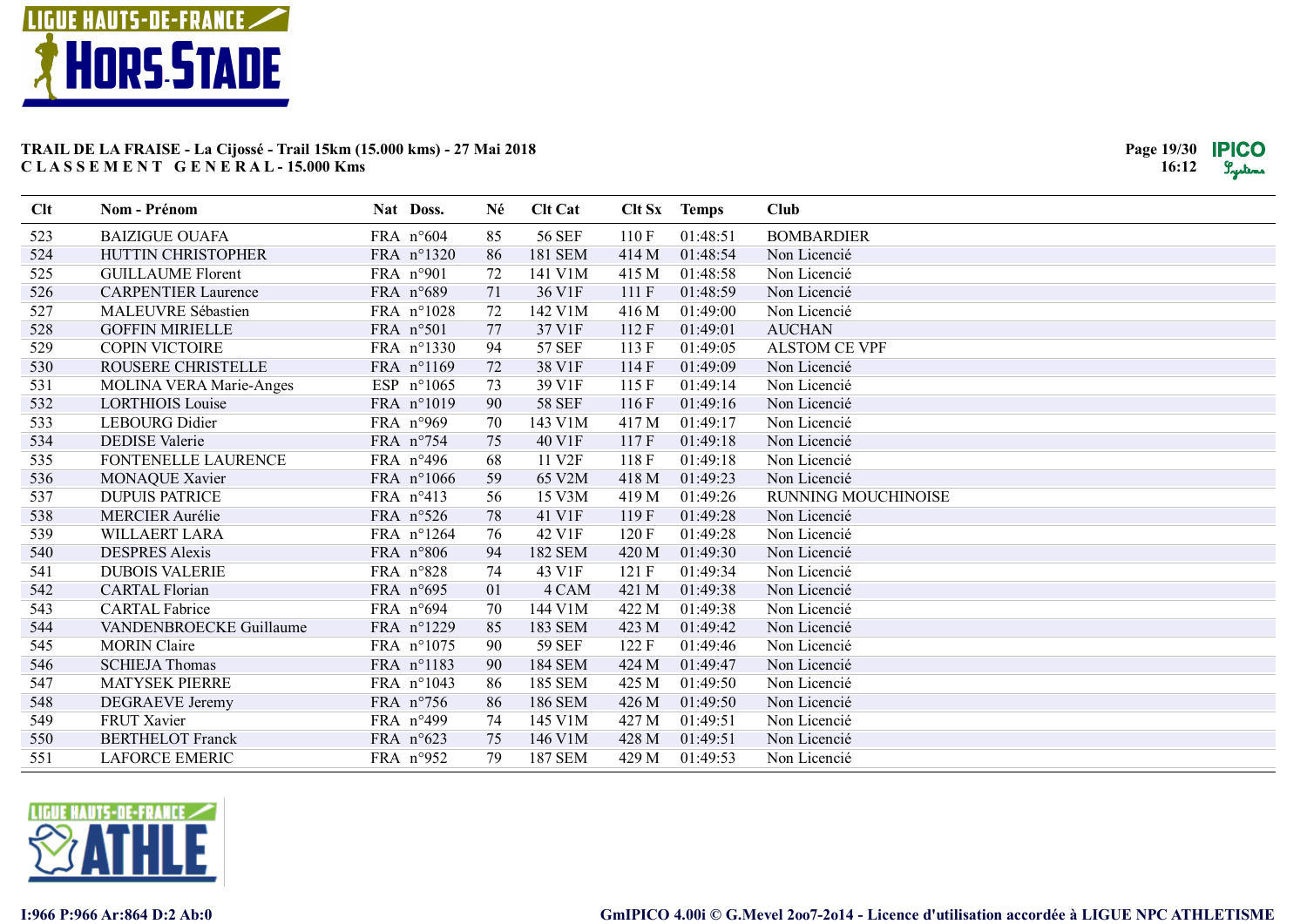## TRAIL DE LA FRAISE - La Cijossé - Trail 15km (15.000 kms) - 27 Mai 2018

**CLASSEMENT GENERAL - 15.000 Kms**

| Clt | Nom - Prénom | Nat | Doss. | Né | Clt Cat | Clt Sx | Temps | Club |
|---|---|---|---|---|---|---|---|---|
| 523 | BAIZIGUE OUAFA | FRA | n°604 | 85 | 56 SEF | 110 F | 01:48:51 | BOMBARDIER |
| 524 | HUTTIN CHRISTOPHER | FRA | n°1320 | 86 | 181 SEM | 414 M | 01:48:54 | Non Licencié |
| 525 | GUILLAUME Florent | FRA | n°901 | 72 | 141 V1M | 415 M | 01:48:58 | Non Licencié |
| 526 | CARPENTIER Laurence | FRA | n°689 | 71 | 36 V1F | 111 F | 01:48:59 | Non Licencié |
| 527 | MALEUVRE Sébastien | FRA | n°1028 | 72 | 142 V1M | 416 M | 01:49:00 | Non Licencié |
| 528 | GOFFIN MIRIELLE | FRA | n°501 | 77 | 37 V1F | 112 F | 01:49:01 | AUCHAN |
| 529 | COPIN VICTOIRE | FRA | n°1330 | 94 | 57 SEF | 113 F | 01:49:05 | ALSTOM CE VPF |
| 530 | ROUSERE CHRISTELLE | FRA | n°1169 | 72 | 38 V1F | 114 F | 01:49:09 | Non Licencié |
| 531 | MOLINA VERA Marie-Anges | ESP | n°1065 | 73 | 39 V1F | 115 F | 01:49:14 | Non Licencié |
| 532 | LORTHIOIS Louise | FRA | n°1019 | 90 | 58 SEF | 116 F | 01:49:16 | Non Licencié |
| 533 | LEBOURG Didier | FRA | n°969 | 70 | 143 V1M | 417 M | 01:49:17 | Non Licencié |
| 534 | DEDISE Valerie | FRA | n°754 | 75 | 40 V1F | 117 F | 01:49:18 | Non Licencié |
| 535 | FONTENELLE LAURENCE | FRA | n°496 | 68 | 11 V2F | 118 F | 01:49:18 | Non Licencié |
| 536 | MONAQUE Xavier | FRA | n°1066 | 59 | 65 V2M | 418 M | 01:49:23 | Non Licencié |
| 537 | DUPUIS PATRICE | FRA | n°413 | 56 | 15 V3M | 419 M | 01:49:26 | RUNNING MOUCHINOISE |
| 538 | MERCIER Aurélie | FRA | n°526 | 78 | 41 V1F | 119 F | 01:49:28 | Non Licencié |
| 539 | WILLAERT LARA | FRA | n°1264 | 76 | 42 V1F | 120 F | 01:49:28 | Non Licencié |
| 540 | DESPRES Alexis | FRA | n°806 | 94 | 182 SEM | 420 M | 01:49:30 | Non Licencié |
| 541 | DUBOIS VALERIE | FRA | n°828 | 74 | 43 V1F | 121 F | 01:49:34 | Non Licencié |
| 542 | CARTAL Florian | FRA | n°695 | 01 | 4 CAM | 421 M | 01:49:38 | Non Licencié |
| 543 | CARTAL Fabrice | FRA | n°694 | 70 | 144 V1M | 422 M | 01:49:38 | Non Licencié |
| 544 | VANDENBROECKE Guillaume | FRA | n°1229 | 85 | 183 SEM | 423 M | 01:49:42 | Non Licencié |
| 545 | MORIN Claire | FRA | n°1075 | 90 | 59 SEF | 122 F | 01:49:46 | Non Licencié |
| 546 | SCHIEJA Thomas | FRA | n°1183 | 90 | 184 SEM | 424 M | 01:49:47 | Non Licencié |
| 547 | MATYSEK PIERRE | FRA | n°1043 | 86 | 185 SEM | 425 M | 01:49:50 | Non Licencié |
| 548 | DEGRAEVE Jeremy | FRA | n°756 | 86 | 186 SEM | 426 M | 01:49:50 | Non Licencié |
| 549 | FRUT Xavier | FRA | n°499 | 74 | 145 V1M | 427 M | 01:49:51 | Non Licencié |
| 550 | BERTHELOT Franck | FRA | n°623 | 75 | 146 V1M | 428 M | 01:49:51 | Non Licencié |
| 551 | LAFORCE EMERIC | FRA | n°952 | 79 | 187 SEM | 429 M | 01:49:53 | Non Licencié |

I:966 P:966 Ar:864 D:2 Ab:0

GmIPICO 4.00i © G.Mevel 2oo7-2o14 - Licence d'utilisation accordée à LIGUE NPC ATHLETISME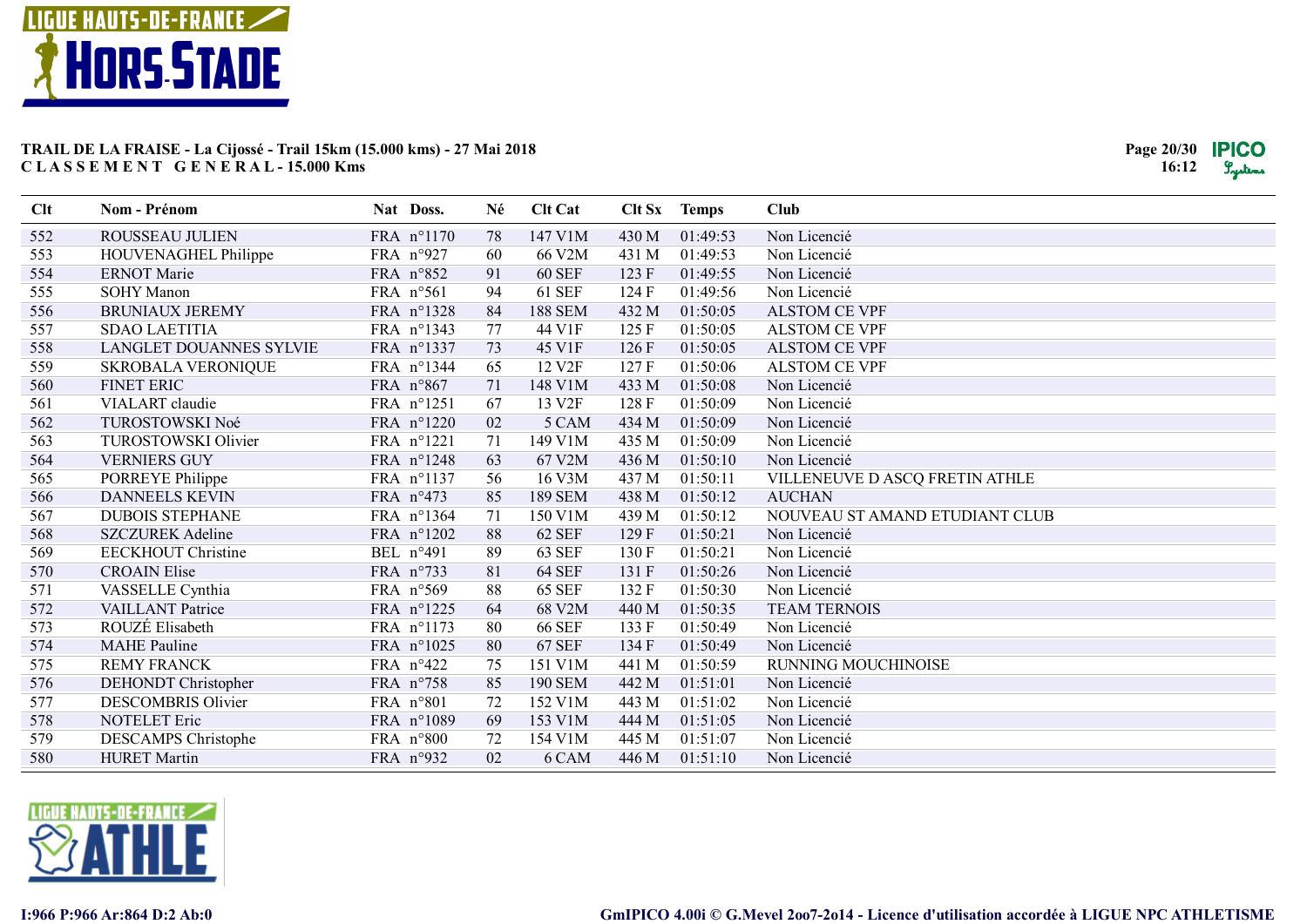**TRAIL DE LA FRAISE - La Cijossé - Trail 15km (15.000 kms) - 27 Mai 2018**
**C L A S S E M E N T   G E N E R A L - 15.000 Kms**

| Clt | Nom - Prénom | Nat | Doss. | Né | Clt Cat | Clt Sx | Temps | Club |
|---|---|---|---|---|---|---|---|---|
| 552 | ROUSSEAU JULIEN | FRA | n°1170 | 78 | 147 V1M | 430 M | 01:49:53 | Non Licencié |
| 553 | HOUVENAGHEL Philippe | FRA | n°927 | 60 | 66 V2M | 431 M | 01:49:53 | Non Licencié |
| 554 | ERNOT Marie | FRA | n°852 | 91 | 60 SEF | 123 F | 01:49:55 | Non Licencié |
| 555 | SOHY Manon | FRA | n°561 | 94 | 61 SEF | 124 F | 01:49:56 | Non Licencié |
| 556 | BRUNIAUX JEREMY | FRA | n°1328 | 84 | 188 SEM | 432 M | 01:50:05 | ALSTOM CE VPF |
| 557 | SDAO LAETITIA | FRA | n°1343 | 77 | 44 V1F | 125 F | 01:50:05 | ALSTOM CE VPF |
| 558 | LANGLET DOUANNES SYLVIE | FRA | n°1337 | 73 | 45 V1F | 126 F | 01:50:05 | ALSTOM CE VPF |
| 559 | SKROBALA VERONIQUE | FRA | n°1344 | 65 | 12 V2F | 127 F | 01:50:06 | ALSTOM CE VPF |
| 560 | FINET ERIC | FRA | n°867 | 71 | 148 V1M | 433 M | 01:50:08 | Non Licencié |
| 561 | VIALART claudie | FRA | n°1251 | 67 | 13 V2F | 128 F | 01:50:09 | Non Licencié |
| 562 | TUROSTOWSKI Noé | FRA | n°1220 | 02 | 5 CAM | 434 M | 01:50:09 | Non Licencié |
| 563 | TUROSTOWSKI Olivier | FRA | n°1221 | 71 | 149 V1M | 435 M | 01:50:09 | Non Licencié |
| 564 | VERNIERS GUY | FRA | n°1248 | 63 | 67 V2M | 436 M | 01:50:10 | Non Licencié |
| 565 | PORREYE Philippe | FRA | n°1137 | 56 | 16 V3M | 437 M | 01:50:11 | VILLENEUVE D ASCQ FRETIN ATHLE |
| 566 | DANNEELS KEVIN | FRA | n°473 | 85 | 189 SEM | 438 M | 01:50:12 | AUCHAN |
| 567 | DUBOIS STEPHANE | FRA | n°1364 | 71 | 150 V1M | 439 M | 01:50:12 | NOUVEAU ST AMAND ETUDIANT CLUB |
| 568 | SZCZUREK Adeline | FRA | n°1202 | 88 | 62 SEF | 129 F | 01:50:21 | Non Licencié |
| 569 | EECKHOUT Christine | BEL | n°491 | 89 | 63 SEF | 130 F | 01:50:21 | Non Licencié |
| 570 | CROAIN Elise | FRA | n°733 | 81 | 64 SEF | 131 F | 01:50:26 | Non Licencié |
| 571 | VASSELLE Cynthia | FRA | n°569 | 88 | 65 SEF | 132 F | 01:50:30 | Non Licencié |
| 572 | VAILLANT Patrice | FRA | n°1225 | 64 | 68 V2M | 440 M | 01:50:35 | TEAM TERNOIS |
| 573 | ROUZÉ Elisabeth | FRA | n°1173 | 80 | 66 SEF | 133 F | 01:50:49 | Non Licencié |
| 574 | MAHE Pauline | FRA | n°1025 | 80 | 67 SEF | 134 F | 01:50:49 | Non Licencié |
| 575 | REMY FRANCK | FRA | n°422 | 75 | 151 V1M | 441 M | 01:50:59 | RUNNING MOUCHINOISE |
| 576 | DEHONDT Christopher | FRA | n°758 | 85 | 190 SEM | 442 M | 01:51:01 | Non Licencié |
| 577 | DESCOMBRIS Olivier | FRA | n°801 | 72 | 152 V1M | 443 M | 01:51:02 | Non Licencié |
| 578 | NOTELET Eric | FRA | n°1089 | 69 | 153 V1M | 444 M | 01:51:05 | Non Licencié |
| 579 | DESCAMPS Christophe | FRA | n°800 | 72 | 154 V1M | 445 M | 01:51:07 | Non Licencié |
| 580 | HURET Martin | FRA | n°932 | 02 | 6 CAM | 446 M | 01:51:10 | Non Licencié |

I:966 P:966 Ar:864 D:2 Ab:0

GmIPICO 4.00i © G.Mevel 2oo7-2o14 - Licence d'utilisation accordée à LIGUE NPC ATHLETISME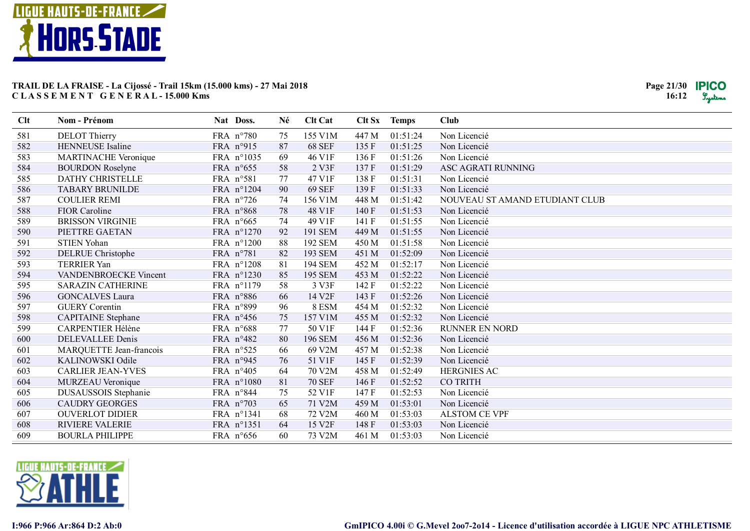**TRAIL DE LA FRAISE - La Cijossé - Trail 15km (15.000 kms) - 27 Mai 2018**
**C L A S S E M E N T   G E N E R A L - 15.000 Kms**

| Clt | Nom - Prénom | Nat | Doss. | Né | Clt Cat | Clt Sx | Temps | Club |
|---|---|---|---|---|---|---|---|---|
| 581 | DELOT Thierry | FRA | n°780 | 75 | 155 V1M | 447 M | 01:51:24 | Non Licencié |
| 582 | HENNEUSE Isaline | FRA | n°915 | 87 | 68 SEF | 135 F | 01:51:25 | Non Licencié |
| 583 | MARTINACHE Veronique | FRA | n°1035 | 69 | 46 V1F | 136 F | 01:51:26 | Non Licencié |
| 584 | BOURDON Roselyne | FRA | n°655 | 58 | 2 V3F | 137 F | 01:51:29 | ASC AGRATI RUNNING |
| 585 | DATHY CHRISTELLE | FRA | n°581 | 77 | 47 V1F | 138 F | 01:51:31 | Non Licencié |
| 586 | TABARY BRUNILDE | FRA | n°1204 | 90 | 69 SEF | 139 F | 01:51:33 | Non Licencié |
| 587 | COULIER REMI | FRA | n°726 | 74 | 156 V1M | 448 M | 01:51:42 | NOUVEAU ST AMAND ETUDIANT CLUB |
| 588 | FIOR Caroline | FRA | n°868 | 78 | 48 V1F | 140 F | 01:51:53 | Non Licencié |
| 589 | BRISSON VIRGINIE | FRA | n°665 | 74 | 49 V1F | 141 F | 01:51:55 | Non Licencié |
| 590 | PIETTRE GAETAN | FRA | n°1270 | 92 | 191 SEM | 449 M | 01:51:55 | Non Licencié |
| 591 | STIEN Yohan | FRA | n°1200 | 88 | 192 SEM | 450 M | 01:51:58 | Non Licencié |
| 592 | DELRUE Christophe | FRA | n°781 | 82 | 193 SEM | 451 M | 01:52:09 | Non Licencié |
| 593 | TERRIER Yan | FRA | n°1208 | 81 | 194 SEM | 452 M | 01:52:17 | Non Licencié |
| 594 | VANDENBROECKE Vincent | FRA | n°1230 | 85 | 195 SEM | 453 M | 01:52:22 | Non Licencié |
| 595 | SARAZIN CATHERINE | FRA | n°1179 | 58 | 3 V3F | 142 F | 01:52:22 | Non Licencié |
| 596 | GONCALVES Laura | FRA | n°886 | 66 | 14 V2F | 143 F | 01:52:26 | Non Licencié |
| 597 | GUERY Corentin | FRA | n°899 | 96 | 8 ESM | 454 M | 01:52:32 | Non Licencié |
| 598 | CAPITAINE Stephane | FRA | n°456 | 75 | 157 V1M | 455 M | 01:52:32 | Non Licencié |
| 599 | CARPENTIER Hélène | FRA | n°688 | 77 | 50 V1F | 144 F | 01:52:36 | RUNNER EN NORD |
| 600 | DELEVALLEE Denis | FRA | n°482 | 80 | 196 SEM | 456 M | 01:52:36 | Non Licencié |
| 601 | MARQUETTE Jean-francois | FRA | n°525 | 66 | 69 V2M | 457 M | 01:52:38 | Non Licencié |
| 602 | KALINOWSKI Odile | FRA | n°945 | 76 | 51 V1F | 145 F | 01:52:39 | Non Licencié |
| 603 | CARLIER JEAN-YVES | FRA | n°405 | 64 | 70 V2M | 458 M | 01:52:49 | HERGNIES AC |
| 604 | MURZEAU Veronique | FRA | n°1080 | 81 | 70 SEF | 146 F | 01:52:52 | CO TRITH |
| 605 | DUSAUSSOIS Stephanie | FRA | n°844 | 75 | 52 V1F | 147 F | 01:52:53 | Non Licencié |
| 606 | CAUDRY GEORGES | FRA | n°703 | 65 | 71 V2M | 459 M | 01:53:01 | Non Licencié |
| 607 | OUVERLOT DIDIER | FRA | n°1341 | 68 | 72 V2M | 460 M | 01:53:03 | ALSTOM CE VPF |
| 608 | RIVIERE VALERIE | FRA | n°1351 | 64 | 15 V2F | 148 F | 01:53:03 | Non Licencié |
| 609 | BOURLA PHILIPPE | FRA | n°656 | 60 | 73 V2M | 461 M | 01:53:03 | Non Licencié |

I:966 P:966 Ar:864 D:2 Ab:0

GmIPICO 4.00i © G.Mevel 2oo7-2o14 - Licence d'utilisation accordée à LIGUE NPC ATHLETISME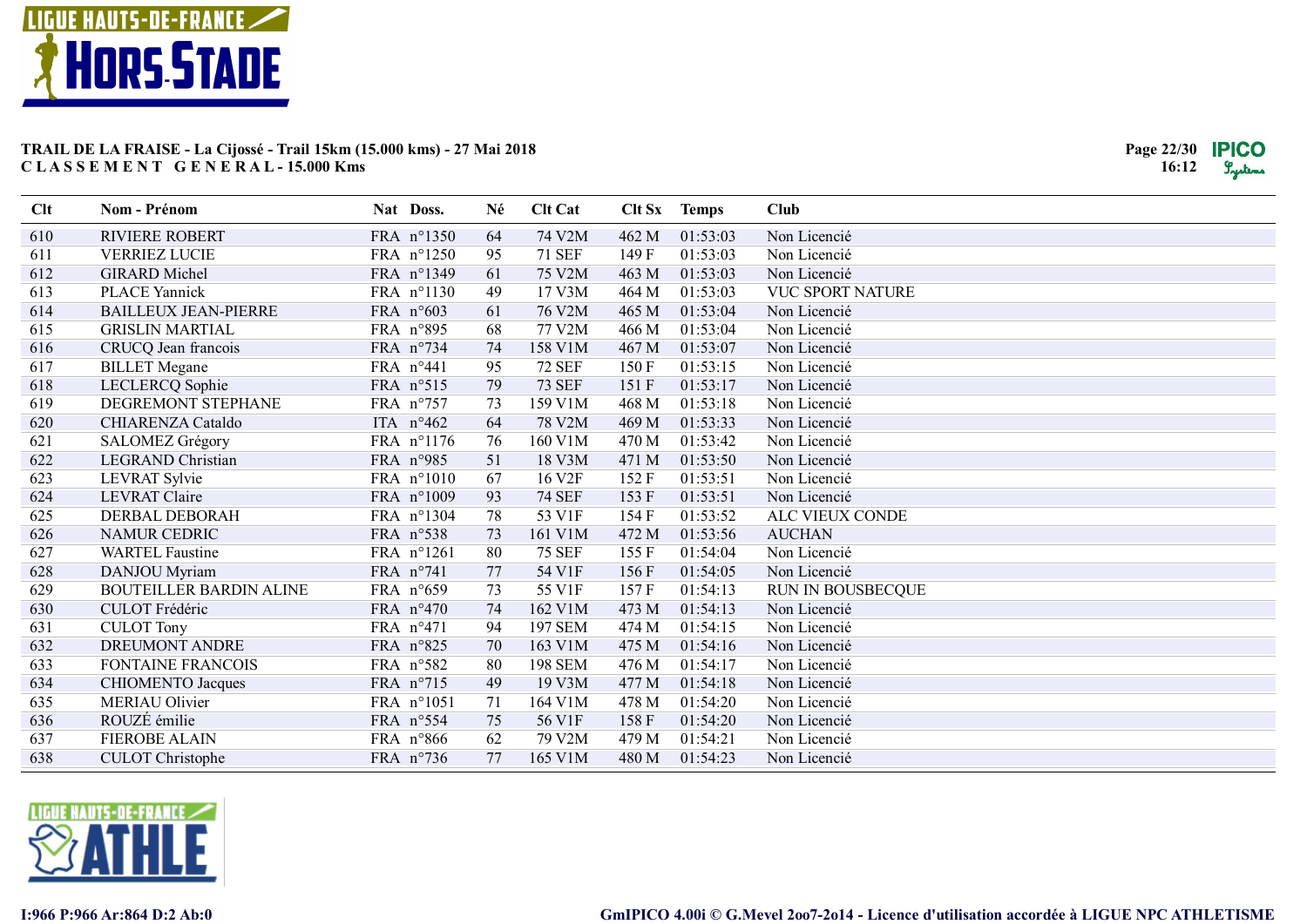**TRAIL DE LA FRAISE - La Cijossé - Trail 15km (15.000 kms) - 27 Mai 2018**
**CLASSEMENT GENERAL - 15.000 Kms**

| Clt | Nom - Prénom | Nat | Doss. | Né | Clt Cat | Clt Sx | Temps | Club |
|---|---|---|---|---|---|---|---|---|
| 610 | RIVIERE ROBERT | FRA | n°1350 | 64 | 74 V2M | 462 M | 01:53:03 | Non Licencié |
| 611 | VERRIEZ LUCIE | FRA | n°1250 | 95 | 71 SEF | 149 F | 01:53:03 | Non Licencié |
| 612 | GIRARD Michel | FRA | n°1349 | 61 | 75 V2M | 463 M | 01:53:03 | Non Licencié |
| 613 | PLACE Yannick | FRA | n°1130 | 49 | 17 V3M | 464 M | 01:53:03 | VUC SPORT NATURE |
| 614 | BAILLEUX JEAN-PIERRE | FRA | n°603 | 61 | 76 V2M | 465 M | 01:53:04 | Non Licencié |
| 615 | GRISLIN MARTIAL | FRA | n°895 | 68 | 77 V2M | 466 M | 01:53:04 | Non Licencié |
| 616 | CRUCQ Jean francois | FRA | n°734 | 74 | 158 V1M | 467 M | 01:53:07 | Non Licencié |
| 617 | BILLET Megane | FRA | n°441 | 95 | 72 SEF | 150 F | 01:53:15 | Non Licencié |
| 618 | LECLERCQ Sophie | FRA | n°515 | 79 | 73 SEF | 151 F | 01:53:17 | Non Licencié |
| 619 | DEGREMONT STEPHANE | FRA | n°757 | 73 | 159 V1M | 468 M | 01:53:18 | Non Licencié |
| 620 | CHIARENZA Cataldo | ITA | n°462 | 64 | 78 V2M | 469 M | 01:53:33 | Non Licencié |
| 621 | SALOMEZ Grégory | FRA | n°1176 | 76 | 160 V1M | 470 M | 01:53:42 | Non Licencié |
| 622 | LEGRAND Christian | FRA | n°985 | 51 | 18 V3M | 471 M | 01:53:50 | Non Licencié |
| 623 | LEVRAT Sylvie | FRA | n°1010 | 67 | 16 V2F | 152 F | 01:53:51 | Non Licencié |
| 624 | LEVRAT Claire | FRA | n°1009 | 93 | 74 SEF | 153 F | 01:53:51 | Non Licencié |
| 625 | DERBAL DEBORAH | FRA | n°1304 | 78 | 53 V1F | 154 F | 01:53:52 | ALC VIEUX CONDE |
| 626 | NAMUR CEDRIC | FRA | n°538 | 73 | 161 V1M | 472 M | 01:53:56 | AUCHAN |
| 627 | WARTEL Faustine | FRA | n°1261 | 80 | 75 SEF | 155 F | 01:54:04 | Non Licencié |
| 628 | DANJOU Myriam | FRA | n°741 | 77 | 54 V1F | 156 F | 01:54:05 | Non Licencié |
| 629 | BOUTEILLER BARDIN ALINE | FRA | n°659 | 73 | 55 V1F | 157 F | 01:54:13 | RUN IN BOUSBECQUE |
| 630 | CULOT Frédéric | FRA | n°470 | 74 | 162 V1M | 473 M | 01:54:13 | Non Licencié |
| 631 | CULOT Tony | FRA | n°471 | 94 | 197 SEM | 474 M | 01:54:15 | Non Licencié |
| 632 | DREUMONT ANDRE | FRA | n°825 | 70 | 163 V1M | 475 M | 01:54:16 | Non Licencié |
| 633 | FONTAINE FRANCOIS | FRA | n°582 | 80 | 198 SEM | 476 M | 01:54:17 | Non Licencié |
| 634 | CHIOMENTO Jacques | FRA | n°715 | 49 | 19 V3M | 477 M | 01:54:18 | Non Licencié |
| 635 | MERIAU Olivier | FRA | n°1051 | 71 | 164 V1M | 478 M | 01:54:20 | Non Licencié |
| 636 | ROUZÉ émilie | FRA | n°554 | 75 | 56 V1F | 158 F | 01:54:20 | Non Licencié |
| 637 | FIEROBE ALAIN | FRA | n°866 | 62 | 79 V2M | 479 M | 01:54:21 | Non Licencié |
| 638 | CULOT Christophe | FRA | n°736 | 77 | 165 V1M | 480 M | 01:54:23 | Non Licencié |

I:966 P:966 Ar:864 D:2 Ab:0

GmIPICO 4.00i © G.Mevel 2oo7-2o14 - Licence d'utilisation accordée à LIGUE NPC ATHLETISME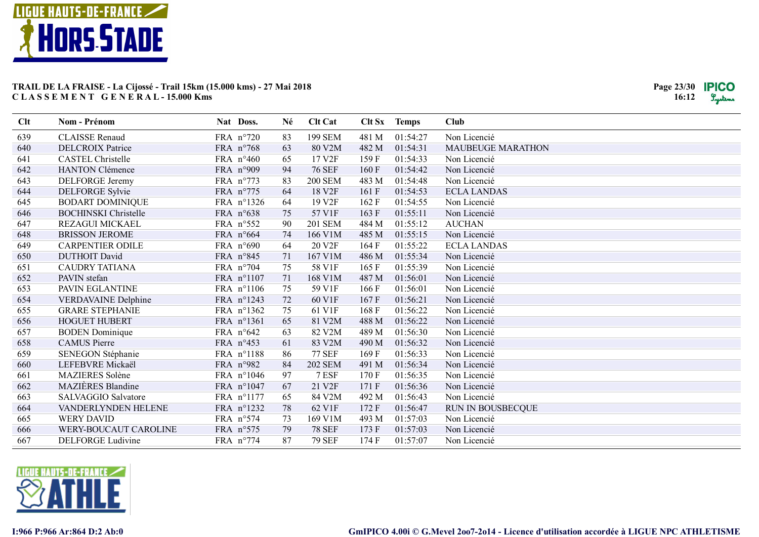**TRAIL DE LA FRAISE - La Cijossé - Trail 15km (15.000 kms) - 27 Mai 2018**
**C L A S S E M E N T   G E N E R A L - 15.000 Kms**

| Clt | Nom - Prénom | Nat | Doss. | Né | Clt Cat | Clt Sx | Temps | Club |
|---|---|---|---|---|---|---|---|---|
| 639 | CLAISSE Renaud | FRA | n°720 | 83 | 199 SEM | 481 M | 01:54:27 | Non Licencié |
| 640 | DELCROIX Patrice | FRA | n°768 | 63 | 80 V2M | 482 M | 01:54:31 | MAUBEUGE MARATHON |
| 641 | CASTEL Christelle | FRA | n°460 | 65 | 17 V2F | 159 F | 01:54:33 | Non Licencié |
| 642 | HANTON Clémence | FRA | n°909 | 94 | 76 SEF | 160 F | 01:54:42 | Non Licencié |
| 643 | DELFORGE Jeremy | FRA | n°773 | 83 | 200 SEM | 483 M | 01:54:48 | Non Licencié |
| 644 | DELFORGE Sylvie | FRA | n°775 | 64 | 18 V2F | 161 F | 01:54:53 | ECLA LANDAS |
| 645 | BODART DOMINIQUE | FRA | n°1326 | 64 | 19 V2F | 162 F | 01:54:55 | Non Licencié |
| 646 | BOCHINSKI Christelle | FRA | n°638 | 75 | 57 V1F | 163 F | 01:55:11 | Non Licencié |
| 647 | REZAGUI MICKAEL | FRA | n°552 | 90 | 201 SEM | 484 M | 01:55:12 | AUCHAN |
| 648 | BRISSON JEROME | FRA | n°664 | 74 | 166 V1M | 485 M | 01:55:15 | Non Licencié |
| 649 | CARPENTIER ODILE | FRA | n°690 | 64 | 20 V2F | 164 F | 01:55:22 | ECLA LANDAS |
| 650 | DUTHOIT David | FRA | n°845 | 71 | 167 V1M | 486 M | 01:55:34 | Non Licencié |
| 651 | CAUDRY TATIANA | FRA | n°704 | 75 | 58 V1F | 165 F | 01:55:39 | Non Licencié |
| 652 | PAVIN stefan | FRA | n°1107 | 71 | 168 V1M | 487 M | 01:56:01 | Non Licencié |
| 653 | PAVIN EGLANTINE | FRA | n°1106 | 75 | 59 V1F | 166 F | 01:56:01 | Non Licencié |
| 654 | VERDAVAINE Delphine | FRA | n°1243 | 72 | 60 V1F | 167 F | 01:56:21 | Non Licencié |
| 655 | GRARE STEPHANIE | FRA | n°1362 | 75 | 61 V1F | 168 F | 01:56:22 | Non Licencié |
| 656 | HOGUET HUBERT | FRA | n°1361 | 65 | 81 V2M | 488 M | 01:56:22 | Non Licencié |
| 657 | BODEN Dominique | FRA | n°642 | 63 | 82 V2M | 489 M | 01:56:30 | Non Licencié |
| 658 | CAMUS Pierre | FRA | n°453 | 61 | 83 V2M | 490 M | 01:56:32 | Non Licencié |
| 659 | SENEGON Stéphanie | FRA | n°1188 | 86 | 77 SEF | 169 F | 01:56:33 | Non Licencié |
| 660 | LEFEBVRE Mickaël | FRA | n°982 | 84 | 202 SEM | 491 M | 01:56:34 | Non Licencié |
| 661 | MAZIERES Solène | FRA | n°1046 | 97 | 7 ESF | 170 F | 01:56:35 | Non Licencié |
| 662 | MAZIÈRES Blandine | FRA | n°1047 | 67 | 21 V2F | 171 F | 01:56:36 | Non Licencié |
| 663 | SALVAGGIO Salvatore | FRA | n°1177 | 65 | 84 V2M | 492 M | 01:56:43 | Non Licencié |
| 664 | VANDERLYNDEN HELENE | FRA | n°1232 | 78 | 62 V1F | 172 F | 01:56:47 | RUN IN BOUSBECQUE |
| 665 | WERY DAVID | FRA | n°574 | 73 | 169 V1M | 493 M | 01:57:03 | Non Licencié |
| 666 | WERY-BOUCAUT CAROLINE | FRA | n°575 | 79 | 78 SEF | 173 F | 01:57:03 | Non Licencié |
| 667 | DELFORGE Ludivine | FRA | n°774 | 87 | 79 SEF | 174 F | 01:57:07 | Non Licencié |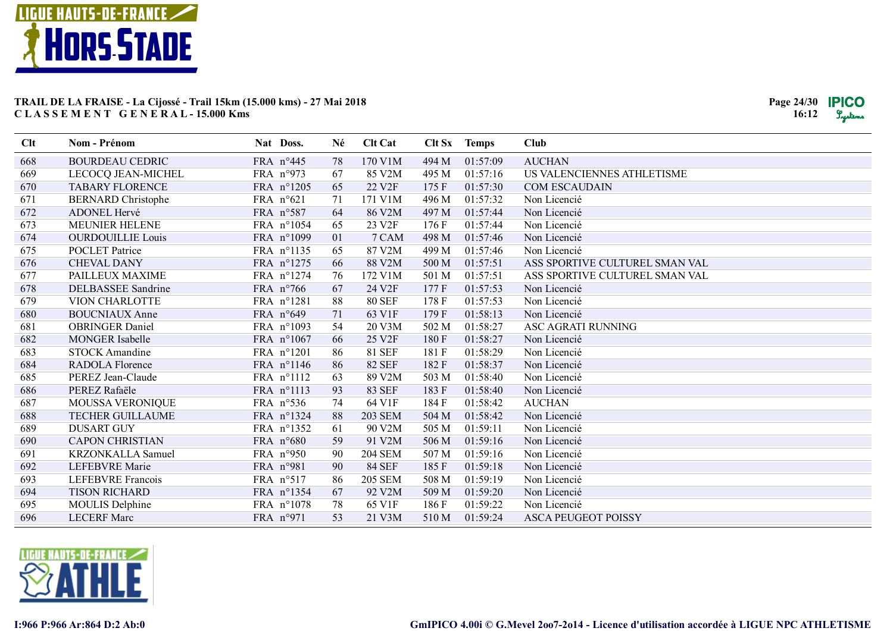**TRAIL DE LA FRAISE - La Cijossé - Trail 15km (15.000 kms) - 27 Mai 2018**
**C L A S S E M E N T G E N E R A L - 15.000 Kms**

| Clt | Nom - Prénom | Nat | Doss. | Né | Clt Cat | Clt Sx | Temps | Club |
|---|---|---|---|---|---|---|---|---|
| 668 | BOURDEAU CEDRIC | FRA | n°445 | 78 | 170 V1M | 494 M | 01:57:09 | AUCHAN |
| 669 | LECOCQ JEAN-MICHEL | FRA | n°973 | 67 | 85 V2M | 495 M | 01:57:16 | US VALENCIENNES ATHLETISME |
| 670 | TABARY FLORENCE | FRA | n°1205 | 65 | 22 V2F | 175 F | 01:57:30 | COM ESCAUDAIN |
| 671 | BERNARD Christophe | FRA | n°621 | 71 | 171 V1M | 496 M | 01:57:32 | Non Licencié |
| 672 | ADONEL Hervé | FRA | n°587 | 64 | 86 V2M | 497 M | 01:57:44 | Non Licencié |
| 673 | MEUNIER HELENE | FRA | n°1054 | 65 | 23 V2F | 176 F | 01:57:44 | Non Licencié |
| 674 | OURDOUILLIE Louis | FRA | n°1099 | 01 | 7 CAM | 498 M | 01:57:46 | Non Licencié |
| 675 | POCLET Patrice | FRA | n°1135 | 65 | 87 V2M | 499 M | 01:57:46 | Non Licencié |
| 676 | CHEVAL DANY | FRA | n°1275 | 66 | 88 V2M | 500 M | 01:57:51 | ASS SPORTIVE CULTUREL SMAN VAL |
| 677 | PAILLEUX MAXIME | FRA | n°1274 | 76 | 172 V1M | 501 M | 01:57:51 | ASS SPORTIVE CULTUREL SMAN VAL |
| 678 | DELBASSEE Sandrine | FRA | n°766 | 67 | 24 V2F | 177 F | 01:57:53 | Non Licencié |
| 679 | VION CHARLOTTE | FRA | n°1281 | 88 | 80 SEF | 178 F | 01:57:53 | Non Licencié |
| 680 | BOUCNIAUX Anne | FRA | n°649 | 71 | 63 V1F | 179 F | 01:58:13 | Non Licencié |
| 681 | OBRINGER Daniel | FRA | n°1093 | 54 | 20 V3M | 502 M | 01:58:27 | ASC AGRATI RUNNING |
| 682 | MONGER Isabelle | FRA | n°1067 | 66 | 25 V2F | 180 F | 01:58:27 | Non Licencié |
| 683 | STOCK Amandine | FRA | n°1201 | 86 | 81 SEF | 181 F | 01:58:29 | Non Licencié |
| 684 | RADOLA Florence | FRA | n°1146 | 86 | 82 SEF | 182 F | 01:58:37 | Non Licencié |
| 685 | PEREZ Jean-Claude | FRA | n°1112 | 63 | 89 V2M | 503 M | 01:58:40 | Non Licencié |
| 686 | PEREZ Rafaële | FRA | n°1113 | 93 | 83 SEF | 183 F | 01:58:40 | Non Licencié |
| 687 | MOUSSA VERONIQUE | FRA | n°536 | 74 | 64 V1F | 184 F | 01:58:42 | AUCHAN |
| 688 | TECHER GUILLAUME | FRA | n°1324 | 88 | 203 SEM | 504 M | 01:58:42 | Non Licencié |
| 689 | DUSART GUY | FRA | n°1352 | 61 | 90 V2M | 505 M | 01:59:11 | Non Licencié |
| 690 | CAPON CHRISTIAN | FRA | n°680 | 59 | 91 V2M | 506 M | 01:59:16 | Non Licencié |
| 691 | KRZONKALLA Samuel | FRA | n°950 | 90 | 204 SEM | 507 M | 01:59:16 | Non Licencié |
| 692 | LEFEBVRE Marie | FRA | n°981 | 90 | 84 SEF | 185 F | 01:59:18 | Non Licencié |
| 693 | LEFEBVRE Francois | FRA | n°517 | 86 | 205 SEM | 508 M | 01:59:19 | Non Licencié |
| 694 | TISON RICHARD | FRA | n°1354 | 67 | 92 V2M | 509 M | 01:59:20 | Non Licencié |
| 695 | MOULIS Delphine | FRA | n°1078 | 78 | 65 V1F | 186 F | 01:59:22 | Non Licencié |
| 696 | LECERF Marc | FRA | n°971 | 53 | 21 V3M | 510 M | 01:59:24 | ASCA PEUGEOT POISSY |

I:966 P:966 Ar:864 D:2 Ab:0

GmIPICO 4.00i © G.Mevel 2oo7-2o14 - Licence d'utilisation accordée à LIGUE NPC ATHLETISME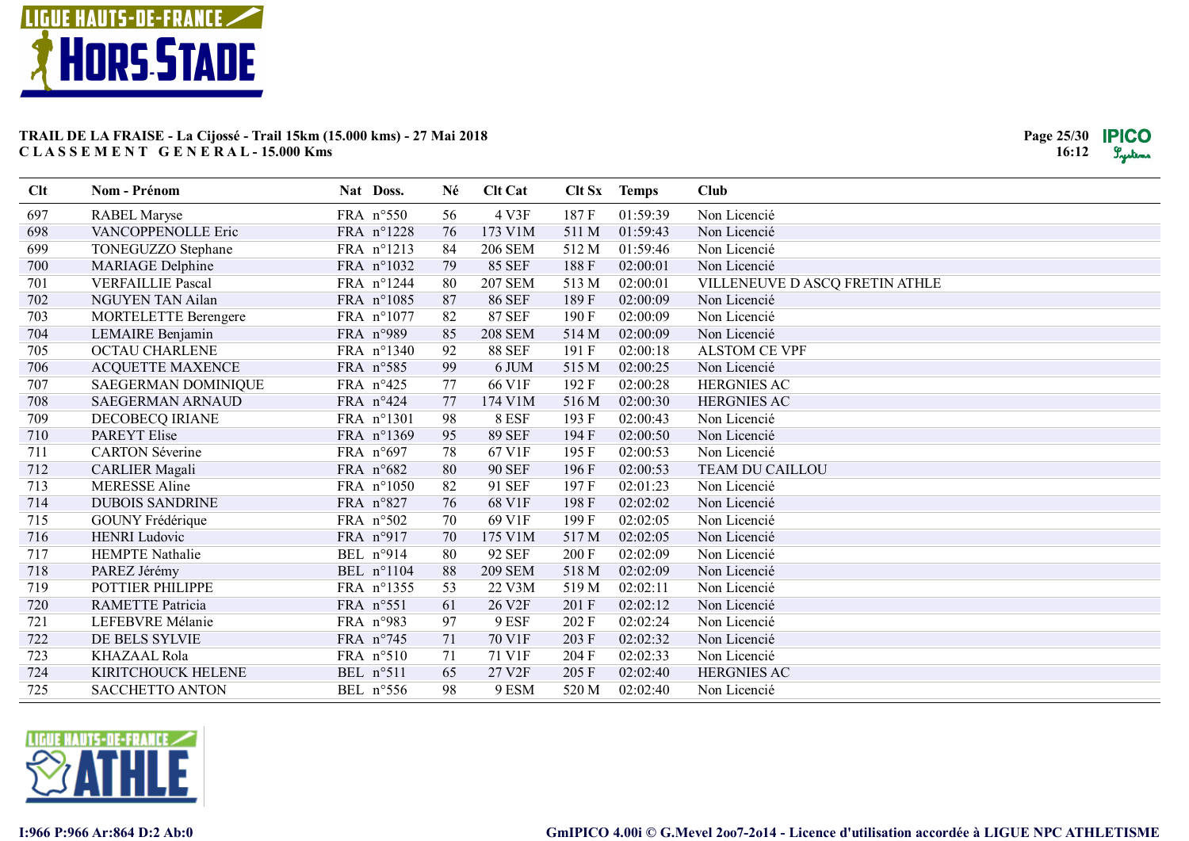**TRAIL DE LA FRAISE - La Cijossé - Trail 15km (15.000 kms) - 27 Mai 2018**
**C L A S S E M E N T   G E N E R A L - 15.000 Kms**

| Clt | Nom - Prénom | Nat | Doss. | Né | Clt Cat | Clt Sx | Temps | Club |
|---|---|---|---|---|---|---|---|---|
| 697 | RABEL Maryse | FRA | n°550 | 56 | 4 V3F | 187 F | 01:59:39 | Non Licencié |
| 698 | VANCOPPENOLLE Eric | FRA | n°1228 | 76 | 173 V1M | 511 M | 01:59:43 | Non Licencié |
| 699 | TONEGUZZO Stephane | FRA | n°1213 | 84 | 206 SEM | 512 M | 01:59:46 | Non Licencié |
| 700 | MARIAGE Delphine | FRA | n°1032 | 79 | 85 SEF | 188 F | 02:00:01 | Non Licencié |
| 701 | VERFAILLIE Pascal | FRA | n°1244 | 80 | 207 SEM | 513 M | 02:00:01 | VILLENEUVE D ASCQ FRETIN ATHLE |
| 702 | NGUYEN TAN Ailan | FRA | n°1085 | 87 | 86 SEF | 189 F | 02:00:09 | Non Licencié |
| 703 | MORTELETTE Berengere | FRA | n°1077 | 82 | 87 SEF | 190 F | 02:00:09 | Non Licencié |
| 704 | LEMAIRE Benjamin | FRA | n°989 | 85 | 208 SEM | 514 M | 02:00:09 | Non Licencié |
| 705 | OCTAU CHARLENE | FRA | n°1340 | 92 | 88 SEF | 191 F | 02:00:18 | ALSTOM CE VPF |
| 706 | ACQUETTE MAXENCE | FRA | n°585 | 99 | 6 JUM | 515 M | 02:00:25 | Non Licencié |
| 707 | SAEGERMAN DOMINIQUE | FRA | n°425 | 77 | 66 V1F | 192 F | 02:00:28 | HERGNIES AC |
| 708 | SAEGERMAN ARNAUD | FRA | n°424 | 77 | 174 V1M | 516 M | 02:00:30 | HERGNIES AC |
| 709 | DECOBECQ IRIANE | FRA | n°1301 | 98 | 8 ESF | 193 F | 02:00:43 | Non Licencié |
| 710 | PAREYT Elise | FRA | n°1369 | 95 | 89 SEF | 194 F | 02:00:50 | Non Licencié |
| 711 | CARTON Séverine | FRA | n°697 | 78 | 67 V1F | 195 F | 02:00:53 | Non Licencié |
| 712 | CARLIER Magali | FRA | n°682 | 80 | 90 SEF | 196 F | 02:00:53 | TEAM DU CAILLOU |
| 713 | MERESSE Aline | FRA | n°1050 | 82 | 91 SEF | 197 F | 02:01:23 | Non Licencié |
| 714 | DUBOIS SANDRINE | FRA | n°827 | 76 | 68 V1F | 198 F | 02:02:02 | Non Licencié |
| 715 | GOUNY Frédérique | FRA | n°502 | 70 | 69 V1F | 199 F | 02:02:05 | Non Licencié |
| 716 | HENRI Ludovic | FRA | n°917 | 70 | 175 V1M | 517 M | 02:02:05 | Non Licencié |
| 717 | HEMPTE Nathalie | BEL | n°914 | 80 | 92 SEF | 200 F | 02:02:09 | Non Licencié |
| 718 | PAREZ Jérémy | BEL | n°1104 | 88 | 209 SEM | 518 M | 02:02:09 | Non Licencié |
| 719 | POTTIER PHILIPPE | FRA | n°1355 | 53 | 22 V3M | 519 M | 02:02:11 | Non Licencié |
| 720 | RAMETTE Patricia | FRA | n°551 | 61 | 26 V2F | 201 F | 02:02:12 | Non Licencié |
| 721 | LEFEBVRE Mélanie | FRA | n°983 | 97 | 9 ESF | 202 F | 02:02:24 | Non Licencié |
| 722 | DE BELS SYLVIE | FRA | n°745 | 71 | 70 V1F | 203 F | 02:02:32 | Non Licencié |
| 723 | KHAZAAL Rola | FRA | n°510 | 71 | 71 V1F | 204 F | 02:02:33 | Non Licencié |
| 724 | KIRITCHOUCK HELENE | BEL | n°511 | 65 | 27 V2F | 205 F | 02:02:40 | HERGNIES AC |
| 725 | SACCHETTO ANTON | BEL | n°556 | 98 | 9 ESM | 520 M | 02:02:40 | Non Licencié |

I:966 P:966 Ar:864 D:2 Ab:0

GmIPICO 4.00i © G.Mevel 2oo7-2o14 - Licence d'utilisation accordée à LIGUE NPC ATHLETISME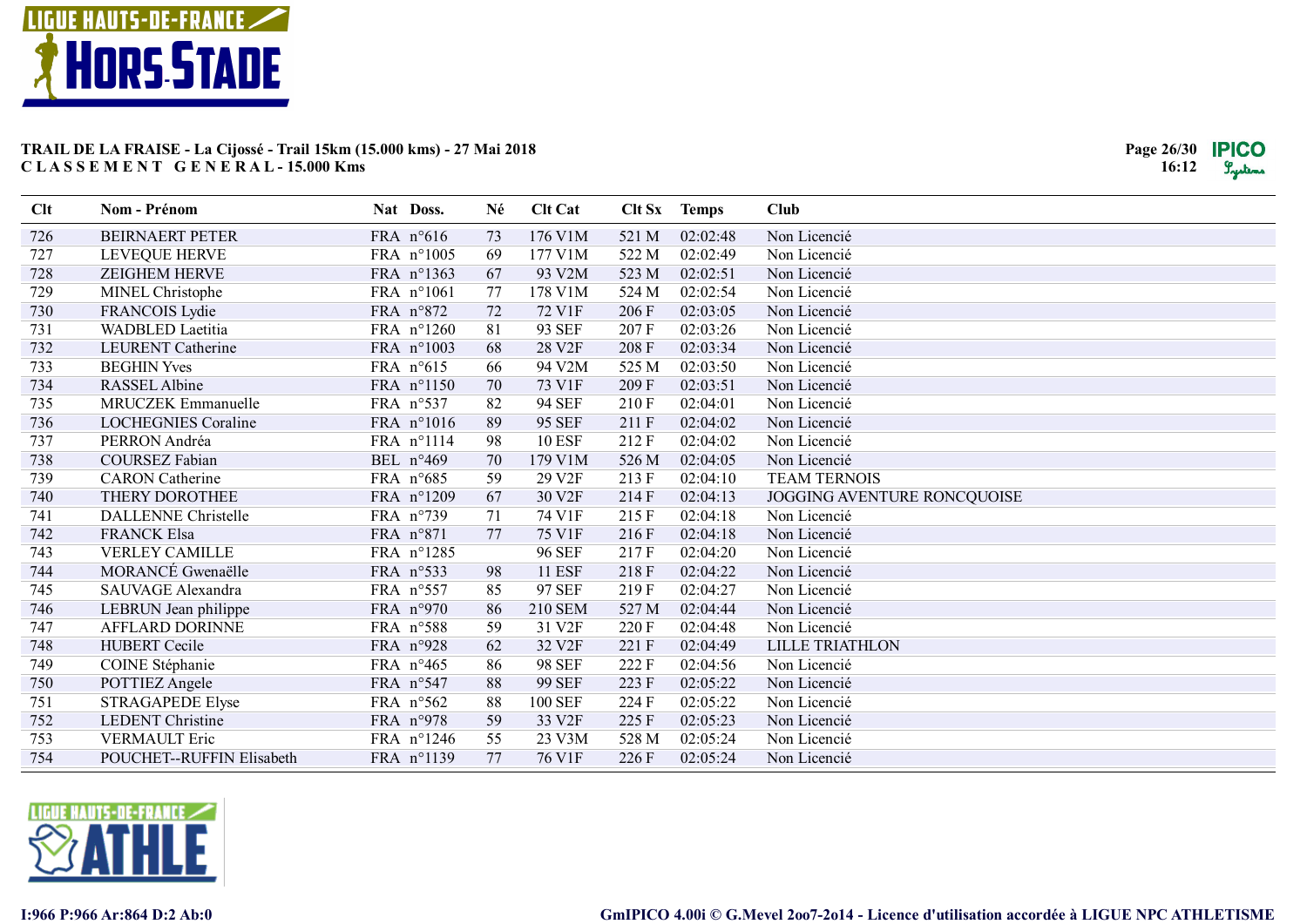**TRAIL DE LA FRAISE - La Cijossé - Trail 15km (15.000 kms) - 27 Mai 2018**
**CLASSEMENT GENERAL - 15.000 Kms**

| Clt | Nom - Prénom | Nat | Doss. | Né | Clt Cat | Clt Sx | Temps | Club |
|---|---|---|---|---|---|---|---|---|
| 726 | BEIRNAERT PETER | FRA | n°616 | 73 | 176 V1M | 521 M | 02:02:48 | Non Licencié |
| 727 | LEVEQUE HERVE | FRA | n°1005 | 69 | 177 V1M | 522 M | 02:02:49 | Non Licencié |
| 728 | ZEIGHEM HERVE | FRA | n°1363 | 67 | 93 V2M | 523 M | 02:02:51 | Non Licencié |
| 729 | MINEL Christophe | FRA | n°1061 | 77 | 178 V1M | 524 M | 02:02:54 | Non Licencié |
| 730 | FRANCOIS Lydie | FRA | n°872 | 72 | 72 V1F | 206 F | 02:03:05 | Non Licencié |
| 731 | WADBLED Laetitia | FRA | n°1260 | 81 | 93 SEF | 207 F | 02:03:26 | Non Licencié |
| 732 | LEURENT Catherine | FRA | n°1003 | 68 | 28 V2F | 208 F | 02:03:34 | Non Licencié |
| 733 | BEGHIN Yves | FRA | n°615 | 66 | 94 V2M | 525 M | 02:03:50 | Non Licencié |
| 734 | RASSEL Albine | FRA | n°1150 | 70 | 73 V1F | 209 F | 02:03:51 | Non Licencié |
| 735 | MRUCZEK Emmanuelle | FRA | n°537 | 82 | 94 SEF | 210 F | 02:04:01 | Non Licencié |
| 736 | LOCHEGNIES Coraline | FRA | n°1016 | 89 | 95 SEF | 211 F | 02:04:02 | Non Licencié |
| 737 | PERRON Andréa | FRA | n°1114 | 98 | 10 ESF | 212 F | 02:04:02 | Non Licencié |
| 738 | COURSEZ Fabian | BEL | n°469 | 70 | 179 V1M | 526 M | 02:04:05 | Non Licencié |
| 739 | CARON Catherine | FRA | n°685 | 59 | 29 V2F | 213 F | 02:04:10 | TEAM TERNOIS |
| 740 | THERY DOROTHEE | FRA | n°1209 | 67 | 30 V2F | 214 F | 02:04:13 | JOGGING AVENTURE RONCQUOISE |
| 741 | DALLENNE Christelle | FRA | n°739 | 71 | 74 V1F | 215 F | 02:04:18 | Non Licencié |
| 742 | FRANCK Elsa | FRA | n°871 | 77 | 75 V1F | 216 F | 02:04:18 | Non Licencié |
| 743 | VERLEY CAMILLE | FRA | n°1285 | | 96 SEF | 217 F | 02:04:20 | Non Licencié |
| 744 | MORANCÉ Gwenaëlle | FRA | n°533 | 98 | 11 ESF | 218 F | 02:04:22 | Non Licencié |
| 745 | SAUVAGE Alexandra | FRA | n°557 | 85 | 97 SEF | 219 F | 02:04:27 | Non Licencié |
| 746 | LEBRUN Jean philippe | FRA | n°970 | 86 | 210 SEM | 527 M | 02:04:44 | Non Licencié |
| 747 | AFFLARD DORINNE | FRA | n°588 | 59 | 31 V2F | 220 F | 02:04:48 | Non Licencié |
| 748 | HUBERT Cecile | FRA | n°928 | 62 | 32 V2F | 221 F | 02:04:49 | LILLE TRIATHLON |
| 749 | COINE Stéphanie | FRA | n°465 | 86 | 98 SEF | 222 F | 02:04:56 | Non Licencié |
| 750 | POTTIEZ Angele | FRA | n°547 | 88 | 99 SEF | 223 F | 02:05:22 | Non Licencié |
| 751 | STRAGAPEDE Elyse | FRA | n°562 | 88 | 100 SEF | 224 F | 02:05:22 | Non Licencié |
| 752 | LEDENT Christine | FRA | n°978 | 59 | 33 V2F | 225 F | 02:05:23 | Non Licencié |
| 753 | VERMAULT Eric | FRA | n°1246 | 55 | 23 V3M | 528 M | 02:05:24 | Non Licencié |
| 754 | POUCHET--RUFFIN Elisabeth | FRA | n°1139 | 77 | 76 V1F | 226 F | 02:05:24 | Non Licencié |

I:966 P:966 Ar:864 D:2 Ab:0

GmIPICO 4.00i © G.Mevel 2oo7-2o14 - Licence d'utilisation accordée à LIGUE NPC ATHLETISME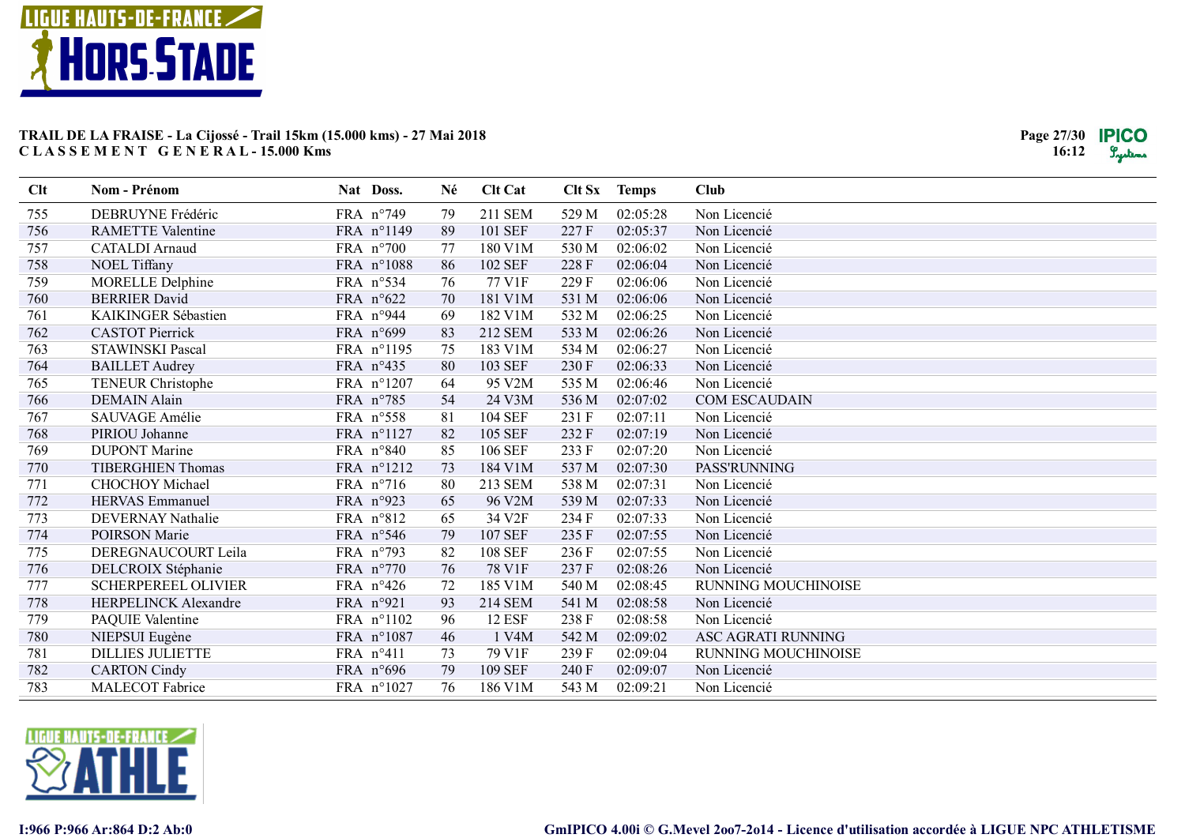**TRAIL DE LA FRAISE - La Cijossé - Trail 15km (15.000 kms) - 27 Mai 2018**
**C L A S S E M E N T   G E N E R A L - 15.000 Kms**

| Clt | Nom - Prénom | Nat | Doss. | Né | Clt Cat | Clt Sx | Temps | Club |
|---|---|---|---|---|---|---|---|---|
| 755 | DEBRUYNE Frédéric | FRA | n°749 | 79 | 211 SEM | 529 M | 02:05:28 | Non Licencié |
| 756 | RAMETTE Valentine | FRA | n°1149 | 89 | 101 SEF | 227 F | 02:05:37 | Non Licencié |
| 757 | CATALDI Arnaud | FRA | n°700 | 77 | 180 V1M | 530 M | 02:06:02 | Non Licencié |
| 758 | NOEL Tiffany | FRA | n°1088 | 86 | 102 SEF | 228 F | 02:06:04 | Non Licencié |
| 759 | MORELLE Delphine | FRA | n°534 | 76 | 77 V1F | 229 F | 02:06:06 | Non Licencié |
| 760 | BERRIER David | FRA | n°622 | 70 | 181 V1M | 531 M | 02:06:06 | Non Licencié |
| 761 | KAIKINGER Sébastien | FRA | n°944 | 69 | 182 V1M | 532 M | 02:06:25 | Non Licencié |
| 762 | CASTOT Pierrick | FRA | n°699 | 83 | 212 SEM | 533 M | 02:06:26 | Non Licencié |
| 763 | STAWINSKI Pascal | FRA | n°1195 | 75 | 183 V1M | 534 M | 02:06:27 | Non Licencié |
| 764 | BAILLET Audrey | FRA | n°435 | 80 | 103 SEF | 230 F | 02:06:33 | Non Licencié |
| 765 | TENEUR Christophe | FRA | n°1207 | 64 | 95 V2M | 535 M | 02:06:46 | Non Licencié |
| 766 | DEMAIN Alain | FRA | n°785 | 54 | 24 V3M | 536 M | 02:07:02 | COM ESCAUDAIN |
| 767 | SAUVAGE Amélie | FRA | n°558 | 81 | 104 SEF | 231 F | 02:07:11 | Non Licencié |
| 768 | PIRIOU Johanne | FRA | n°1127 | 82 | 105 SEF | 232 F | 02:07:19 | Non Licencié |
| 769 | DUPONT Marine | FRA | n°840 | 85 | 106 SEF | 233 F | 02:07:20 | Non Licencié |
| 770 | TIBERGHIEN Thomas | FRA | n°1212 | 73 | 184 V1M | 537 M | 02:07:30 | PASS'RUNNING |
| 771 | CHOCHOY Michael | FRA | n°716 | 80 | 213 SEM | 538 M | 02:07:31 | Non Licencié |
| 772 | HERVAS Emmanuel | FRA | n°923 | 65 | 96 V2M | 539 M | 02:07:33 | Non Licencié |
| 773 | DEVERNAY Nathalie | FRA | n°812 | 65 | 34 V2F | 234 F | 02:07:33 | Non Licencié |
| 774 | POIRSON Marie | FRA | n°546 | 79 | 107 SEF | 235 F | 02:07:55 | Non Licencié |
| 775 | DEREGNAUCOURT Leila | FRA | n°793 | 82 | 108 SEF | 236 F | 02:07:55 | Non Licencié |
| 776 | DELCROIX Stéphanie | FRA | n°770 | 76 | 78 V1F | 237 F | 02:08:26 | Non Licencié |
| 777 | SCHERPEREEL OLIVIER | FRA | n°426 | 72 | 185 V1M | 540 M | 02:08:45 | RUNNING MOUCHINOISE |
| 778 | HERPELINCK Alexandre | FRA | n°921 | 93 | 214 SEM | 541 M | 02:08:58 | Non Licencié |
| 779 | PAQUIE Valentine | FRA | n°1102 | 96 | 12 ESF | 238 F | 02:08:58 | Non Licencié |
| 780 | NIEPSUI Eugène | FRA | n°1087 | 46 | 1 V4M | 542 M | 02:09:02 | ASC AGRATI RUNNING |
| 781 | DILLIES JULIETTE | FRA | n°411 | 73 | 79 V1F | 239 F | 02:09:04 | RUNNING MOUCHINOISE |
| 782 | CARTON Cindy | FRA | n°696 | 79 | 109 SEF | 240 F | 02:09:07 | Non Licencié |
| 783 | MALECOT Fabrice | FRA | n°1027 | 76 | 186 V1M | 543 M | 02:09:21 | Non Licencié |

I:966 P:966 Ar:864 D:2 Ab:0

GmIPICO 4.00i © G.Mevel 2oo7-2o14 - Licence d'utilisation accordée à LIGUE NPC ATHLETISME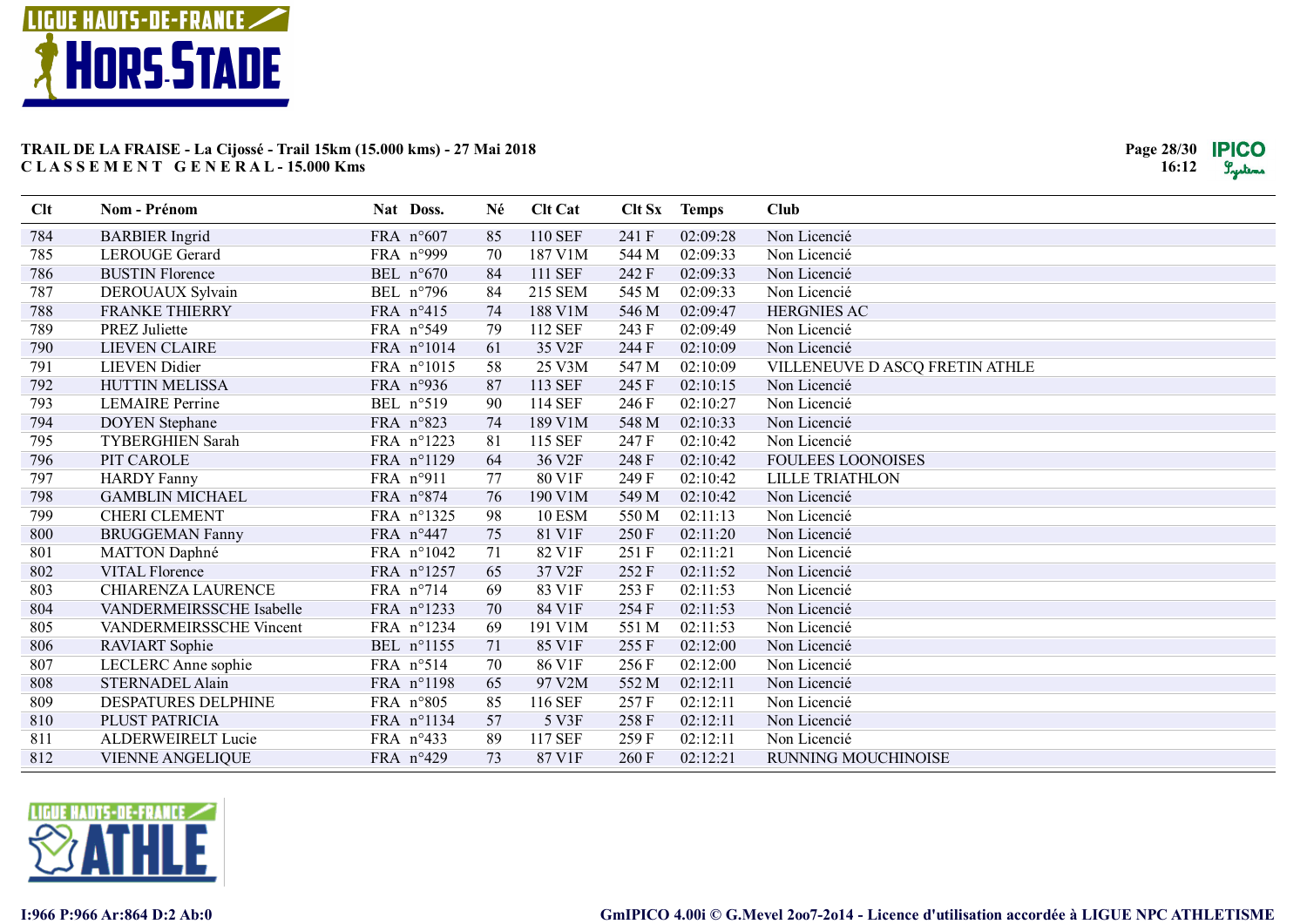**TRAIL DE LA FRAISE - La Cijossé - Trail 15km (15.000 kms) - 27 Mai 2018**
**CLASSEMENT GENERAL - 15.000 Kms**

| Clt | Nom - Prénom | Nat | Doss. | Né | Clt Cat | Clt Sx | Temps | Club |
|---|---|---|---|---|---|---|---|---|
| 784 | BARBIER Ingrid | FRA | n°607 | 85 | 110 SEF | 241 F | 02:09:28 | Non Licencié |
| 785 | LEROUGE Gerard | FRA | n°999 | 70 | 187 V1M | 544 M | 02:09:33 | Non Licencié |
| 786 | BUSTIN Florence | BEL | n°670 | 84 | 111 SEF | 242 F | 02:09:33 | Non Licencié |
| 787 | DEROUAUX Sylvain | BEL | n°796 | 84 | 215 SEM | 545 M | 02:09:33 | Non Licencié |
| 788 | FRANKE THIERRY | FRA | n°415 | 74 | 188 V1M | 546 M | 02:09:47 | HERGNIES AC |
| 789 | PREZ Juliette | FRA | n°549 | 79 | 112 SEF | 243 F | 02:09:49 | Non Licencié |
| 790 | LIEVEN CLAIRE | FRA | n°1014 | 61 | 35 V2F | 244 F | 02:10:09 | Non Licencié |
| 791 | LIEVEN Didier | FRA | n°1015 | 58 | 25 V3M | 547 M | 02:10:09 | VILLENEUVE D ASCQ FRETIN ATHLE |
| 792 | HUTTIN MELISSA | FRA | n°936 | 87 | 113 SEF | 245 F | 02:10:15 | Non Licencié |
| 793 | LEMAIRE Perrine | BEL | n°519 | 90 | 114 SEF | 246 F | 02:10:27 | Non Licencié |
| 794 | DOYEN Stephane | FRA | n°823 | 74 | 189 V1M | 548 M | 02:10:33 | Non Licencié |
| 795 | TYBERGHIEN Sarah | FRA | n°1223 | 81 | 115 SEF | 247 F | 02:10:42 | Non Licencié |
| 796 | PIT CAROLE | FRA | n°1129 | 64 | 36 V2F | 248 F | 02:10:42 | FOULEES LOONOISES |
| 797 | HARDY Fanny | FRA | n°911 | 77 | 80 V1F | 249 F | 02:10:42 | LILLE TRIATHLON |
| 798 | GAMBLIN MICHAEL | FRA | n°874 | 76 | 190 V1M | 549 M | 02:10:42 | Non Licencié |
| 799 | CHERI CLEMENT | FRA | n°1325 | 98 | 10 ESM | 550 M | 02:11:13 | Non Licencié |
| 800 | BRUGGEMAN Fanny | FRA | n°447 | 75 | 81 V1F | 250 F | 02:11:20 | Non Licencié |
| 801 | MATTON Daphné | FRA | n°1042 | 71 | 82 V1F | 251 F | 02:11:21 | Non Licencié |
| 802 | VITAL Florence | FRA | n°1257 | 65 | 37 V2F | 252 F | 02:11:52 | Non Licencié |
| 803 | CHIARENZA LAURENCE | FRA | n°714 | 69 | 83 V1F | 253 F | 02:11:53 | Non Licencié |
| 804 | VANDERMEIRSSCHE Isabelle | FRA | n°1233 | 70 | 84 V1F | 254 F | 02:11:53 | Non Licencié |
| 805 | VANDERMEIRSSCHE Vincent | FRA | n°1234 | 69 | 191 V1M | 551 M | 02:11:53 | Non Licencié |
| 806 | RAVIART Sophie | BEL | n°1155 | 71 | 85 V1F | 255 F | 02:12:00 | Non Licencié |
| 807 | LECLERC Anne sophie | FRA | n°514 | 70 | 86 V1F | 256 F | 02:12:00 | Non Licencié |
| 808 | STERNADEL Alain | FRA | n°1198 | 65 | 97 V2M | 552 M | 02:12:11 | Non Licencié |
| 809 | DESPATURES DELPHINE | FRA | n°805 | 85 | 116 SEF | 257 F | 02:12:11 | Non Licencié |
| 810 | PLUST PATRICIA | FRA | n°1134 | 57 | 5 V3F | 258 F | 02:12:11 | Non Licencié |
| 811 | ALDERWEIRELT Lucie | FRA | n°433 | 89 | 117 SEF | 259 F | 02:12:11 | Non Licencié |
| 812 | VIENNE ANGELIQUE | FRA | n°429 | 73 | 87 V1F | 260 F | 02:12:21 | RUNNING MOUCHINOISE |

I:966 P:966 Ar:864 D:2 Ab:0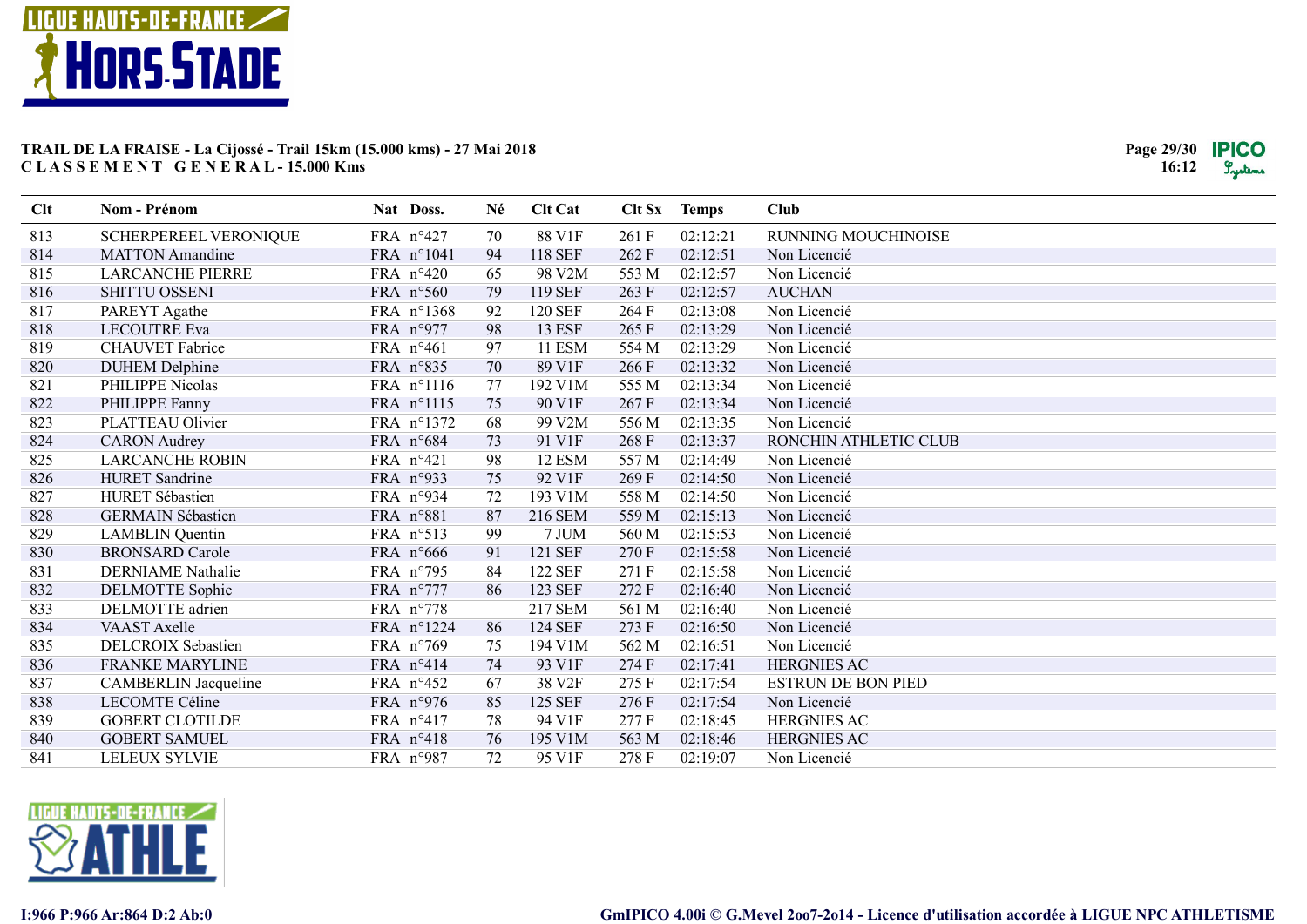**TRAIL DE LA FRAISE - La Cijossé - Trail 15km (15.000 kms) - 27 Mai 2018**
**C L A S S E M E N T  G E N E R A L - 15.000 Kms**

| Clt | Nom - Prénom | Nat | Doss. | Né | Clt Cat | Clt Sx | Temps | Club |
|---|---|---|---|---|---|---|---|---|
| 813 | SCHERPEREEL VERONIQUE | FRA | n°427 | 70 | 88 V1F | 261 F | 02:12:21 | RUNNING MOUCHINOISE |
| 814 | MATTON Amandine | FRA | n°1041 | 94 | 118 SEF | 262 F | 02:12:51 | Non Licencié |
| 815 | LARCANCHE PIERRE | FRA | n°420 | 65 | 98 V2M | 553 M | 02:12:57 | Non Licencié |
| 816 | SHITTU OSSENI | FRA | n°560 | 79 | 119 SEF | 263 F | 02:12:57 | AUCHAN |
| 817 | PAREYT Agathe | FRA | n°1368 | 92 | 120 SEF | 264 F | 02:13:08 | Non Licencié |
| 818 | LECOUTRE Eva | FRA | n°977 | 98 | 13 ESF | 265 F | 02:13:29 | Non Licencié |
| 819 | CHAUVET Fabrice | FRA | n°461 | 97 | 11 ESM | 554 M | 02:13:29 | Non Licencié |
| 820 | DUHEM Delphine | FRA | n°835 | 70 | 89 V1F | 266 F | 02:13:32 | Non Licencié |
| 821 | PHILIPPE Nicolas | FRA | n°1116 | 77 | 192 V1M | 555 M | 02:13:34 | Non Licencié |
| 822 | PHILIPPE Fanny | FRA | n°1115 | 75 | 90 V1F | 267 F | 02:13:34 | Non Licencié |
| 823 | PLATTEAU Olivier | FRA | n°1372 | 68 | 99 V2M | 556 M | 02:13:35 | Non Licencié |
| 824 | CARON Audrey | FRA | n°684 | 73 | 91 V1F | 268 F | 02:13:37 | RONCHIN ATHLETIC CLUB |
| 825 | LARCANCHE ROBIN | FRA | n°421 | 98 | 12 ESM | 557 M | 02:14:49 | Non Licencié |
| 826 | HURET Sandrine | FRA | n°933 | 75 | 92 V1F | 269 F | 02:14:50 | Non Licencié |
| 827 | HURET Sébastien | FRA | n°934 | 72 | 193 V1M | 558 M | 02:14:50 | Non Licencié |
| 828 | GERMAIN Sébastien | FRA | n°881 | 87 | 216 SEM | 559 M | 02:15:13 | Non Licencié |
| 829 | LAMBLIN Quentin | FRA | n°513 | 99 | 7 JUM | 560 M | 02:15:53 | Non Licencié |
| 830 | BRONSARD Carole | FRA | n°666 | 91 | 121 SEF | 270 F | 02:15:58 | Non Licencié |
| 831 | DERNIAME Nathalie | FRA | n°795 | 84 | 122 SEF | 271 F | 02:15:58 | Non Licencié |
| 832 | DELMOTTE Sophie | FRA | n°777 | 86 | 123 SEF | 272 F | 02:16:40 | Non Licencié |
| 833 | DELMOTTE adrien | FRA | n°778 | | 217 SEM | 561 M | 02:16:40 | Non Licencié |
| 834 | VAAST Axelle | FRA | n°1224 | 86 | 124 SEF | 273 F | 02:16:50 | Non Licencié |
| 835 | DELCROIX Sebastien | FRA | n°769 | 75 | 194 V1M | 562 M | 02:16:51 | Non Licencié |
| 836 | FRANKE MARYLINE | FRA | n°414 | 74 | 93 V1F | 274 F | 02:17:41 | HERGNIES AC |
| 837 | CAMBERLIN Jacqueline | FRA | n°452 | 67 | 38 V2F | 275 F | 02:17:54 | ESTRUN DE BON PIED |
| 838 | LECOMTE Céline | FRA | n°976 | 85 | 125 SEF | 276 F | 02:17:54 | Non Licencié |
| 839 | GOBERT CLOTILDE | FRA | n°417 | 78 | 94 V1F | 277 F | 02:18:45 | HERGNIES AC |
| 840 | GOBERT SAMUEL | FRA | n°418 | 76 | 195 V1M | 563 M | 02:18:46 | HERGNIES AC |
| 841 | LELEUX SYLVIE | FRA | n°987 | 72 | 95 V1F | 278 F | 02:19:07 | Non Licencié |

I:966 P:966 Ar:864 D:2 Ab:0

GmIPICO 4.00i © G.Mevel 2oo7-2o14 - Licence d'utilisation accordée à LIGUE NPC ATHLETISME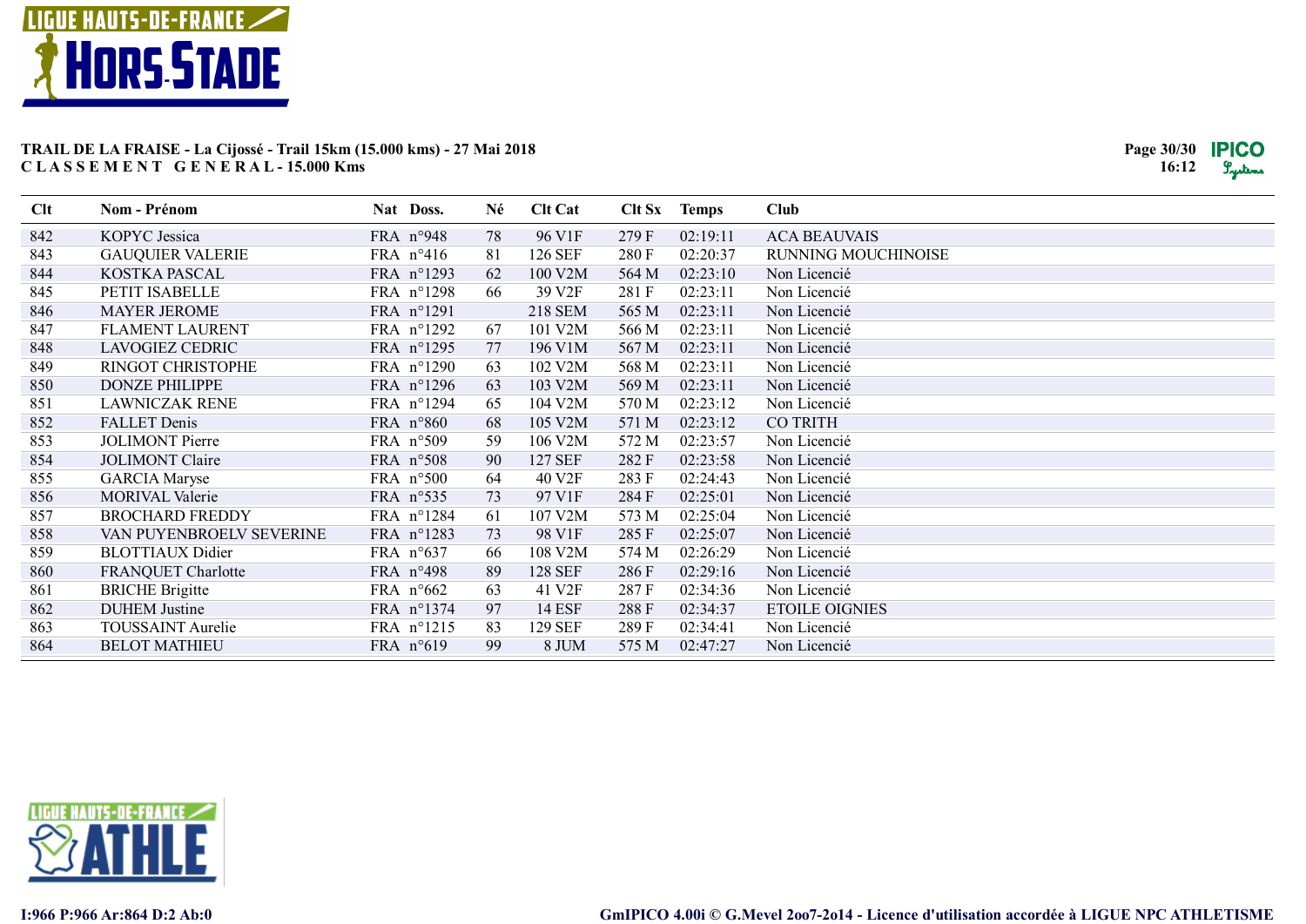**TRAIL DE LA FRAISE - La Cijossé - Trail 15km (15.000 kms) - 27 Mai 2018**
**C L A S S E M E N T   G E N E R A L - 15.000 Kms**

| Clt | Nom - Prénom | Nat | Doss. | Né | Clt Cat | Clt Sx | Temps | Club |
|---|---|---|---|---|---|---|---|---|
| 842 | KOPYC Jessica | FRA | n°948 | 78 | 96 V1F | 279 F | 02:19:11 | ACA BEAUVAIS |
| 843 | GAUQUIER VALERIE | FRA | n°416 | 81 | 126 SEF | 280 F | 02:20:37 | RUNNING MOUCHINOISE |
| 844 | KOSTKA PASCAL | FRA | n°1293 | 62 | 100 V2M | 564 M | 02:23:10 | Non Licencié |
| 845 | PETIT ISABELLE | FRA | n°1298 | 66 | 39 V2F | 281 F | 02:23:11 | Non Licencié |
| 846 | MAYER JEROME | FRA | n°1291 | | 218 SEM | 565 M | 02:23:11 | Non Licencié |
| 847 | FLAMENT LAURENT | FRA | n°1292 | 67 | 101 V2M | 566 M | 02:23:11 | Non Licencié |
| 848 | LAVOGIEZ CEDRIC | FRA | n°1295 | 77 | 196 V1M | 567 M | 02:23:11 | Non Licencié |
| 849 | RINGOT CHRISTOPHE | FRA | n°1290 | 63 | 102 V2M | 568 M | 02:23:11 | Non Licencié |
| 850 | DONZE PHILIPPE | FRA | n°1296 | 63 | 103 V2M | 569 M | 02:23:11 | Non Licencié |
| 851 | LAWNICZAK RENE | FRA | n°1294 | 65 | 104 V2M | 570 M | 02:23:12 | Non Licencié |
| 852 | FALLET Denis | FRA | n°860 | 68 | 105 V2M | 571 M | 02:23:12 | CO TRITH |
| 853 | JOLIMONT Pierre | FRA | n°509 | 59 | 106 V2M | 572 M | 02:23:57 | Non Licencié |
| 854 | JOLIMONT Claire | FRA | n°508 | 90 | 127 SEF | 282 F | 02:23:58 | Non Licencié |
| 855 | GARCIA Maryse | FRA | n°500 | 64 | 40 V2F | 283 F | 02:24:43 | Non Licencié |
| 856 | MORIVAL Valerie | FRA | n°535 | 73 | 97 V1F | 284 F | 02:25:01 | Non Licencié |
| 857 | BROCHARD FREDDY | FRA | n°1284 | 61 | 107 V2M | 573 M | 02:25:04 | Non Licencié |
| 858 | VAN PUYENBROELV SEVERINE | FRA | n°1283 | 73 | 98 V1F | 285 F | 02:25:07 | Non Licencié |
| 859 | BLOTTIAUX Didier | FRA | n°637 | 66 | 108 V2M | 574 M | 02:26:29 | Non Licencié |
| 860 | FRANQUET Charlotte | FRA | n°498 | 89 | 128 SEF | 286 F | 02:29:16 | Non Licencié |
| 861 | BRICHE Brigitte | FRA | n°662 | 63 | 41 V2F | 287 F | 02:34:36 | Non Licencié |
| 862 | DUHEM Justine | FRA | n°1374 | 97 | 14 ESF | 288 F | 02:34:37 | ETOILE OIGNIES |
| 863 | TOUSSAINT Aurelie | FRA | n°1215 | 83 | 129 SEF | 289 F | 02:34:41 | Non Licencié |
| 864 | BELOT MATHIEU | FRA | n°619 | 99 | 8 JUM | 575 M | 02:47:27 | Non Licencié |

I:966 P:966 Ar:864 D:2 Ab:0

GmIPICO 4.00i © G.Mevel 2oo7-2o14 - Licence d'utilisation accordée à LIGUE NPC ATHLETISME